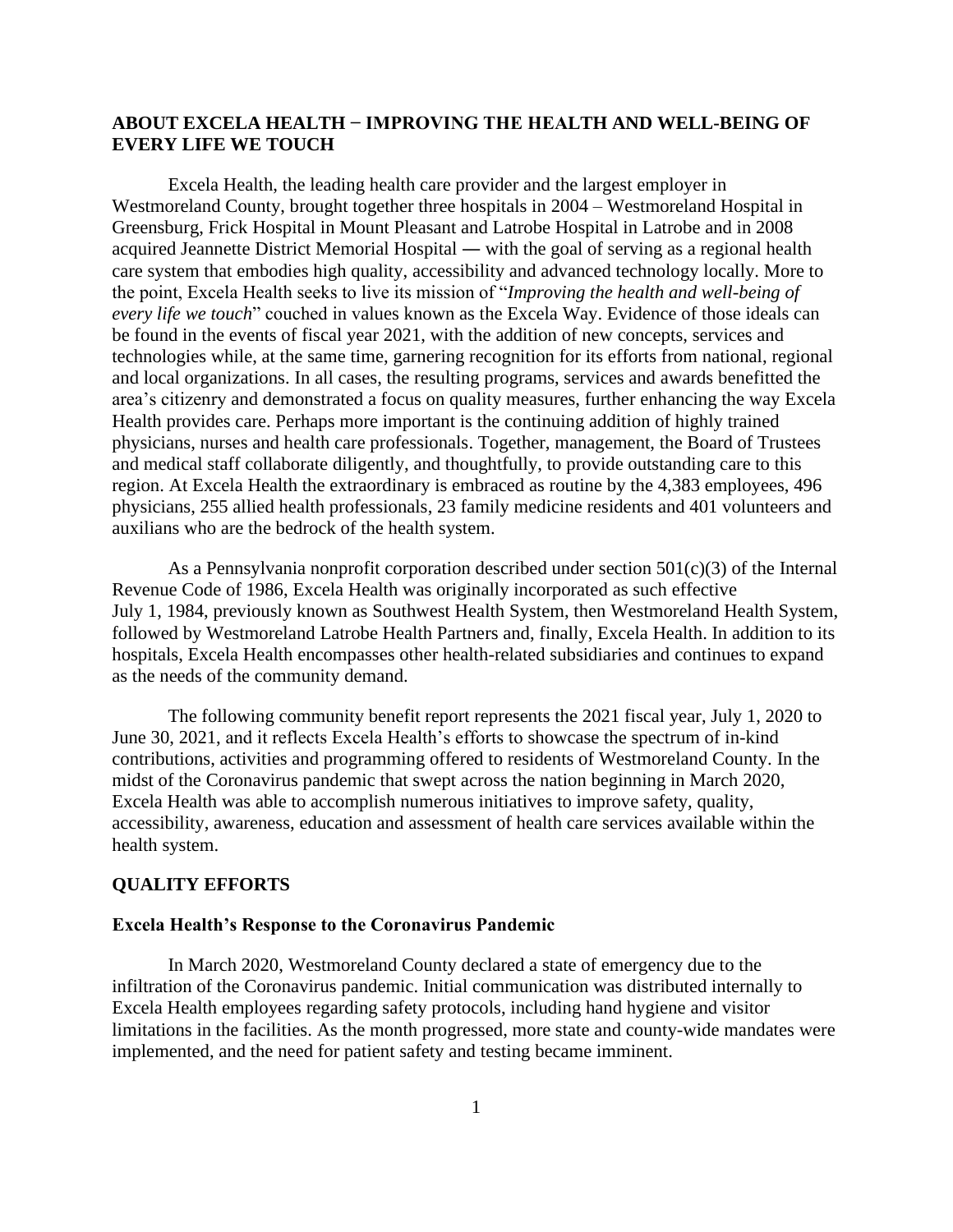## ABOUT EXCELA HEALTH − IMPROVING THE HEALTH AND WELL-BEING OF EVERY LIFE WE TOUCH

Excela Health, the leading health care provider and the largest employer in Westmoreland County, brought together three hospitals in 2004 – Westmoreland Hospital in Greensburg, Frick Hospital in Mount Pleasant and Latrobe Hospital in Latrobe and in 2008 acquired Jeannette District Memorial Hospital ― with the goal of serving as a regional health care system that embodies high quality, accessibility and advanced technology locally. More to the point, Excela Health seeks to live its mission of "*Improving the health and well-being of every life we touch*" couched in values known as the Excela Way. Evidence of those ideals can be found in the events of fiscal year 2021, with the addition of new concepts, services and technologies while, at the same time, garnering recognition for its efforts from national, regional and local organizations. In all cases, the resulting programs, services and awards benefitted the area's citizenry and demonstrated a focus on quality measures, further enhancing the way Excela Health provides care. Perhaps more important is the continuing addition of highly trained physicians, nurses and health care professionals. Together, management, the Board of Trustees and medical staff collaborate diligently, and thoughtfully, to provide outstanding care to this region. At Excela Health the extraordinary is embraced as routine by the 4,383 employees, 496 physicians, 255 allied health professionals, 23 family medicine residents and 401 volunteers and auxilians who are the bedrock of the health system.

As a Pennsylvania nonprofit corporation described under section 501(c)(3) of the Internal Revenue Code of 1986, Excela Health was originally incorporated as such effective July 1, 1984, previously known as Southwest Health System, then Westmoreland Health System, followed by Westmoreland Latrobe Health Partners and, finally, Excela Health. In addition to its hospitals, Excela Health encompasses other health-related subsidiaries and continues to expand as the needs of the community demand.

The following community benefit report represents the 2021 fiscal year, July 1, 2020 to June 30, 2021, and it reflects Excela Health's efforts to showcase the spectrum of in-kind contributions, activities and programming offered to residents of Westmoreland County. In the midst of the Coronavirus pandemic that swept across the nation beginning in March 2020, Excela Health was able to accomplish numerous initiatives to improve safety, quality, accessibility, awareness, education and assessment of health care services available within the health system.

## QUALITY EFFORTS

### Excela Health's Response to the Coronavirus Pandemic

In March 2020, Westmoreland County declared a state of emergency due to the infiltration of the Coronavirus pandemic. Initial communication was distributed internally to Excela Health employees regarding safety protocols, including hand hygiene and visitor limitations in the facilities. As the month progressed, more state and county-wide mandates were implemented, and the need for patient safety and testing became imminent.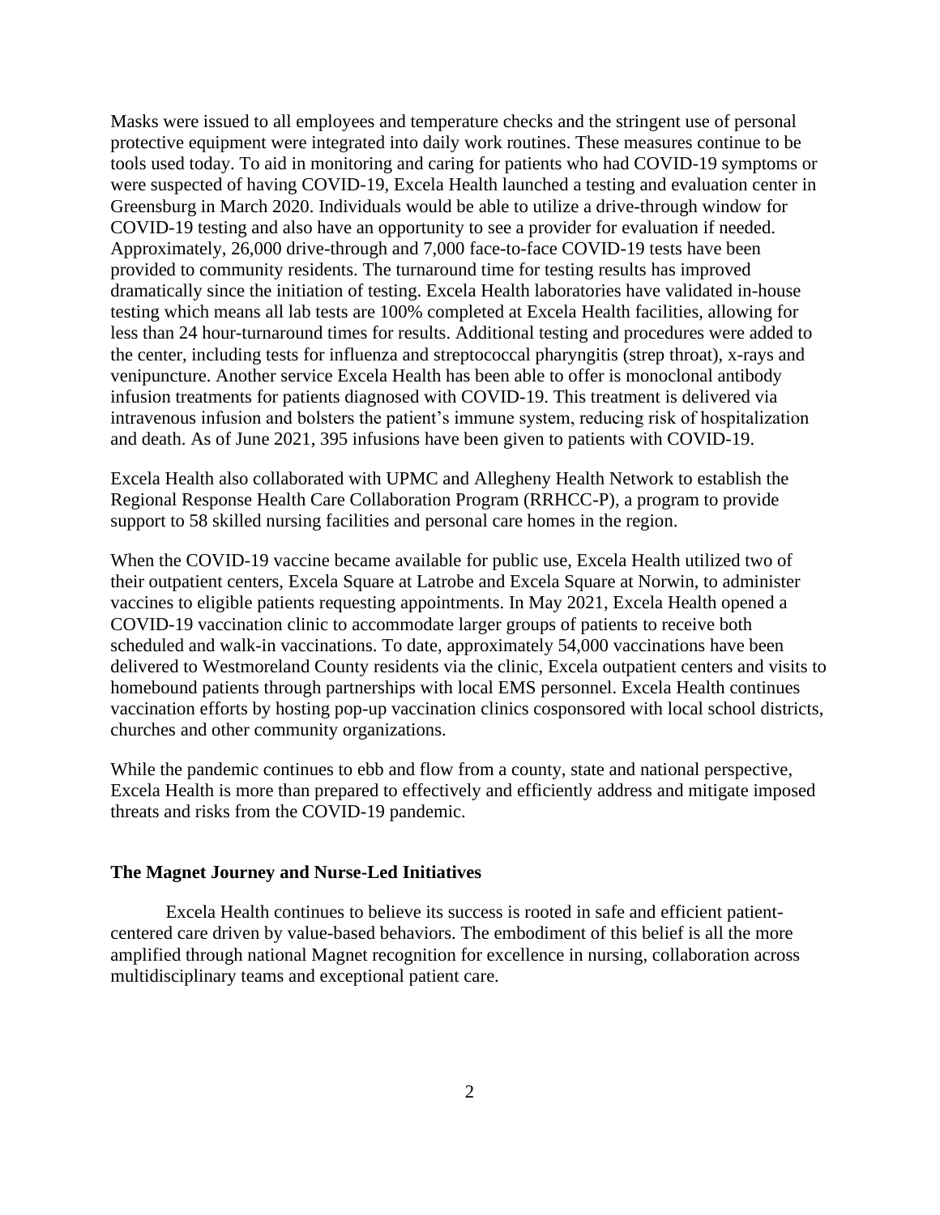Masks were issued to all employees and temperature checks and the stringent use of personal protective equipment were integrated into daily work routines. These measures continue to be tools used today. To aid in monitoring and caring for patients who had COVID-19 symptoms or were suspected of having COVID-19, Excela Health launched a testing and evaluation center in Greensburg in March 2020. Individuals would be able to utilize a drive-through window for COVID-19 testing and also have an opportunity to see a provider for evaluation if needed. Approximately, 26,000 drive-through and 7,000 face-to-face COVID-19 tests have been provided to community residents. The turnaround time for testing results has improved dramatically since the initiation of testing. Excela Health laboratories have validated in-house testing which means all lab tests are 100% completed at Excela Health facilities, allowing for less than 24 hour-turnaround times for results. Additional testing and procedures were added to the center, including tests for influenza and streptococcal pharyngitis (strep throat), x-rays and venipuncture. Another service Excela Health has been able to offer is monoclonal antibody infusion treatments for patients diagnosed with COVID-19. This treatment is delivered via intravenous infusion and bolsters the patient's immune system, reducing risk of hospitalization and death. As of June 2021, 395 infusions have been given to patients with COVID-19.

Excela Health also collaborated with UPMC and Allegheny Health Network to establish the Regional Response Health Care Collaboration Program (RRHCC-P), a program to provide support to 58 skilled nursing facilities and personal care homes in the region.

When the COVID-19 vaccine became available for public use, Excela Health utilized two of their outpatient centers, Excela Square at Latrobe and Excela Square at Norwin, to administer vaccines to eligible patients requesting appointments. In May 2021, Excela Health opened a COVID-19 vaccination clinic to accommodate larger groups of patients to receive both scheduled and walk-in vaccinations. To date, approximately 54,000 vaccinations have been delivered to Westmoreland County residents via the clinic, Excela outpatient centers and visits to homebound patients through partnerships with local EMS personnel. Excela Health continues vaccination efforts by hosting pop-up vaccination clinics cosponsored with local school districts, churches and other community organizations.

While the pandemic continues to ebb and flow from a county, state and national perspective, Excela Health is more than prepared to effectively and efficiently address and mitigate imposed threats and risks from the COVID-19 pandemic.

**The Magnet Journey and Nurse-Led Initiatives**

Excela Health continues to believe its success is rooted in safe and efficient patient-centered care driven by value-based behaviors. The embodiment of this belief is all the more amplified through national Magnet recognition for excellence in nursing, collaboration across multidisciplinary teams and exceptional patient care.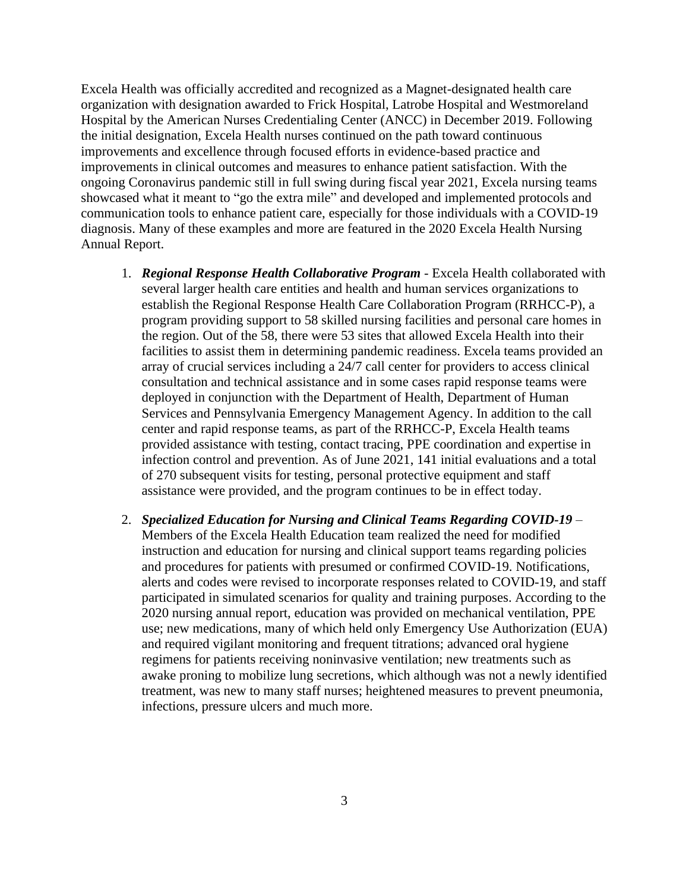Excela Health was officially accredited and recognized as a Magnet-designated health care organization with designation awarded to Frick Hospital, Latrobe Hospital and Westmoreland Hospital by the American Nurses Credentialing Center (ANCC) in December 2019. Following the initial designation, Excela Health nurses continued on the path toward continuous improvements and excellence through focused efforts in evidence-based practice and improvements in clinical outcomes and measures to enhance patient satisfaction. With the ongoing Coronavirus pandemic still in full swing during fiscal year 2021, Excela nursing teams showcased what it meant to "go the extra mile" and developed and implemented protocols and communication tools to enhance patient care, especially for those individuals with a COVID-19 diagnosis. Many of these examples and more are featured in the 2020 Excela Health Nursing Annual Report.

1. ***Regional Response Health Collaborative Program*** - Excela Health collaborated with several larger health care entities and health and human services organizations to establish the Regional Response Health Care Collaboration Program (RRHCC-P), a program providing support to 58 skilled nursing facilities and personal care homes in the region. Out of the 58, there were 53 sites that allowed Excela Health into their facilities to assist them in determining pandemic readiness. Excela teams provided an array of crucial services including a 24/7 call center for providers to access clinical consultation and technical assistance and in some cases rapid response teams were deployed in conjunction with the Department of Health, Department of Human Services and Pennsylvania Emergency Management Agency. In addition to the call center and rapid response teams, as part of the RRHCC-P, Excela Health teams provided assistance with testing, contact tracing, PPE coordination and expertise in infection control and prevention. As of June 2021, 141 initial evaluations and a total of 270 subsequent visits for testing, personal protective equipment and staff assistance were provided, and the program continues to be in effect today.

2. ***Specialized Education for Nursing and Clinical Teams Regarding COVID-19*** – Members of the Excela Health Education team realized the need for modified instruction and education for nursing and clinical support teams regarding policies and procedures for patients with presumed or confirmed COVID-19. Notifications, alerts and codes were revised to incorporate responses related to COVID-19, and staff participated in simulated scenarios for quality and training purposes. According to the 2020 nursing annual report, education was provided on mechanical ventilation, PPE use; new medications, many of which held only Emergency Use Authorization (EUA) and required vigilant monitoring and frequent titrations; advanced oral hygiene regimens for patients receiving noninvasive ventilation; new treatments such as awake proning to mobilize lung secretions, which although was not a newly identified treatment, was new to many staff nurses; heightened measures to prevent pneumonia, infections, pressure ulcers and much more.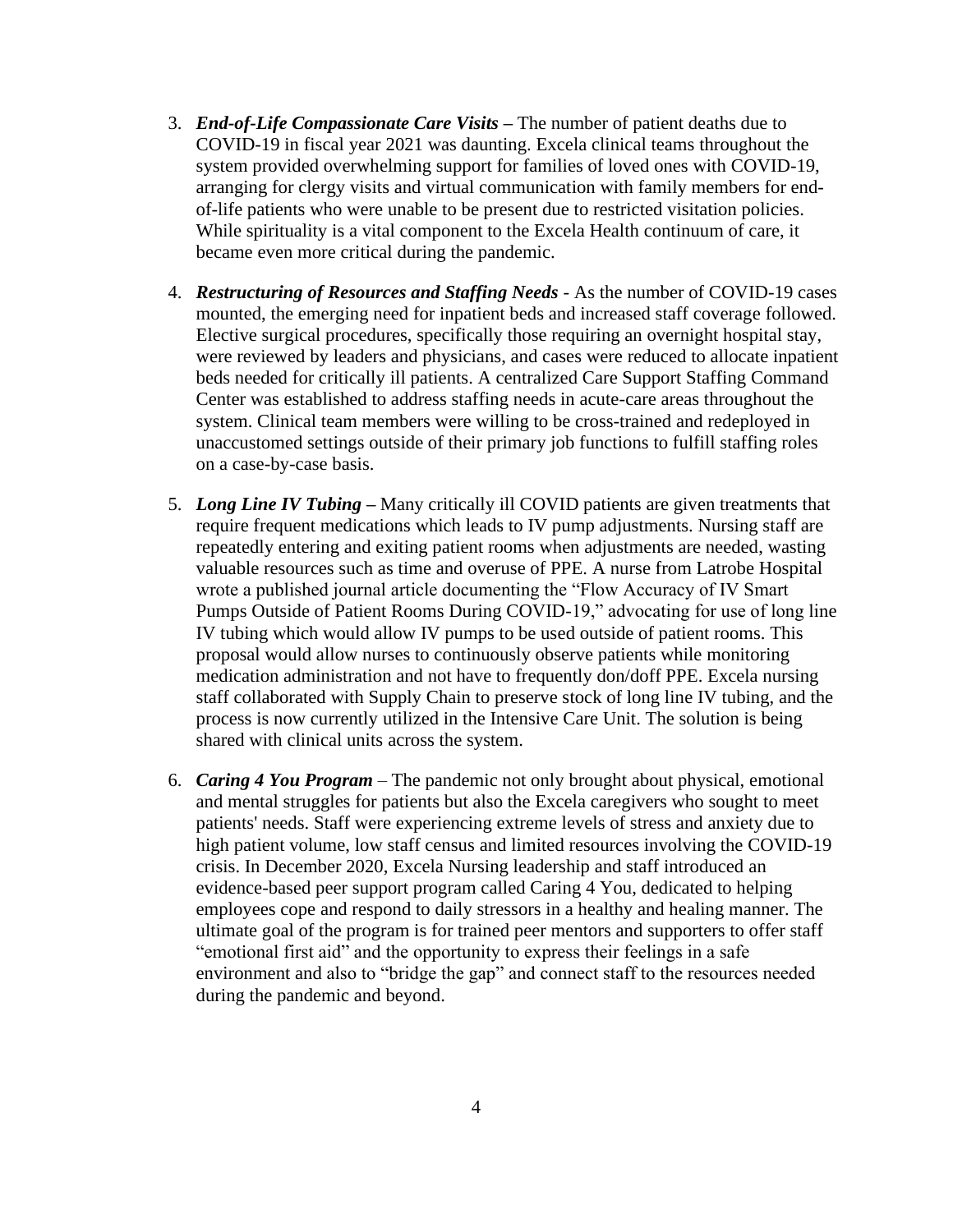3. ***End-of-Life Compassionate Care Visits*** **–** The number of patient deaths due to COVID-19 in fiscal year 2021 was daunting. Excela clinical teams throughout the system provided overwhelming support for families of loved ones with COVID-19, arranging for clergy visits and virtual communication with family members for end-of-life patients who were unable to be present due to restricted visitation policies. While spirituality is a vital component to the Excela Health continuum of care, it became even more critical during the pandemic.

4. ***Restructuring of Resources and Staffing Needs*** - As the number of COVID-19 cases mounted, the emerging need for inpatient beds and increased staff coverage followed. Elective surgical procedures, specifically those requiring an overnight hospital stay, were reviewed by leaders and physicians, and cases were reduced to allocate inpatient beds needed for critically ill patients. A centralized Care Support Staffing Command Center was established to address staffing needs in acute-care areas throughout the system. Clinical team members were willing to be cross-trained and redeployed in unaccustomed settings outside of their primary job functions to fulfill staffing roles on a case-by-case basis.

5. ***Long Line IV Tubing*** **–** Many critically ill COVID patients are given treatments that require frequent medications which leads to IV pump adjustments. Nursing staff are repeatedly entering and exiting patient rooms when adjustments are needed, wasting valuable resources such as time and overuse of PPE. A nurse from Latrobe Hospital wrote a published journal article documenting the "Flow Accuracy of IV Smart Pumps Outside of Patient Rooms During COVID-19," advocating for use of long line IV tubing which would allow IV pumps to be used outside of patient rooms. This proposal would allow nurses to continuously observe patients while monitoring medication administration and not have to frequently don/doff PPE. Excela nursing staff collaborated with Supply Chain to preserve stock of long line IV tubing, and the process is now currently utilized in the Intensive Care Unit. The solution is being shared with clinical units across the system.

6. ***Caring 4 You Program*** – The pandemic not only brought about physical, emotional and mental struggles for patients but also the Excela caregivers who sought to meet patients' needs. Staff were experiencing extreme levels of stress and anxiety due to high patient volume, low staff census and limited resources involving the COVID-19 crisis. In December 2020, Excela Nursing leadership and staff introduced an evidence-based peer support program called Caring 4 You, dedicated to helping employees cope and respond to daily stressors in a healthy and healing manner. The ultimate goal of the program is for trained peer mentors and supporters to offer staff "emotional first aid" and the opportunity to express their feelings in a safe environment and also to "bridge the gap" and connect staff to the resources needed during the pandemic and beyond.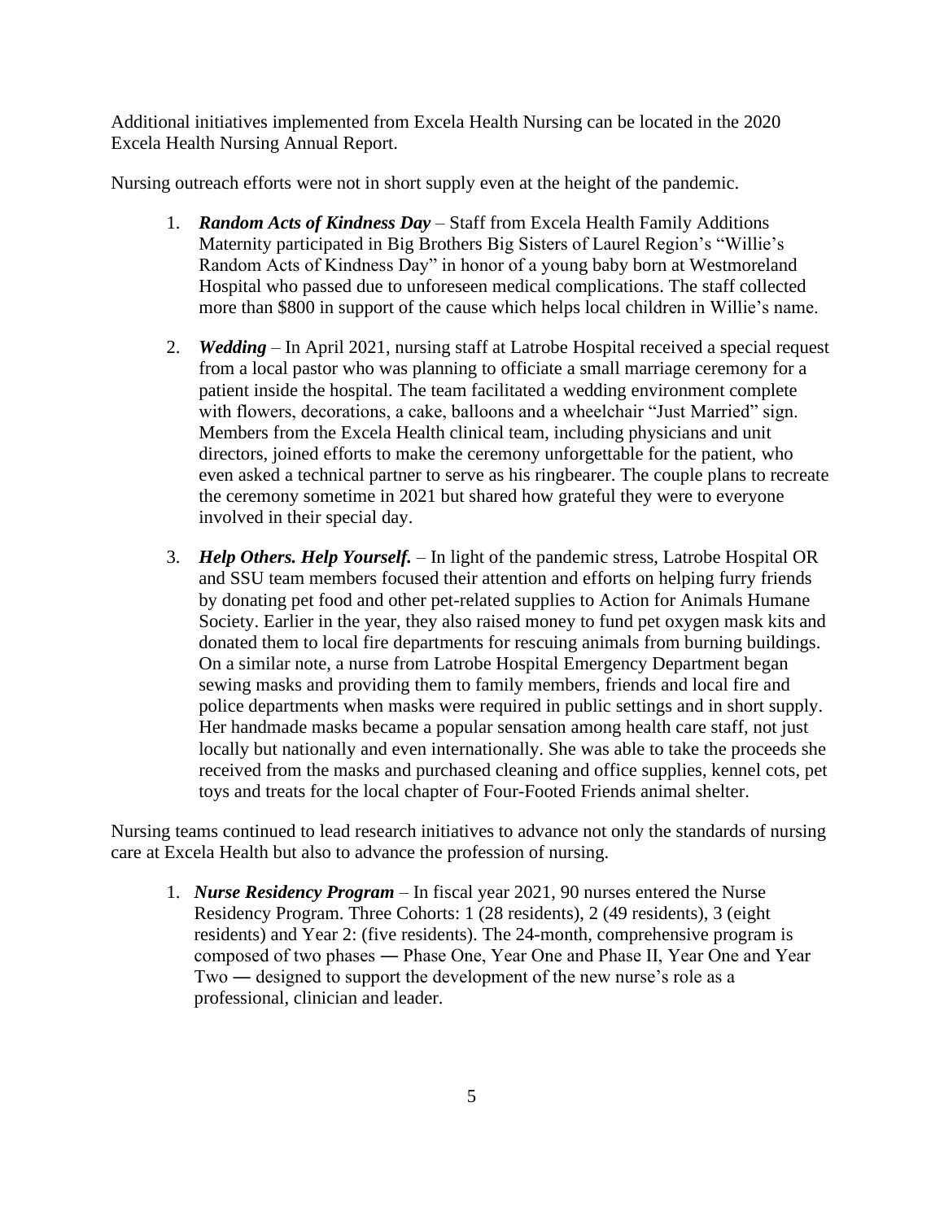Additional initiatives implemented from Excela Health Nursing can be located in the 2020 Excela Health Nursing Annual Report.

Nursing outreach efforts were not in short supply even at the height of the pandemic.

1. ***Random Acts of Kindness Day*** – Staff from Excela Health Family Additions Maternity participated in Big Brothers Big Sisters of Laurel Region's "Willie's Random Acts of Kindness Day" in honor of a young baby born at Westmoreland Hospital who passed due to unforeseen medical complications. The staff collected more than $800 in support of the cause which helps local children in Willie's name.

2. ***Wedding*** – In April 2021, nursing staff at Latrobe Hospital received a special request from a local pastor who was planning to officiate a small marriage ceremony for a patient inside the hospital. The team facilitated a wedding environment complete with flowers, decorations, a cake, balloons and a wheelchair "Just Married" sign. Members from the Excela Health clinical team, including physicians and unit directors, joined efforts to make the ceremony unforgettable for the patient, who even asked a technical partner to serve as his ringbearer. The couple plans to recreate the ceremony sometime in 2021 but shared how grateful they were to everyone involved in their special day.

3. ***Help Others. Help Yourself.*** – In light of the pandemic stress, Latrobe Hospital OR and SSU team members focused their attention and efforts on helping furry friends by donating pet food and other pet-related supplies to Action for Animals Humane Society. Earlier in the year, they also raised money to fund pet oxygen mask kits and donated them to local fire departments for rescuing animals from burning buildings. On a similar note, a nurse from Latrobe Hospital Emergency Department began sewing masks and providing them to family members, friends and local fire and police departments when masks were required in public settings and in short supply. Her handmade masks became a popular sensation among health care staff, not just locally but nationally and even internationally. She was able to take the proceeds she received from the masks and purchased cleaning and office supplies, kennel cots, pet toys and treats for the local chapter of Four-Footed Friends animal shelter.

Nursing teams continued to lead research initiatives to advance not only the standards of nursing care at Excela Health but also to advance the profession of nursing.

1. ***Nurse Residency Program*** – In fiscal year 2021, 90 nurses entered the Nurse Residency Program. Three Cohorts: 1 (28 residents), 2 (49 residents), 3 (eight residents) and Year 2: (five residents). The 24-month, comprehensive program is composed of two phases ― Phase One, Year One and Phase II, Year One and Year Two ― designed to support the development of the new nurse's role as a professional, clinician and leader.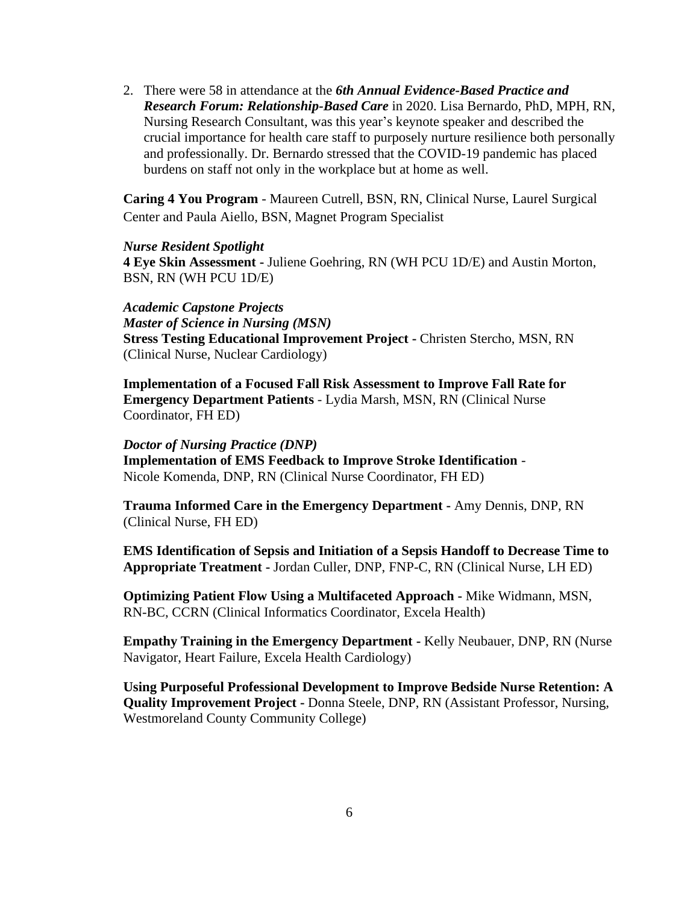2. There were 58 in attendance at the ***6th Annual Evidence-Based Practice and Research Forum: Relationship-Based Care*** in 2020. Lisa Bernardo, PhD, MPH, RN, Nursing Research Consultant, was this year's keynote speaker and described the crucial importance for health care staff to purposely nurture resilience both personally and professionally. Dr. Bernardo stressed that the COVID-19 pandemic has placed burdens on staff not only in the workplace but at home as well.

**Caring 4 You Program** - Maureen Cutrell, BSN, RN, Clinical Nurse, Laurel Surgical Center and Paula Aiello, BSN, Magnet Program Specialist

***Nurse Resident Spotlight***
**4 Eye Skin Assessment -** Juliene Goehring, RN (WH PCU 1D/E) and Austin Morton, BSN, RN (WH PCU 1D/E)

***Academic Capstone Projects***
***Master of Science in Nursing (MSN)***
**Stress Testing Educational Improvement Project -** Christen Stercho, MSN, RN (Clinical Nurse, Nuclear Cardiology)

**Implementation of a Focused Fall Risk Assessment to Improve Fall Rate for Emergency Department Patients** - Lydia Marsh, MSN, RN (Clinical Nurse Coordinator, FH ED)

***Doctor of Nursing Practice (DNP)***
**Implementation of EMS Feedback to Improve Stroke Identification** - Nicole Komenda, DNP, RN (Clinical Nurse Coordinator, FH ED)

**Trauma Informed Care in the Emergency Department -** Amy Dennis, DNP, RN (Clinical Nurse, FH ED)

**EMS Identification of Sepsis and Initiation of a Sepsis Handoff to Decrease Time to Appropriate Treatment -** Jordan Culler, DNP, FNP-C, RN (Clinical Nurse, LH ED)

**Optimizing Patient Flow Using a Multifaceted Approach -** Mike Widmann, MSN, RN-BC, CCRN (Clinical Informatics Coordinator, Excela Health)

**Empathy Training in the Emergency Department -** Kelly Neubauer, DNP, RN (Nurse Navigator, Heart Failure, Excela Health Cardiology)

**Using Purposeful Professional Development to Improve Bedside Nurse Retention: A Quality Improvement Project -** Donna Steele, DNP, RN (Assistant Professor, Nursing, Westmoreland County Community College)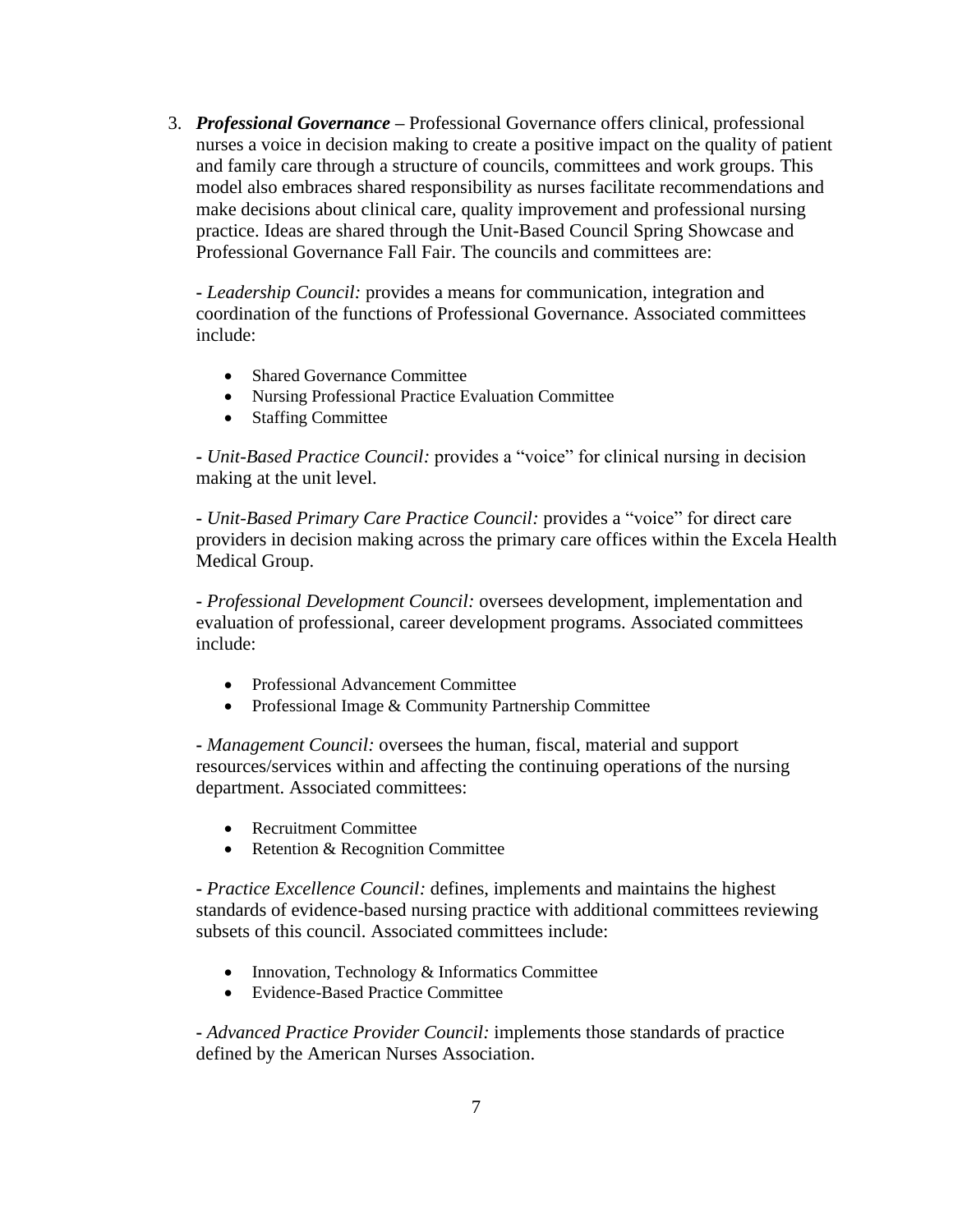3. ***Professional Governance*** – Professional Governance offers clinical, professional nurses a voice in decision making to create a positive impact on the quality of patient and family care through a structure of councils, committees and work groups. This model also embraces shared responsibility as nurses facilitate recommendations and make decisions about clinical care, quality improvement and professional nursing practice. Ideas are shared through the Unit-Based Council Spring Showcase and Professional Governance Fall Fair. The councils and committees are:

   - *Leadership Council:* provides a means for communication, integration and coordination of the functions of Professional Governance. Associated committees include:

     - Shared Governance Committee
     - Nursing Professional Practice Evaluation Committee
     - Staffing Committee

   - *Unit-Based Practice Council:* provides a "voice" for clinical nursing in decision making at the unit level.

   - *Unit-Based Primary Care Practice Council:* provides a "voice" for direct care providers in decision making across the primary care offices within the Excela Health Medical Group.

   - *Professional Development Council:* oversees development, implementation and evaluation of professional, career development programs. Associated committees include:

     - Professional Advancement Committee
     - Professional Image & Community Partnership Committee

   - *Management Council:* oversees the human, fiscal, material and support resources/services within and affecting the continuing operations of the nursing department. Associated committees:

     - Recruitment Committee
     - Retention & Recognition Committee

   - *Practice Excellence Council:* defines, implements and maintains the highest standards of evidence-based nursing practice with additional committees reviewing subsets of this council. Associated committees include:

     - Innovation, Technology & Informatics Committee
     - Evidence-Based Practice Committee

   - *Advanced Practice Provider Council:* implements those standards of practice defined by the American Nurses Association.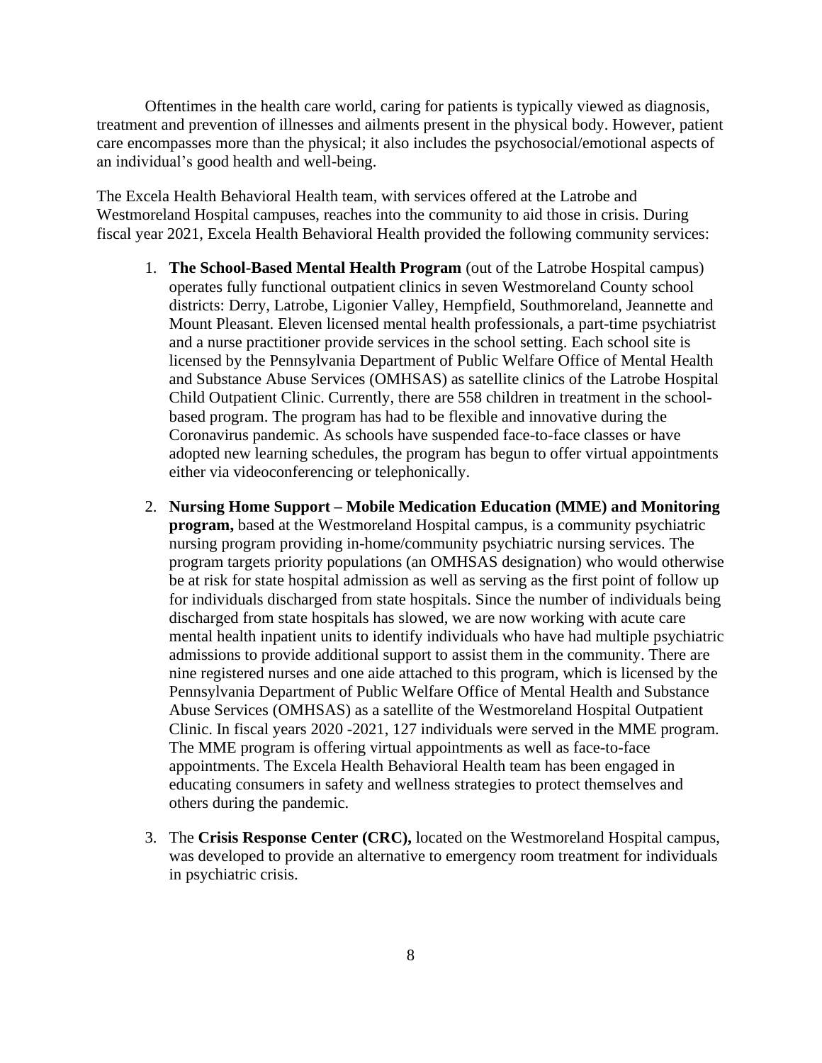Oftentimes in the health care world, caring for patients is typically viewed as diagnosis, treatment and prevention of illnesses and ailments present in the physical body. However, patient care encompasses more than the physical; it also includes the psychosocial/emotional aspects of an individual's good health and well-being.

The Excela Health Behavioral Health team, with services offered at the Latrobe and Westmoreland Hospital campuses, reaches into the community to aid those in crisis. During fiscal year 2021, Excela Health Behavioral Health provided the following community services:

1. **The School-Based Mental Health Program** (out of the Latrobe Hospital campus) operates fully functional outpatient clinics in seven Westmoreland County school districts: Derry, Latrobe, Ligonier Valley, Hempfield, Southmoreland, Jeannette and Mount Pleasant. Eleven licensed mental health professionals, a part-time psychiatrist and a nurse practitioner provide services in the school setting. Each school site is licensed by the Pennsylvania Department of Public Welfare Office of Mental Health and Substance Abuse Services (OMHSAS) as satellite clinics of the Latrobe Hospital Child Outpatient Clinic. Currently, there are 558 children in treatment in the school-based program. The program has had to be flexible and innovative during the Coronavirus pandemic. As schools have suspended face-to-face classes or have adopted new learning schedules, the program has begun to offer virtual appointments either via videoconferencing or telephonically.

2. **Nursing Home Support – Mobile Medication Education (MME) and Monitoring program,** based at the Westmoreland Hospital campus, is a community psychiatric nursing program providing in-home/community psychiatric nursing services. The program targets priority populations (an OMHSAS designation) who would otherwise be at risk for state hospital admission as well as serving as the first point of follow up for individuals discharged from state hospitals. Since the number of individuals being discharged from state hospitals has slowed, we are now working with acute care mental health inpatient units to identify individuals who have had multiple psychiatric admissions to provide additional support to assist them in the community. There are nine registered nurses and one aide attached to this program, which is licensed by the Pennsylvania Department of Public Welfare Office of Mental Health and Substance Abuse Services (OMHSAS) as a satellite of the Westmoreland Hospital Outpatient Clinic. In fiscal years 2020 -2021, 127 individuals were served in the MME program. The MME program is offering virtual appointments as well as face-to-face appointments. The Excela Health Behavioral Health team has been engaged in educating consumers in safety and wellness strategies to protect themselves and others during the pandemic.

3. The **Crisis Response Center (CRC),** located on the Westmoreland Hospital campus, was developed to provide an alternative to emergency room treatment for individuals in psychiatric crisis.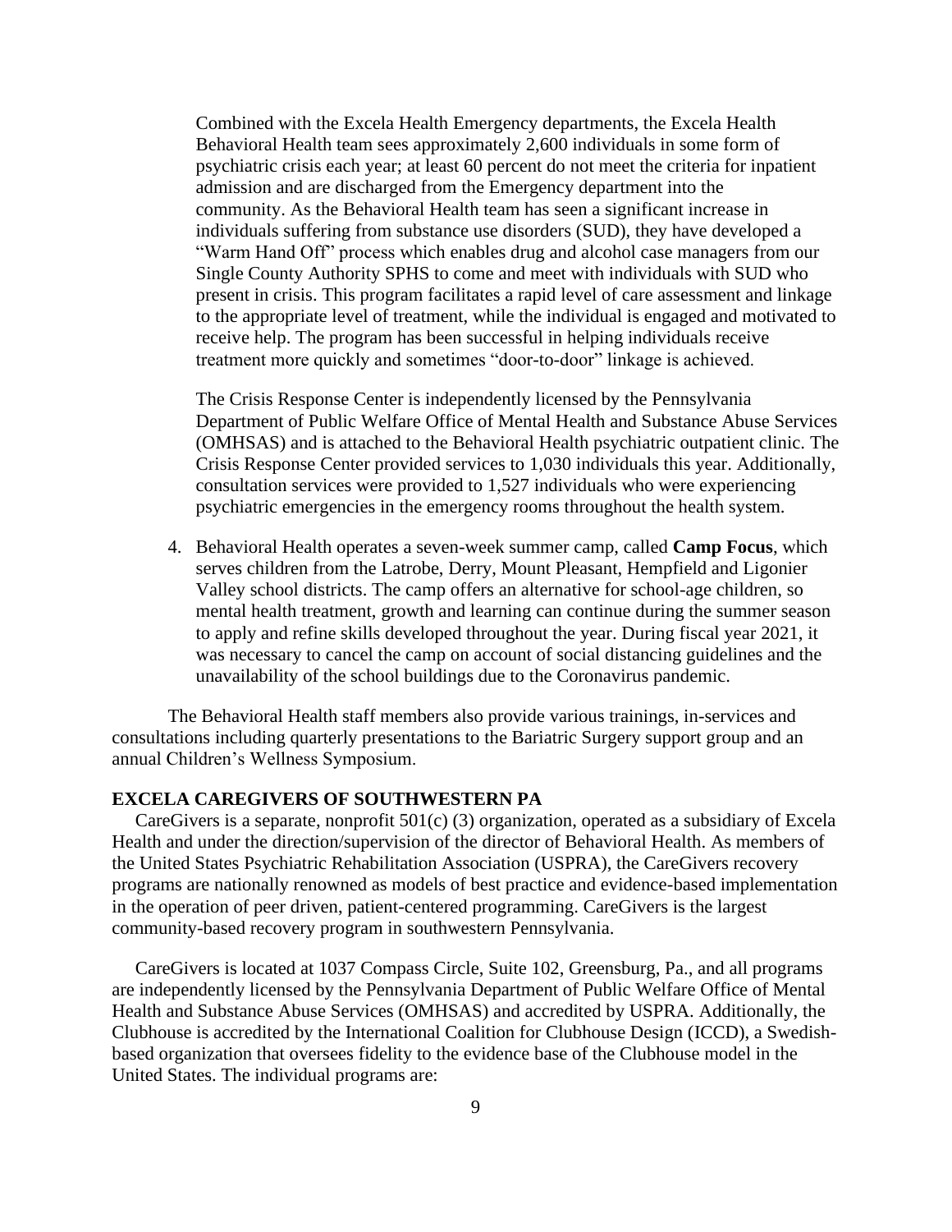Combined with the Excela Health Emergency departments, the Excela Health Behavioral Health team sees approximately 2,600 individuals in some form of psychiatric crisis each year; at least 60 percent do not meet the criteria for inpatient admission and are discharged from the Emergency department into the community. As the Behavioral Health team has seen a significant increase in individuals suffering from substance use disorders (SUD), they have developed a "Warm Hand Off" process which enables drug and alcohol case managers from our Single County Authority SPHS to come and meet with individuals with SUD who present in crisis. This program facilitates a rapid level of care assessment and linkage to the appropriate level of treatment, while the individual is engaged and motivated to receive help. The program has been successful in helping individuals receive treatment more quickly and sometimes "door-to-door" linkage is achieved.

The Crisis Response Center is independently licensed by the Pennsylvania Department of Public Welfare Office of Mental Health and Substance Abuse Services (OMHSAS) and is attached to the Behavioral Health psychiatric outpatient clinic. The Crisis Response Center provided services to 1,030 individuals this year. Additionally, consultation services were provided to 1,527 individuals who were experiencing psychiatric emergencies in the emergency rooms throughout the health system.

4. Behavioral Health operates a seven-week summer camp, called **Camp Focus**, which serves children from the Latrobe, Derry, Mount Pleasant, Hempfield and Ligonier Valley school districts. The camp offers an alternative for school-age children, so mental health treatment, growth and learning can continue during the summer season to apply and refine skills developed throughout the year. During fiscal year 2021, it was necessary to cancel the camp on account of social distancing guidelines and the unavailability of the school buildings due to the Coronavirus pandemic.

The Behavioral Health staff members also provide various trainings, in-services and consultations including quarterly presentations to the Bariatric Surgery support group and an annual Children's Wellness Symposium.

**EXCELA CAREGIVERS OF SOUTHWESTERN PA**

CareGivers is a separate, nonprofit 501(c) (3) organization, operated as a subsidiary of Excela Health and under the direction/supervision of the director of Behavioral Health. As members of the United States Psychiatric Rehabilitation Association (USPRA), the CareGivers recovery programs are nationally renowned as models of best practice and evidence-based implementation in the operation of peer driven, patient-centered programming. CareGivers is the largest community-based recovery program in southwestern Pennsylvania.

CareGivers is located at 1037 Compass Circle, Suite 102, Greensburg, Pa., and all programs are independently licensed by the Pennsylvania Department of Public Welfare Office of Mental Health and Substance Abuse Services (OMHSAS) and accredited by USPRA. Additionally, the Clubhouse is accredited by the International Coalition for Clubhouse Design (ICCD), a Swedish-based organization that oversees fidelity to the evidence base of the Clubhouse model in the United States. The individual programs are: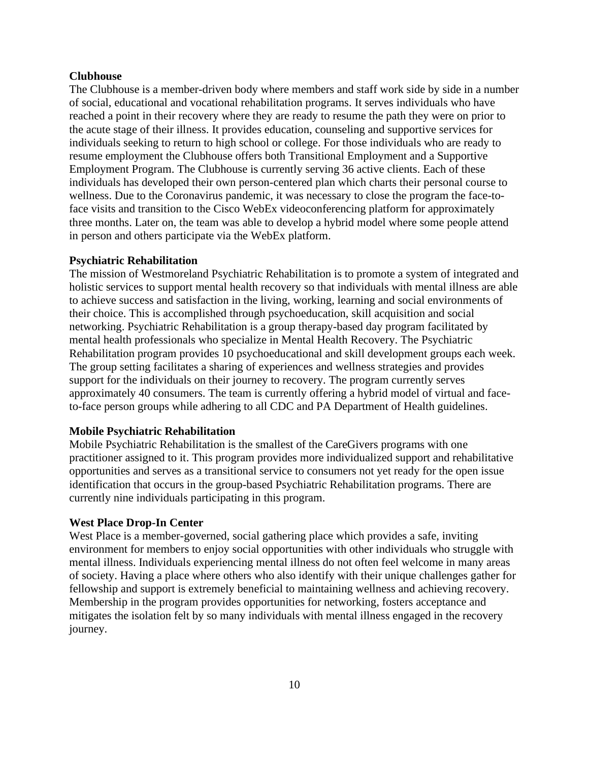**Clubhouse**

The Clubhouse is a member-driven body where members and staff work side by side in a number of social, educational and vocational rehabilitation programs. It serves individuals who have reached a point in their recovery where they are ready to resume the path they were on prior to the acute stage of their illness. It provides education, counseling and supportive services for individuals seeking to return to high school or college. For those individuals who are ready to resume employment the Clubhouse offers both Transitional Employment and a Supportive Employment Program. The Clubhouse is currently serving 36 active clients. Each of these individuals has developed their own person-centered plan which charts their personal course to wellness. Due to the Coronavirus pandemic, it was necessary to close the program the face-to-face visits and transition to the Cisco WebEx videoconferencing platform for approximately three months. Later on, the team was able to develop a hybrid model where some people attend in person and others participate via the WebEx platform.

**Psychiatric Rehabilitation**

The mission of Westmoreland Psychiatric Rehabilitation is to promote a system of integrated and holistic services to support mental health recovery so that individuals with mental illness are able to achieve success and satisfaction in the living, working, learning and social environments of their choice. This is accomplished through psychoeducation, skill acquisition and social networking. Psychiatric Rehabilitation is a group therapy-based day program facilitated by mental health professionals who specialize in Mental Health Recovery. The Psychiatric Rehabilitation program provides 10 psychoeducational and skill development groups each week. The group setting facilitates a sharing of experiences and wellness strategies and provides support for the individuals on their journey to recovery. The program currently serves approximately 40 consumers. The team is currently offering a hybrid model of virtual and face-to-face person groups while adhering to all CDC and PA Department of Health guidelines.

**Mobile Psychiatric Rehabilitation**

Mobile Psychiatric Rehabilitation is the smallest of the CareGivers programs with one practitioner assigned to it. This program provides more individualized support and rehabilitative opportunities and serves as a transitional service to consumers not yet ready for the open issue identification that occurs in the group-based Psychiatric Rehabilitation programs. There are currently nine individuals participating in this program.

**West Place Drop-In Center**

West Place is a member-governed, social gathering place which provides a safe, inviting environment for members to enjoy social opportunities with other individuals who struggle with mental illness. Individuals experiencing mental illness do not often feel welcome in many areas of society. Having a place where others who also identify with their unique challenges gather for fellowship and support is extremely beneficial to maintaining wellness and achieving recovery. Membership in the program provides opportunities for networking, fosters acceptance and mitigates the isolation felt by so many individuals with mental illness engaged in the recovery journey.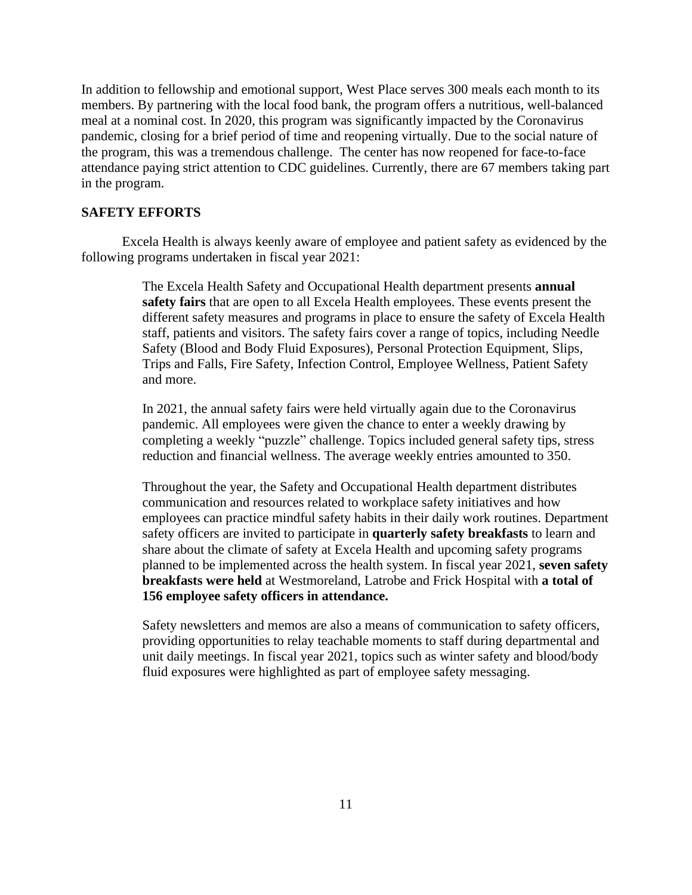In addition to fellowship and emotional support, West Place serves 300 meals each month to its members. By partnering with the local food bank, the program offers a nutritious, well-balanced meal at a nominal cost. In 2020, this program was significantly impacted by the Coronavirus pandemic, closing for a brief period of time and reopening virtually. Due to the social nature of the program, this was a tremendous challenge. The center has now reopened for face-to-face attendance paying strict attention to CDC guidelines. Currently, there are 67 members taking part in the program.

## SAFETY EFFORTS

Excela Health is always keenly aware of employee and patient safety as evidenced by the following programs undertaken in fiscal year 2021:

> The Excela Health Safety and Occupational Health department presents **annual safety fairs** that are open to all Excela Health employees. These events present the different safety measures and programs in place to ensure the safety of Excela Health staff, patients and visitors. The safety fairs cover a range of topics, including Needle Safety (Blood and Body Fluid Exposures), Personal Protection Equipment, Slips, Trips and Falls, Fire Safety, Infection Control, Employee Wellness, Patient Safety and more.
>
> In 2021, the annual safety fairs were held virtually again due to the Coronavirus pandemic. All employees were given the chance to enter a weekly drawing by completing a weekly "puzzle" challenge. Topics included general safety tips, stress reduction and financial wellness. The average weekly entries amounted to 350.
>
> Throughout the year, the Safety and Occupational Health department distributes communication and resources related to workplace safety initiatives and how employees can practice mindful safety habits in their daily work routines. Department safety officers are invited to participate in **quarterly safety breakfasts** to learn and share about the climate of safety at Excela Health and upcoming safety programs planned to be implemented across the health system. In fiscal year 2021, **seven safety breakfasts were held** at Westmoreland, Latrobe and Frick Hospital with **a total of 156 employee safety officers in attendance.**
>
> Safety newsletters and memos are also a means of communication to safety officers, providing opportunities to relay teachable moments to staff during departmental and unit daily meetings. In fiscal year 2021, topics such as winter safety and blood/body fluid exposures were highlighted as part of employee safety messaging.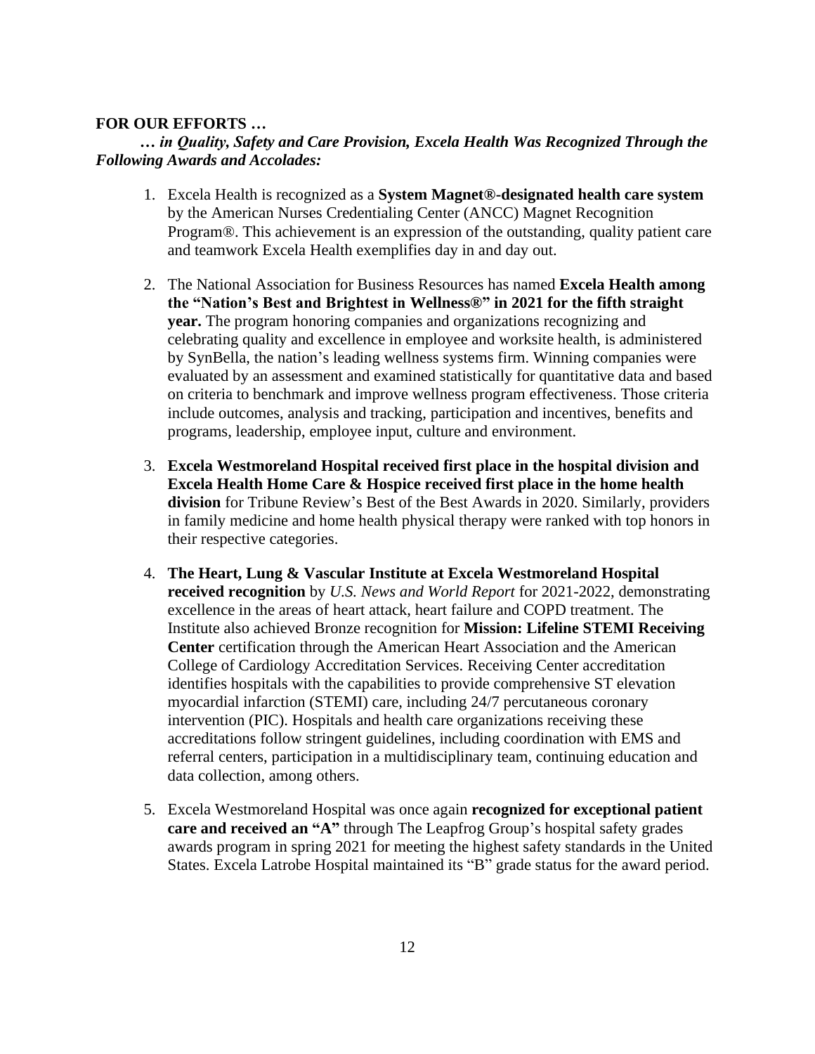**FOR OUR EFFORTS …**

***… in Quality, Safety and Care Provision, Excela Health Was Recognized Through the Following Awards and Accolades:***

1. Excela Health is recognized as a **System Magnet®-designated health care system** by the American Nurses Credentialing Center (ANCC) Magnet Recognition Program®. This achievement is an expression of the outstanding, quality patient care and teamwork Excela Health exemplifies day in and day out.

2. The National Association for Business Resources has named **Excela Health among the "Nation's Best and Brightest in Wellness®" in 2021 for the fifth straight year.** The program honoring companies and organizations recognizing and celebrating quality and excellence in employee and worksite health, is administered by SynBella, the nation's leading wellness systems firm. Winning companies were evaluated by an assessment and examined statistically for quantitative data and based on criteria to benchmark and improve wellness program effectiveness. Those criteria include outcomes, analysis and tracking, participation and incentives, benefits and programs, leadership, employee input, culture and environment.

3. **Excela Westmoreland Hospital received first place in the hospital division and Excela Health Home Care & Hospice received first place in the home health division** for Tribune Review's Best of the Best Awards in 2020. Similarly, providers in family medicine and home health physical therapy were ranked with top honors in their respective categories.

4. **The Heart, Lung & Vascular Institute at Excela Westmoreland Hospital received recognition** by *U.S. News and World Report* for 2021-2022, demonstrating excellence in the areas of heart attack, heart failure and COPD treatment. The Institute also achieved Bronze recognition for **Mission: Lifeline STEMI Receiving Center** certification through the American Heart Association and the American College of Cardiology Accreditation Services. Receiving Center accreditation identifies hospitals with the capabilities to provide comprehensive ST elevation myocardial infarction (STEMI) care, including 24/7 percutaneous coronary intervention (PIC). Hospitals and health care organizations receiving these accreditations follow stringent guidelines, including coordination with EMS and referral centers, participation in a multidisciplinary team, continuing education and data collection, among others.

5. Excela Westmoreland Hospital was once again **recognized for exceptional patient care and received an "A"** through The Leapfrog Group's hospital safety grades awards program in spring 2021 for meeting the highest safety standards in the United States. Excela Latrobe Hospital maintained its "B" grade status for the award period.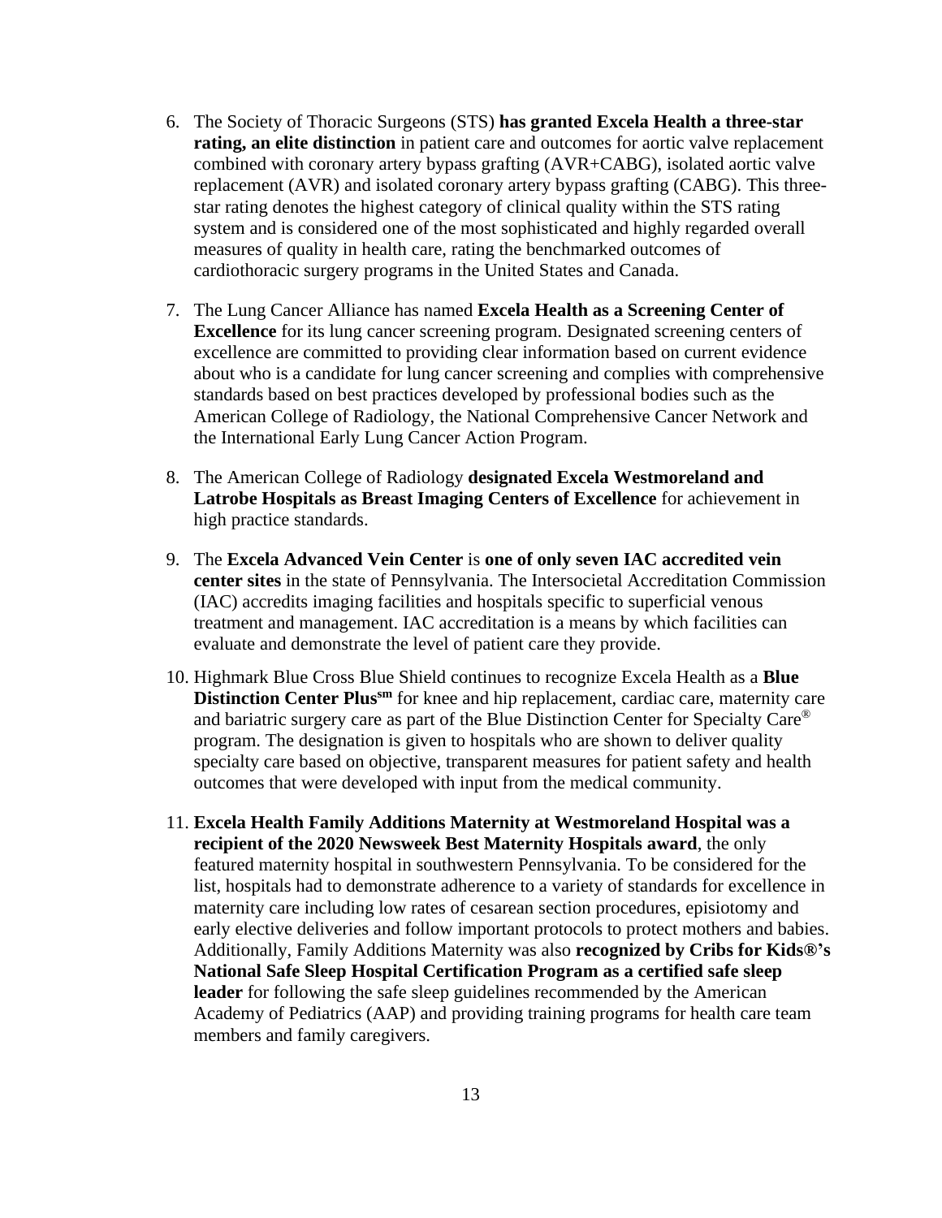6. The Society of Thoracic Surgeons (STS) **has granted Excela Health a three-star rating, an elite distinction** in patient care and outcomes for aortic valve replacement combined with coronary artery bypass grafting (AVR+CABG), isolated aortic valve replacement (AVR) and isolated coronary artery bypass grafting (CABG). This three-star rating denotes the highest category of clinical quality within the STS rating system and is considered one of the most sophisticated and highly regarded overall measures of quality in health care, rating the benchmarked outcomes of cardiothoracic surgery programs in the United States and Canada.

7. The Lung Cancer Alliance has named **Excela Health as a Screening Center of Excellence** for its lung cancer screening program. Designated screening centers of excellence are committed to providing clear information based on current evidence about who is a candidate for lung cancer screening and complies with comprehensive standards based on best practices developed by professional bodies such as the American College of Radiology, the National Comprehensive Cancer Network and the International Early Lung Cancer Action Program.

8. The American College of Radiology **designated Excela Westmoreland and Latrobe Hospitals as Breast Imaging Centers of Excellence** for achievement in high practice standards.

9. The **Excela Advanced Vein Center** is **one of only seven IAC accredited vein center sites** in the state of Pennsylvania. The Intersocietal Accreditation Commission (IAC) accredits imaging facilities and hospitals specific to superficial venous treatment and management. IAC accreditation is a means by which facilities can evaluate and demonstrate the level of patient care they provide.

10. Highmark Blue Cross Blue Shield continues to recognize Excela Health as a **Blue Distinction Center Plus℠** for knee and hip replacement, cardiac care, maternity care and bariatric surgery care as part of the Blue Distinction Center for Specialty Care® program. The designation is given to hospitals who are shown to deliver quality specialty care based on objective, transparent measures for patient safety and health outcomes that were developed with input from the medical community.

11. **Excela Health Family Additions Maternity at Westmoreland Hospital was a recipient of the 2020 Newsweek Best Maternity Hospitals award**, the only featured maternity hospital in southwestern Pennsylvania. To be considered for the list, hospitals had to demonstrate adherence to a variety of standards for excellence in maternity care including low rates of cesarean section procedures, episiotomy and early elective deliveries and follow important protocols to protect mothers and babies. Additionally, Family Additions Maternity was also **recognized by Cribs for Kids®'s National Safe Sleep Hospital Certification Program as a certified safe sleep leader** for following the safe sleep guidelines recommended by the American Academy of Pediatrics (AAP) and providing training programs for health care team members and family caregivers.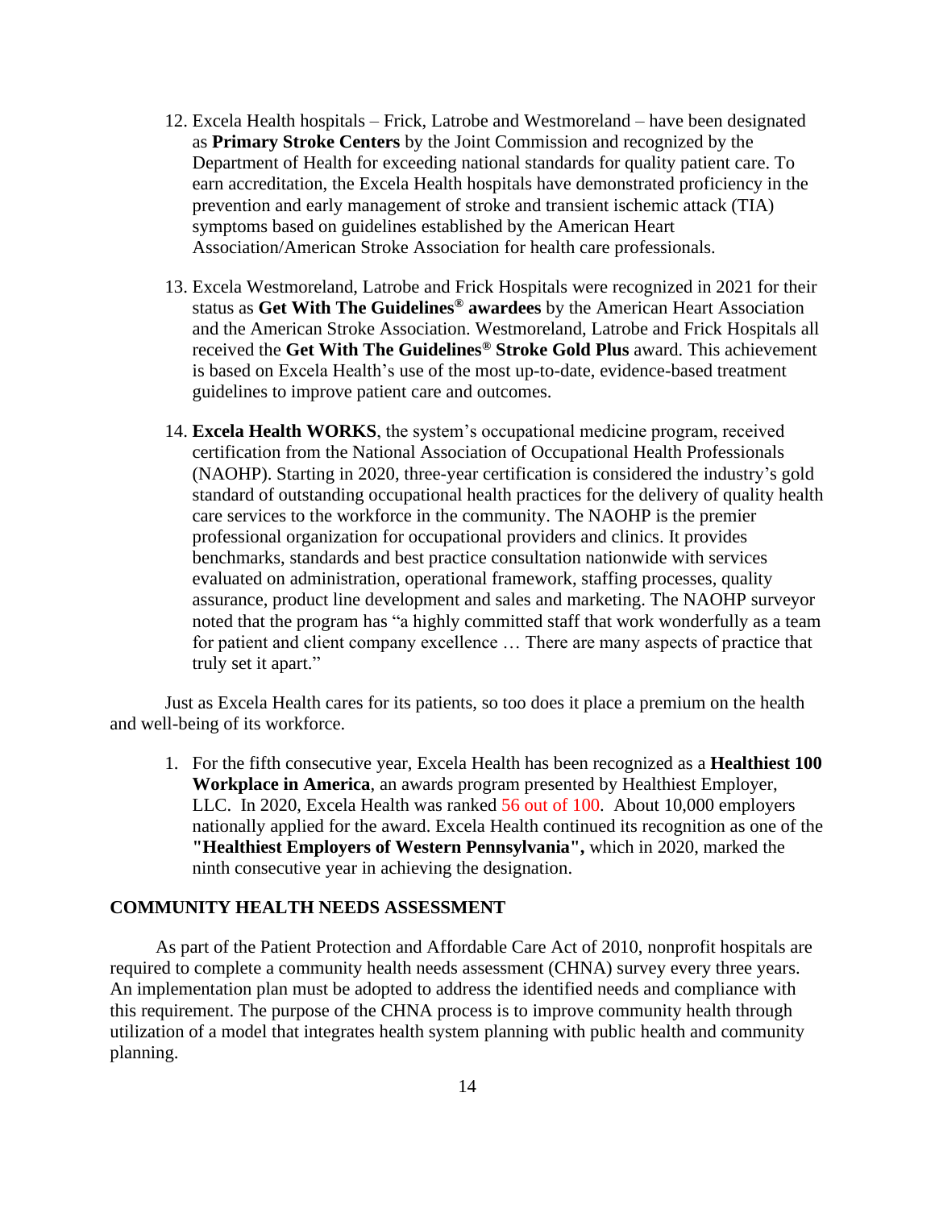12. Excela Health hospitals – Frick, Latrobe and Westmoreland – have been designated as **Primary Stroke Centers** by the Joint Commission and recognized by the Department of Health for exceeding national standards for quality patient care. To earn accreditation, the Excela Health hospitals have demonstrated proficiency in the prevention and early management of stroke and transient ischemic attack (TIA) symptoms based on guidelines established by the American Heart Association/American Stroke Association for health care professionals.

13. Excela Westmoreland, Latrobe and Frick Hospitals were recognized in 2021 for their status as **Get With The Guidelines® awardees** by the American Heart Association and the American Stroke Association. Westmoreland, Latrobe and Frick Hospitals all received the **Get With The Guidelines® Stroke Gold Plus** award. This achievement is based on Excela Health's use of the most up-to-date, evidence-based treatment guidelines to improve patient care and outcomes.

14. **Excela Health WORKS**, the system's occupational medicine program, received certification from the National Association of Occupational Health Professionals (NAOHP). Starting in 2020, three-year certification is considered the industry's gold standard of outstanding occupational health practices for the delivery of quality health care services to the workforce in the community. The NAOHP is the premier professional organization for occupational providers and clinics. It provides benchmarks, standards and best practice consultation nationwide with services evaluated on administration, operational framework, staffing processes, quality assurance, product line development and sales and marketing. The NAOHP surveyor noted that the program has "a highly committed staff that work wonderfully as a team for patient and client company excellence … There are many aspects of practice that truly set it apart."

Just as Excela Health cares for its patients, so too does it place a premium on the health and well-being of its workforce.

1. For the fifth consecutive year, Excela Health has been recognized as a **Healthiest 100 Workplace in America**, an awards program presented by Healthiest Employer, LLC. In 2020, Excela Health was ranked 56 out of 100. About 10,000 employers nationally applied for the award. Excela Health continued its recognition as one of the **"Healthiest Employers of Western Pennsylvania",** which in 2020, marked the ninth consecutive year in achieving the designation.

## COMMUNITY HEALTH NEEDS ASSESSMENT

As part of the Patient Protection and Affordable Care Act of 2010, nonprofit hospitals are required to complete a community health needs assessment (CHNA) survey every three years. An implementation plan must be adopted to address the identified needs and compliance with this requirement. The purpose of the CHNA process is to improve community health through utilization of a model that integrates health system planning with public health and community planning.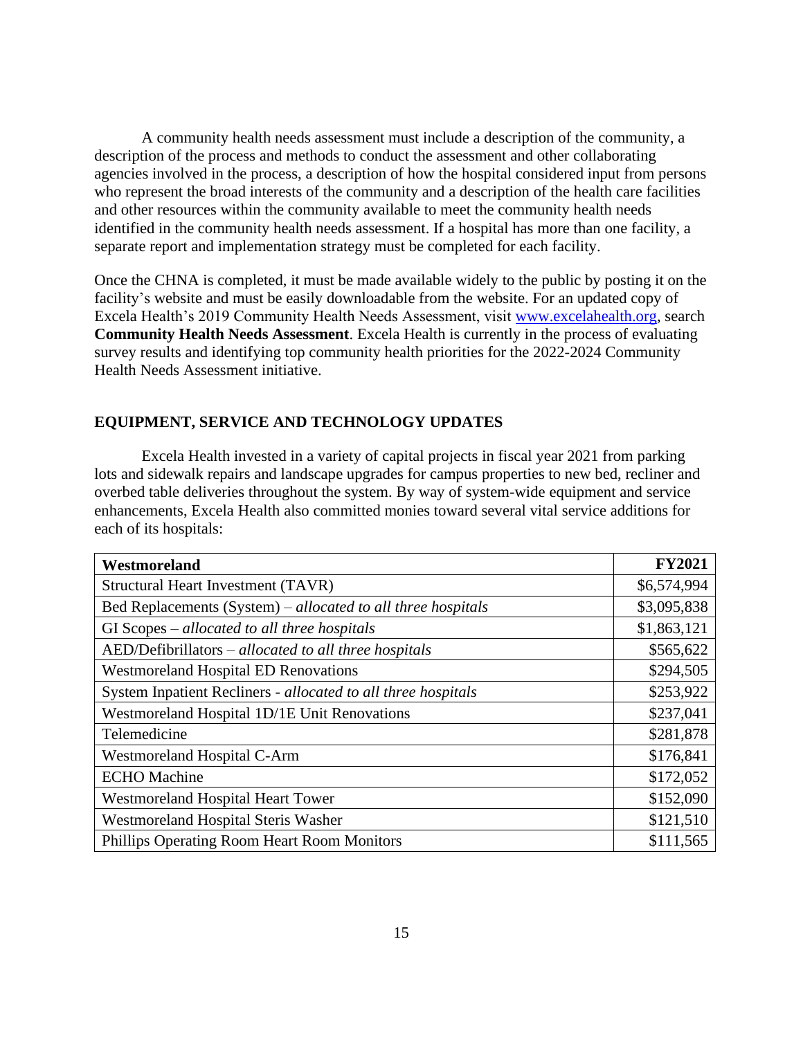A community health needs assessment must include a description of the community, a description of the process and methods to conduct the assessment and other collaborating agencies involved in the process, a description of how the hospital considered input from persons who represent the broad interests of the community and a description of the health care facilities and other resources within the community available to meet the community health needs identified in the community health needs assessment. If a hospital has more than one facility, a separate report and implementation strategy must be completed for each facility.

Once the CHNA is completed, it must be made available widely to the public by posting it on the facility's website and must be easily downloadable from the website. For an updated copy of Excela Health's 2019 Community Health Needs Assessment, visit [www.excelahealth.org](http://www.excelahealth.org), search **Community Health Needs Assessment**. Excela Health is currently in the process of evaluating survey results and identifying top community health priorities for the 2022-2024 Community Health Needs Assessment initiative.

## EQUIPMENT, SERVICE AND TECHNOLOGY UPDATES

Excela Health invested in a variety of capital projects in fiscal year 2021 from parking lots and sidewalk repairs and landscape upgrades for campus properties to new bed, recliner and overbed table deliveries throughout the system. By way of system-wide equipment and service enhancements, Excela Health also committed monies toward several vital service additions for each of its hospitals:

| **Westmoreland** | **FY2021** |
|---|---:|
| Structural Heart Investment (TAVR) | $6,574,994 |
| Bed Replacements (System) – *allocated to all three hospitals* | $3,095,838 |
| GI Scopes – *allocated to all three hospitals* | $1,863,121 |
| AED/Defibrillators – *allocated to all three hospitals* | $565,622 |
| Westmoreland Hospital ED Renovations | $294,505 |
| System Inpatient Recliners - *allocated to all three hospitals* | $253,922 |
| Westmoreland Hospital 1D/1E Unit Renovations | $237,041 |
| Telemedicine | $281,878 |
| Westmoreland Hospital C-Arm | $176,841 |
| ECHO Machine | $172,052 |
| Westmoreland Hospital Heart Tower | $152,090 |
| Westmoreland Hospital Steris Washer | $121,510 |
| Phillips Operating Room Heart Room Monitors | $111,565 |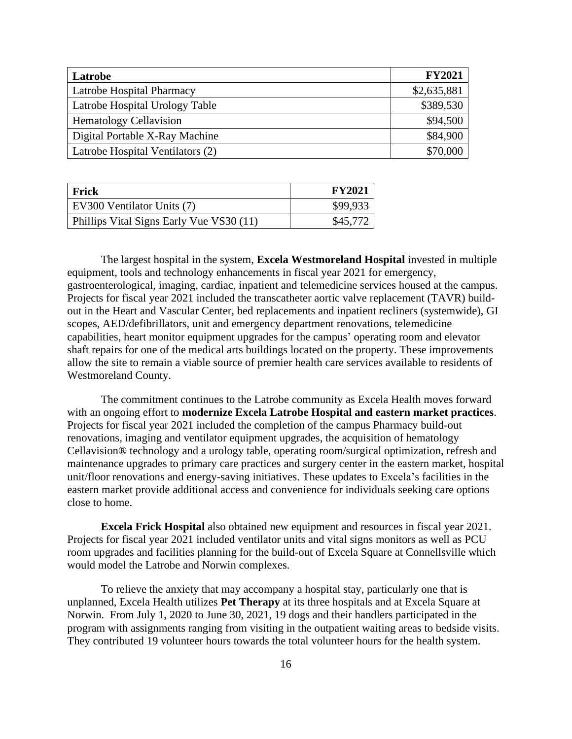| Latrobe | FY2021 |
| --- | --- |
| Latrobe Hospital Pharmacy | $2,635,881 |
| Latrobe Hospital Urology Table | $389,530 |
| Hematology Cellavision | $94,500 |
| Digital Portable X-Ray Machine | $84,900 |
| Latrobe Hospital Ventilators (2) | $70,000 |

| Frick | FY2021 |
| --- | --- |
| EV300 Ventilator Units (7) | $99,933 |
| Phillips Vital Signs Early Vue VS30 (11) | $45,772 |

The largest hospital in the system, **Excela Westmoreland Hospital** invested in multiple equipment, tools and technology enhancements in fiscal year 2021 for emergency, gastroenterological, imaging, cardiac, inpatient and telemedicine services housed at the campus. Projects for fiscal year 2021 included the transcatheter aortic valve replacement (TAVR) build-out in the Heart and Vascular Center, bed replacements and inpatient recliners (systemwide), GI scopes, AED/defibrillators, unit and emergency department renovations, telemedicine capabilities, heart monitor equipment upgrades for the campus' operating room and elevator shaft repairs for one of the medical arts buildings located on the property. These improvements allow the site to remain a viable source of premier health care services available to residents of Westmoreland County.

The commitment continues to the Latrobe community as Excela Health moves forward with an ongoing effort to **modernize Excela Latrobe Hospital and eastern market practices**. Projects for fiscal year 2021 included the completion of the campus Pharmacy build-out renovations, imaging and ventilator equipment upgrades, the acquisition of hematology Cellavision® technology and a urology table, operating room/surgical optimization, refresh and maintenance upgrades to primary care practices and surgery center in the eastern market, hospital unit/floor renovations and energy-saving initiatives. These updates to Excela's facilities in the eastern market provide additional access and convenience for individuals seeking care options close to home.

**Excela Frick Hospital** also obtained new equipment and resources in fiscal year 2021. Projects for fiscal year 2021 included ventilator units and vital signs monitors as well as PCU room upgrades and facilities planning for the build-out of Excela Square at Connellsville which would model the Latrobe and Norwin complexes.

To relieve the anxiety that may accompany a hospital stay, particularly one that is unplanned, Excela Health utilizes **Pet Therapy** at its three hospitals and at Excela Square at Norwin. From July 1, 2020 to June 30, 2021, 19 dogs and their handlers participated in the program with assignments ranging from visiting in the outpatient waiting areas to bedside visits. They contributed 19 volunteer hours towards the total volunteer hours for the health system.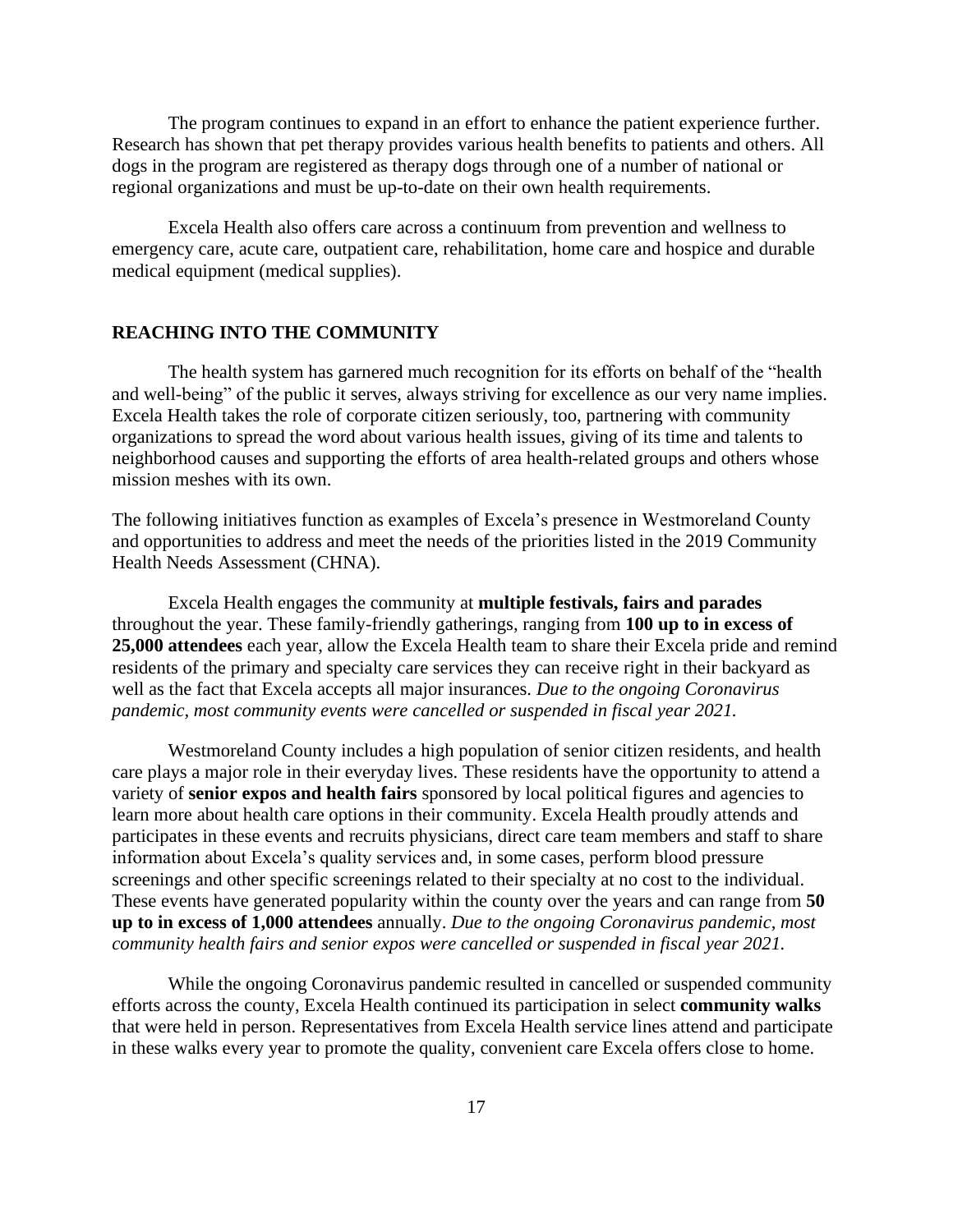The program continues to expand in an effort to enhance the patient experience further. Research has shown that pet therapy provides various health benefits to patients and others. All dogs in the program are registered as therapy dogs through one of a number of national or regional organizations and must be up-to-date on their own health requirements.

Excela Health also offers care across a continuum from prevention and wellness to emergency care, acute care, outpatient care, rehabilitation, home care and hospice and durable medical equipment (medical supplies).

## REACHING INTO THE COMMUNITY

The health system has garnered much recognition for its efforts on behalf of the "health and well-being" of the public it serves, always striving for excellence as our very name implies. Excela Health takes the role of corporate citizen seriously, too, partnering with community organizations to spread the word about various health issues, giving of its time and talents to neighborhood causes and supporting the efforts of area health-related groups and others whose mission meshes with its own.

The following initiatives function as examples of Excela's presence in Westmoreland County and opportunities to address and meet the needs of the priorities listed in the 2019 Community Health Needs Assessment (CHNA).

Excela Health engages the community at **multiple festivals, fairs and parades** throughout the year. These family-friendly gatherings, ranging from **100 up to in excess of 25,000 attendees** each year, allow the Excela Health team to share their Excela pride and remind residents of the primary and specialty care services they can receive right in their backyard as well as the fact that Excela accepts all major insurances. *Due to the ongoing Coronavirus pandemic, most community events were cancelled or suspended in fiscal year 2021.*

Westmoreland County includes a high population of senior citizen residents, and health care plays a major role in their everyday lives. These residents have the opportunity to attend a variety of **senior expos and health fairs** sponsored by local political figures and agencies to learn more about health care options in their community. Excela Health proudly attends and participates in these events and recruits physicians, direct care team members and staff to share information about Excela's quality services and, in some cases, perform blood pressure screenings and other specific screenings related to their specialty at no cost to the individual. These events have generated popularity within the county over the years and can range from **50 up to in excess of 1,000 attendees** annually. *Due to the ongoing Coronavirus pandemic, most community health fairs and senior expos were cancelled or suspended in fiscal year 2021.*

While the ongoing Coronavirus pandemic resulted in cancelled or suspended community efforts across the county, Excela Health continued its participation in select **community walks** that were held in person. Representatives from Excela Health service lines attend and participate in these walks every year to promote the quality, convenient care Excela offers close to home.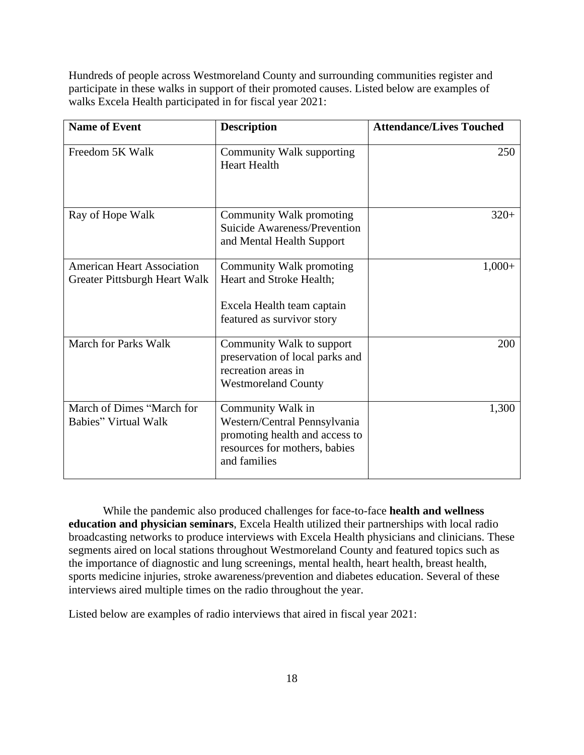Hundreds of people across Westmoreland County and surrounding communities register and participate in these walks in support of their promoted causes. Listed below are examples of walks Excela Health participated in for fiscal year 2021:

| Name of Event | Description | Attendance/Lives Touched |
|---|---|---|
| Freedom 5K Walk | Community Walk supporting Heart Health | 250 |
| Ray of Hope Walk | Community Walk promoting Suicide Awareness/Prevention and Mental Health Support | 320+ |
| American Heart Association Greater Pittsburgh Heart Walk | Community Walk promoting Heart and Stroke Health;<br><br>Excela Health team captain featured as survivor story | 1,000+ |
| March for Parks Walk | Community Walk to support preservation of local parks and recreation areas in Westmoreland County | 200 |
| March of Dimes "March for Babies" Virtual Walk | Community Walk in Western/Central Pennsylvania promoting health and access to resources for mothers, babies and families | 1,300 |

While the pandemic also produced challenges for face-to-face **health and wellness education and physician seminars**, Excela Health utilized their partnerships with local radio broadcasting networks to produce interviews with Excela Health physicians and clinicians. These segments aired on local stations throughout Westmoreland County and featured topics such as the importance of diagnostic and lung screenings, mental health, heart health, breast health, sports medicine injuries, stroke awareness/prevention and diabetes education. Several of these interviews aired multiple times on the radio throughout the year.

Listed below are examples of radio interviews that aired in fiscal year 2021: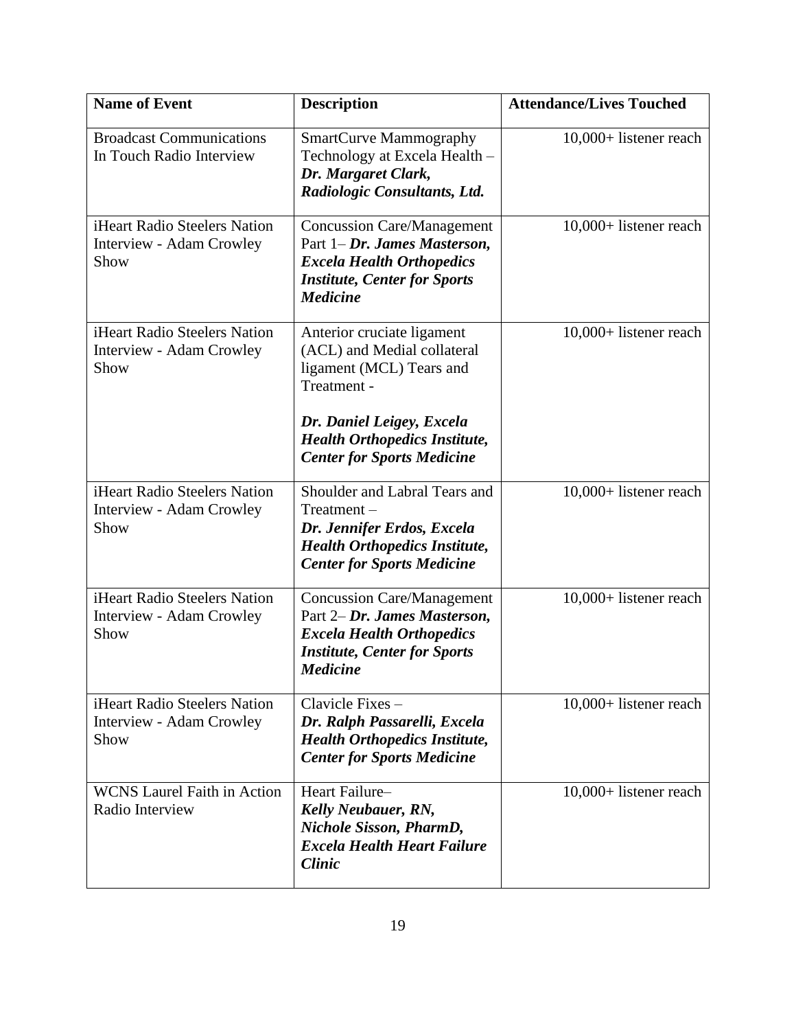| Name of Event | Description | Attendance/Lives Touched |
|---|---|---|
| Broadcast Communications In Touch Radio Interview | SmartCurve Mammography Technology at Excela Health – ***Dr. Margaret Clark, Radiologic Consultants, Ltd.*** | 10,000+ listener reach |
| iHeart Radio Steelers Nation Interview - Adam Crowley Show | Concussion Care/Management Part 1– ***Dr. James Masterson, Excela Health Orthopedics Institute, Center for Sports Medicine*** | 10,000+ listener reach |
| iHeart Radio Steelers Nation Interview - Adam Crowley Show | Anterior cruciate ligament (ACL) and Medial collateral ligament (MCL) Tears and Treatment - ***Dr. Daniel Leigey, Excela Health Orthopedics Institute, Center for Sports Medicine*** | 10,000+ listener reach |
| iHeart Radio Steelers Nation Interview - Adam Crowley Show | Shoulder and Labral Tears and Treatment – ***Dr. Jennifer Erdos, Excela Health Orthopedics Institute, Center for Sports Medicine*** | 10,000+ listener reach |
| iHeart Radio Steelers Nation Interview - Adam Crowley Show | Concussion Care/Management Part 2– ***Dr. James Masterson, Excela Health Orthopedics Institute, Center for Sports Medicine*** | 10,000+ listener reach |
| iHeart Radio Steelers Nation Interview - Adam Crowley Show | Clavicle Fixes – ***Dr. Ralph Passarelli, Excela Health Orthopedics Institute, Center for Sports Medicine*** | 10,000+ listener reach |
| WCNS Laurel Faith in Action Radio Interview | Heart Failure– ***Kelly Neubauer, RN, Nichole Sisson, PharmD, Excela Health Heart Failure Clinic*** | 10,000+ listener reach |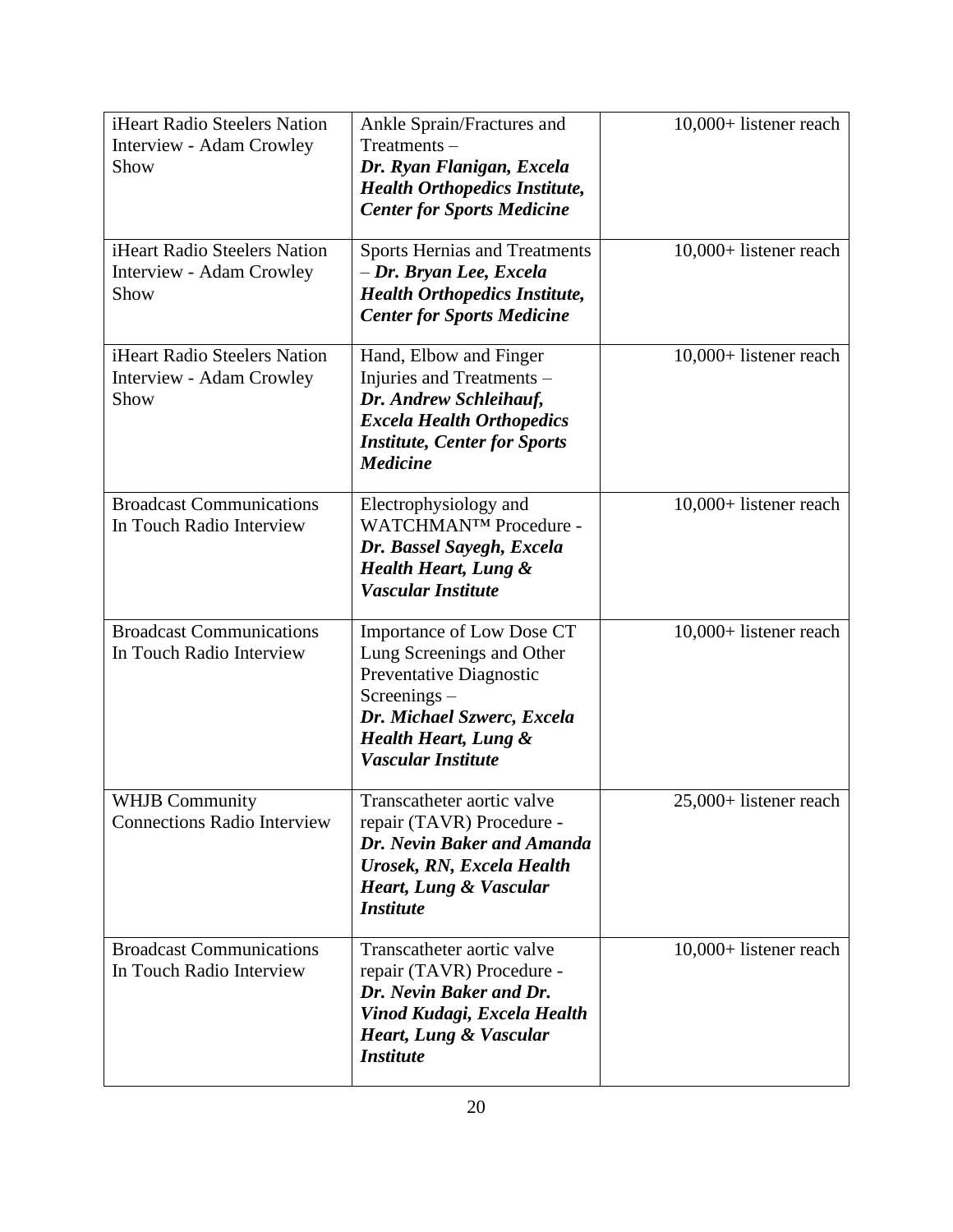| | | |
|---|---|---|
| iHeart Radio Steelers Nation Interview - Adam Crowley Show | Ankle Sprain/Fractures and Treatments – ***Dr. Ryan Flanigan, Excela Health Orthopedics Institute, Center for Sports Medicine*** | 10,000+ listener reach |
| iHeart Radio Steelers Nation Interview - Adam Crowley Show | Sports Hernias and Treatments – ***Dr. Bryan Lee, Excela Health Orthopedics Institute, Center for Sports Medicine*** | 10,000+ listener reach |
| iHeart Radio Steelers Nation Interview - Adam Crowley Show | Hand, Elbow and Finger Injuries and Treatments – ***Dr. Andrew Schleihauf, Excela Health Orthopedics Institute, Center for Sports Medicine*** | 10,000+ listener reach |
| Broadcast Communications In Touch Radio Interview | Electrophysiology and WATCHMAN™ Procedure - ***Dr. Bassel Sayegh, Excela Health Heart, Lung & Vascular Institute*** | 10,000+ listener reach |
| Broadcast Communications In Touch Radio Interview | Importance of Low Dose CT Lung Screenings and Other Preventative Diagnostic Screenings – ***Dr. Michael Szwerc, Excela Health Heart, Lung & Vascular Institute*** | 10,000+ listener reach |
| WHJB Community Connections Radio Interview | Transcatheter aortic valve repair (TAVR) Procedure - ***Dr. Nevin Baker and Amanda Urosek, RN, Excela Health Heart, Lung & Vascular Institute*** | 25,000+ listener reach |
| Broadcast Communications In Touch Radio Interview | Transcatheter aortic valve repair (TAVR) Procedure - ***Dr. Nevin Baker and Dr. Vinod Kudagi, Excela Health Heart, Lung & Vascular Institute*** | 10,000+ listener reach |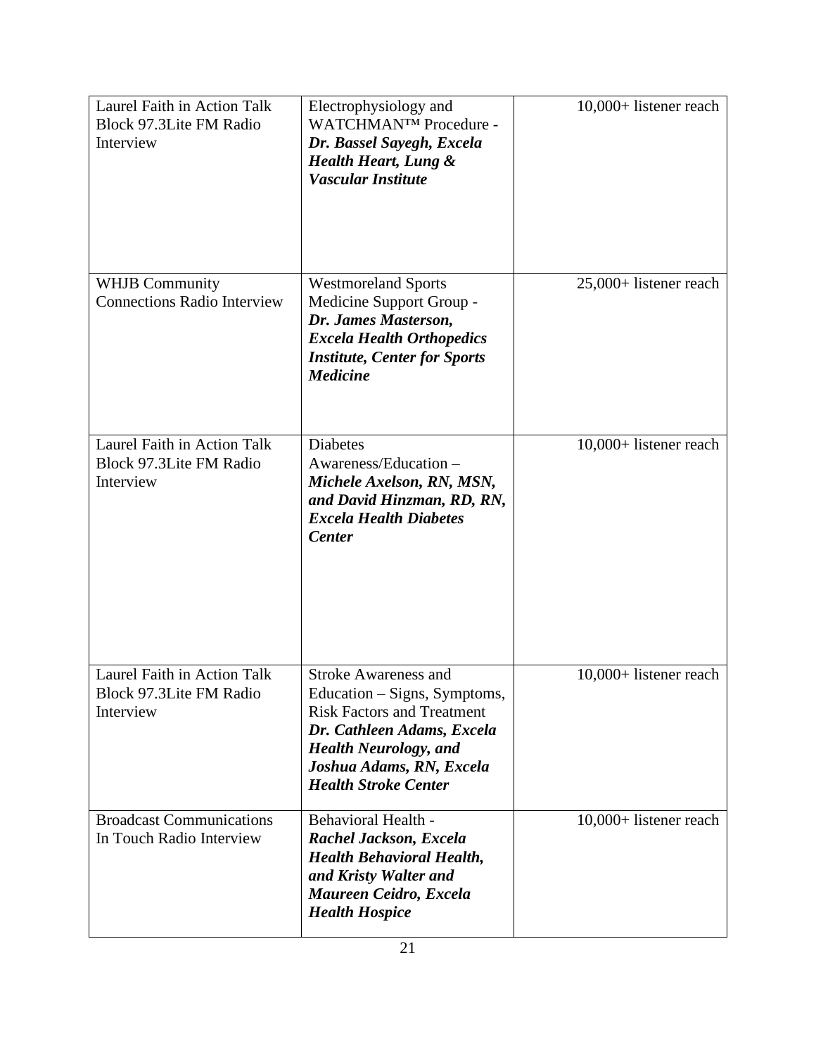| | | |
|---|---|---|
| Laurel Faith in Action Talk Block 97.3Lite FM Radio Interview | Electrophysiology and WATCHMAN™ Procedure - ***Dr. Bassel Sayegh, Excela Health Heart, Lung & Vascular Institute*** | 10,000+ listener reach |
| WHJB Community Connections Radio Interview | Westmoreland Sports Medicine Support Group - ***Dr. James Masterson, Excela Health Orthopedics Institute, Center for Sports Medicine*** | 25,000+ listener reach |
| Laurel Faith in Action Talk Block 97.3Lite FM Radio Interview | Diabetes Awareness/Education – ***Michele Axelson, RN, MSN, and David Hinzman, RD, RN, Excela Health Diabetes Center*** | 10,000+ listener reach |
| Laurel Faith in Action Talk Block 97.3Lite FM Radio Interview | Stroke Awareness and Education – Signs, Symptoms, Risk Factors and Treatment ***Dr. Cathleen Adams, Excela Health Neurology, and Joshua Adams, RN, Excela Health Stroke Center*** | 10,000+ listener reach |
| Broadcast Communications In Touch Radio Interview | Behavioral Health - ***Rachel Jackson, Excela Health Behavioral Health, and Kristy Walter and Maureen Ceidro, Excela Health Hospice*** | 10,000+ listener reach |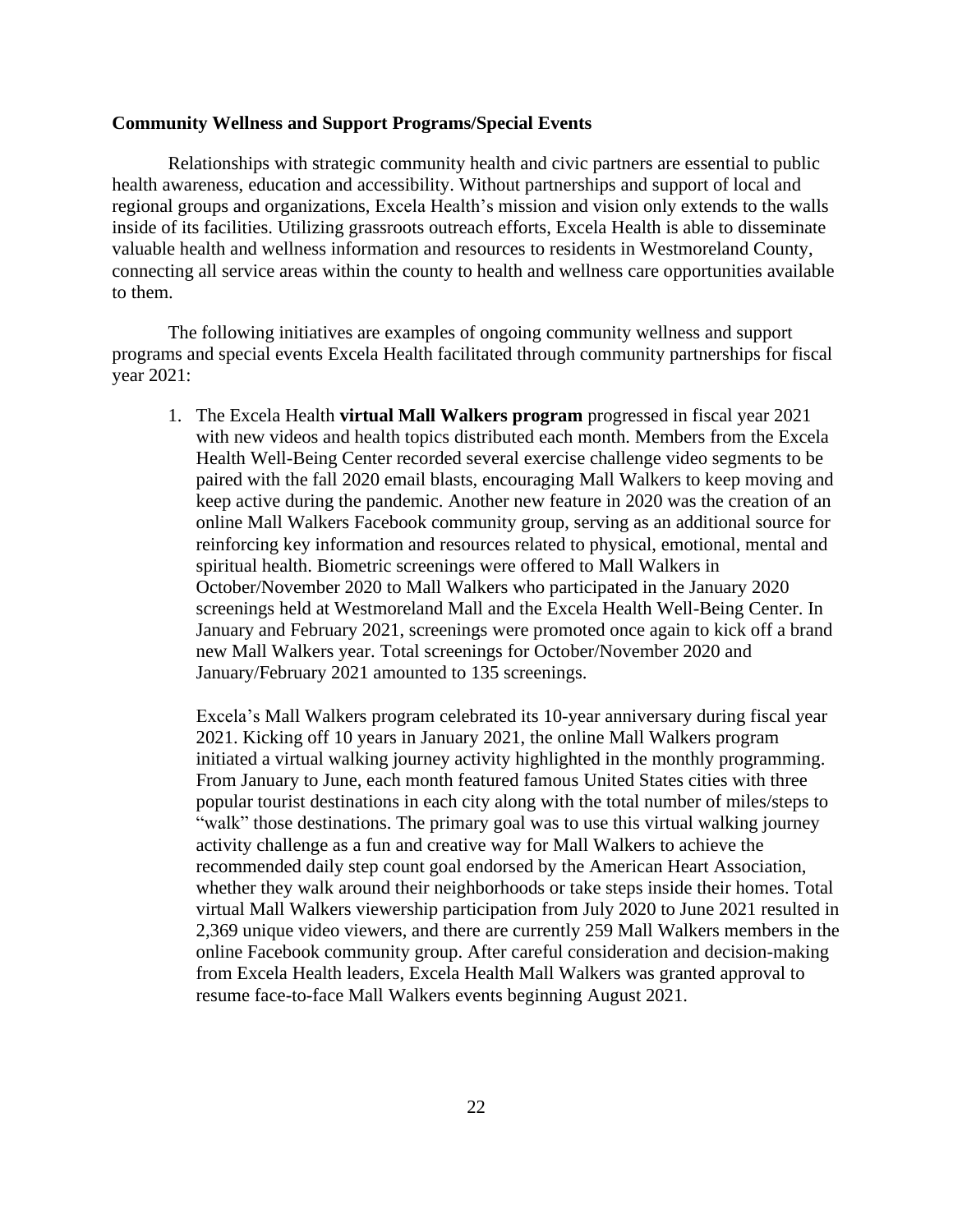**Community Wellness and Support Programs/Special Events**

Relationships with strategic community health and civic partners are essential to public health awareness, education and accessibility. Without partnerships and support of local and regional groups and organizations, Excela Health's mission and vision only extends to the walls inside of its facilities. Utilizing grassroots outreach efforts, Excela Health is able to disseminate valuable health and wellness information and resources to residents in Westmoreland County, connecting all service areas within the county to health and wellness care opportunities available to them.

The following initiatives are examples of ongoing community wellness and support programs and special events Excela Health facilitated through community partnerships for fiscal year 2021:

1. The Excela Health **virtual Mall Walkers program** progressed in fiscal year 2021 with new videos and health topics distributed each month. Members from the Excela Health Well-Being Center recorded several exercise challenge video segments to be paired with the fall 2020 email blasts, encouraging Mall Walkers to keep moving and keep active during the pandemic. Another new feature in 2020 was the creation of an online Mall Walkers Facebook community group, serving as an additional source for reinforcing key information and resources related to physical, emotional, mental and spiritual health. Biometric screenings were offered to Mall Walkers in October/November 2020 to Mall Walkers who participated in the January 2020 screenings held at Westmoreland Mall and the Excela Health Well-Being Center. In January and February 2021, screenings were promoted once again to kick off a brand new Mall Walkers year. Total screenings for October/November 2020 and January/February 2021 amounted to 135 screenings.

   Excela's Mall Walkers program celebrated its 10-year anniversary during fiscal year 2021. Kicking off 10 years in January 2021, the online Mall Walkers program initiated a virtual walking journey activity highlighted in the monthly programming. From January to June, each month featured famous United States cities with three popular tourist destinations in each city along with the total number of miles/steps to "walk" those destinations. The primary goal was to use this virtual walking journey activity challenge as a fun and creative way for Mall Walkers to achieve the recommended daily step count goal endorsed by the American Heart Association, whether they walk around their neighborhoods or take steps inside their homes. Total virtual Mall Walkers viewership participation from July 2020 to June 2021 resulted in 2,369 unique video viewers, and there are currently 259 Mall Walkers members in the online Facebook community group. After careful consideration and decision-making from Excela Health leaders, Excela Health Mall Walkers was granted approval to resume face-to-face Mall Walkers events beginning August 2021.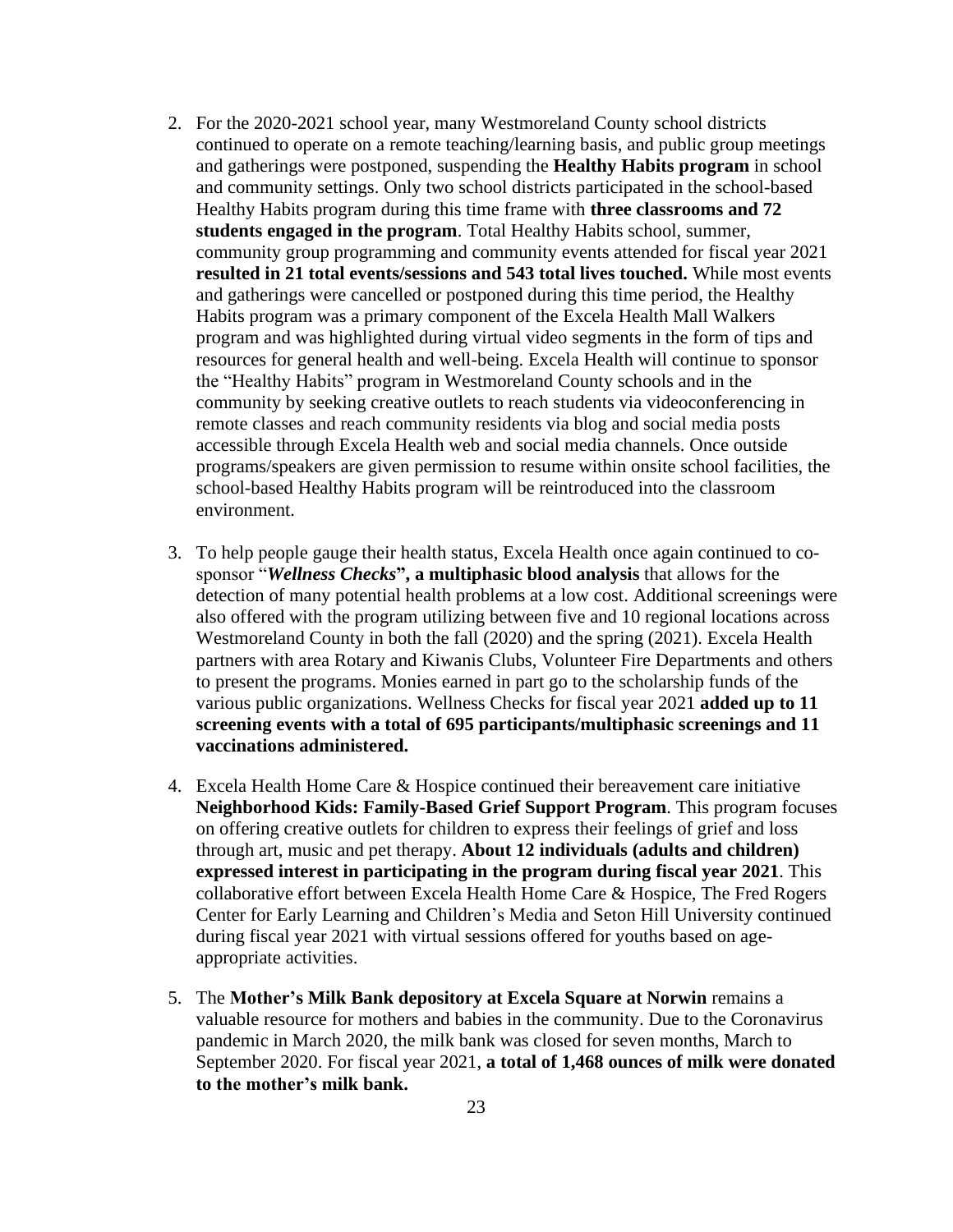2. For the 2020-2021 school year, many Westmoreland County school districts continued to operate on a remote teaching/learning basis, and public group meetings and gatherings were postponed, suspending the **Healthy Habits program** in school and community settings. Only two school districts participated in the school-based Healthy Habits program during this time frame with **three classrooms and 72 students engaged in the program**. Total Healthy Habits school, summer, community group programming and community events attended for fiscal year 2021 **resulted in 21 total events/sessions and 543 total lives touched.** While most events and gatherings were cancelled or postponed during this time period, the Healthy Habits program was a primary component of the Excela Health Mall Walkers program and was highlighted during virtual video segments in the form of tips and resources for general health and well-being. Excela Health will continue to sponsor the "Healthy Habits" program in Westmoreland County schools and in the community by seeking creative outlets to reach students via videoconferencing in remote classes and reach community residents via blog and social media posts accessible through Excela Health web and social media channels. Once outside programs/speakers are given permission to resume within onsite school facilities, the school-based Healthy Habits program will be reintroduced into the classroom environment.

3. To help people gauge their health status, Excela Health once again continued to co-sponsor "***Wellness Checks*****", a multiphasic blood analysis** that allows for the detection of many potential health problems at a low cost. Additional screenings were also offered with the program utilizing between five and 10 regional locations across Westmoreland County in both the fall (2020) and the spring (2021). Excela Health partners with area Rotary and Kiwanis Clubs, Volunteer Fire Departments and others to present the programs. Monies earned in part go to the scholarship funds of the various public organizations. Wellness Checks for fiscal year 2021 **added up to 11 screening events with a total of 695 participants/multiphasic screenings and 11 vaccinations administered.**

4. Excela Health Home Care & Hospice continued their bereavement care initiative **Neighborhood Kids: Family-Based Grief Support Program**. This program focuses on offering creative outlets for children to express their feelings of grief and loss through art, music and pet therapy. **About 12 individuals (adults and children) expressed interest in participating in the program during fiscal year 2021**. This collaborative effort between Excela Health Home Care & Hospice, The Fred Rogers Center for Early Learning and Children's Media and Seton Hill University continued during fiscal year 2021 with virtual sessions offered for youths based on age-appropriate activities.

5. The **Mother's Milk Bank depository at Excela Square at Norwin** remains a valuable resource for mothers and babies in the community. Due to the Coronavirus pandemic in March 2020, the milk bank was closed for seven months, March to September 2020. For fiscal year 2021, **a total of 1,468 ounces of milk were donated to the mother's milk bank.**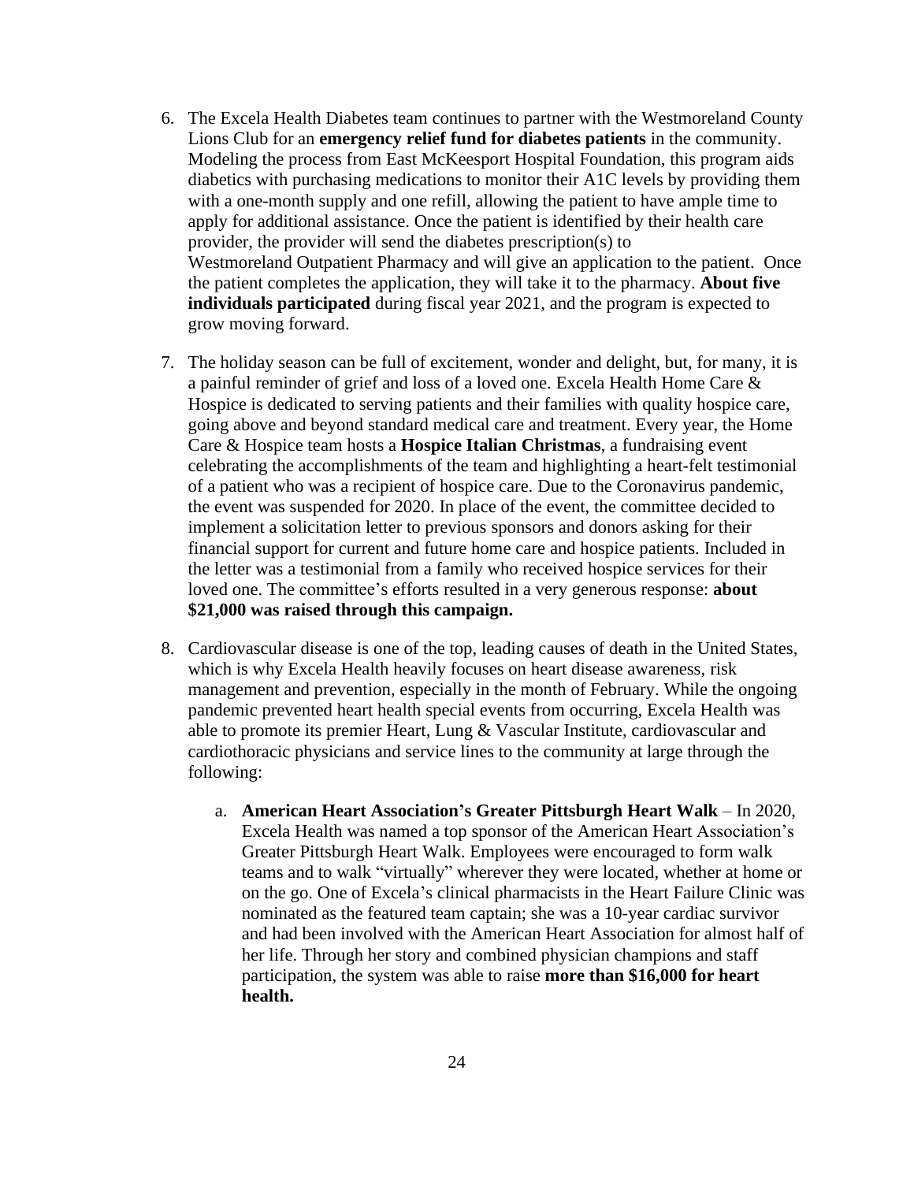6. The Excela Health Diabetes team continues to partner with the Westmoreland County Lions Club for an **emergency relief fund for diabetes patients** in the community. Modeling the process from East McKeesport Hospital Foundation, this program aids diabetics with purchasing medications to monitor their A1C levels by providing them with a one-month supply and one refill, allowing the patient to have ample time to apply for additional assistance. Once the patient is identified by their health care provider, the provider will send the diabetes prescription(s) to Westmoreland Outpatient Pharmacy and will give an application to the patient. Once the patient completes the application, they will take it to the pharmacy. **About five individuals participated** during fiscal year 2021, and the program is expected to grow moving forward.

7. The holiday season can be full of excitement, wonder and delight, but, for many, it is a painful reminder of grief and loss of a loved one. Excela Health Home Care & Hospice is dedicated to serving patients and their families with quality hospice care, going above and beyond standard medical care and treatment. Every year, the Home Care & Hospice team hosts a **Hospice Italian Christmas**, a fundraising event celebrating the accomplishments of the team and highlighting a heart-felt testimonial of a patient who was a recipient of hospice care. Due to the Coronavirus pandemic, the event was suspended for 2020. In place of the event, the committee decided to implement a solicitation letter to previous sponsors and donors asking for their financial support for current and future home care and hospice patients. Included in the letter was a testimonial from a family who received hospice services for their loved one. The committee's efforts resulted in a very generous response: **about $21,000 was raised through this campaign.**

8. Cardiovascular disease is one of the top, leading causes of death in the United States, which is why Excela Health heavily focuses on heart disease awareness, risk management and prevention, especially in the month of February. While the ongoing pandemic prevented heart health special events from occurring, Excela Health was able to promote its premier Heart, Lung & Vascular Institute, cardiovascular and cardiothoracic physicians and service lines to the community at large through the following:

    a. **American Heart Association's Greater Pittsburgh Heart Walk** – In 2020, Excela Health was named a top sponsor of the American Heart Association's Greater Pittsburgh Heart Walk. Employees were encouraged to form walk teams and to walk "virtually" wherever they were located, whether at home or on the go. One of Excela's clinical pharmacists in the Heart Failure Clinic was nominated as the featured team captain; she was a 10-year cardiac survivor and had been involved with the American Heart Association for almost half of her life. Through her story and combined physician champions and staff participation, the system was able to raise **more than $16,000 for heart health.**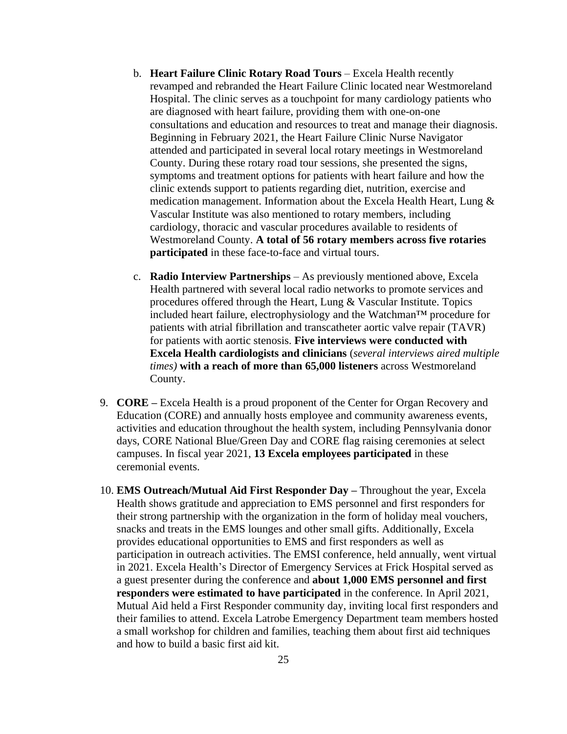b. **Heart Failure Clinic Rotary Road Tours** – Excela Health recently revamped and rebranded the Heart Failure Clinic located near Westmoreland Hospital. The clinic serves as a touchpoint for many cardiology patients who are diagnosed with heart failure, providing them with one-on-one consultations and education and resources to treat and manage their diagnosis. Beginning in February 2021, the Heart Failure Clinic Nurse Navigator attended and participated in several local rotary meetings in Westmoreland County. During these rotary road tour sessions, she presented the signs, symptoms and treatment options for patients with heart failure and how the clinic extends support to patients regarding diet, nutrition, exercise and medication management. Information about the Excela Health Heart, Lung & Vascular Institute was also mentioned to rotary members, including cardiology, thoracic and vascular procedures available to residents of Westmoreland County. **A total of 56 rotary members across five rotaries participated** in these face-to-face and virtual tours.

   c. **Radio Interview Partnerships** – As previously mentioned above, Excela Health partnered with several local radio networks to promote services and procedures offered through the Heart, Lung & Vascular Institute. Topics included heart failure, electrophysiology and the Watchman™ procedure for patients with atrial fibrillation and transcatheter aortic valve repair (TAVR) for patients with aortic stenosis. **Five interviews were conducted with Excela Health cardiologists and clinicians** (*several interviews aired multiple times)* **with a reach of more than 65,000 listeners** across Westmoreland County.

9. **CORE –** Excela Health is a proud proponent of the Center for Organ Recovery and Education (CORE) and annually hosts employee and community awareness events, activities and education throughout the health system, including Pennsylvania donor days, CORE National Blue/Green Day and CORE flag raising ceremonies at select campuses. In fiscal year 2021, **13 Excela employees participated** in these ceremonial events.

10. **EMS Outreach/Mutual Aid First Responder Day –** Throughout the year, Excela Health shows gratitude and appreciation to EMS personnel and first responders for their strong partnership with the organization in the form of holiday meal vouchers, snacks and treats in the EMS lounges and other small gifts. Additionally, Excela provides educational opportunities to EMS and first responders as well as participation in outreach activities. The EMSI conference, held annually, went virtual in 2021. Excela Health's Director of Emergency Services at Frick Hospital served as a guest presenter during the conference and **about 1,000 EMS personnel and first responders were estimated to have participated** in the conference. In April 2021, Mutual Aid held a First Responder community day, inviting local first responders and their families to attend. Excela Latrobe Emergency Department team members hosted a small workshop for children and families, teaching them about first aid techniques and how to build a basic first aid kit.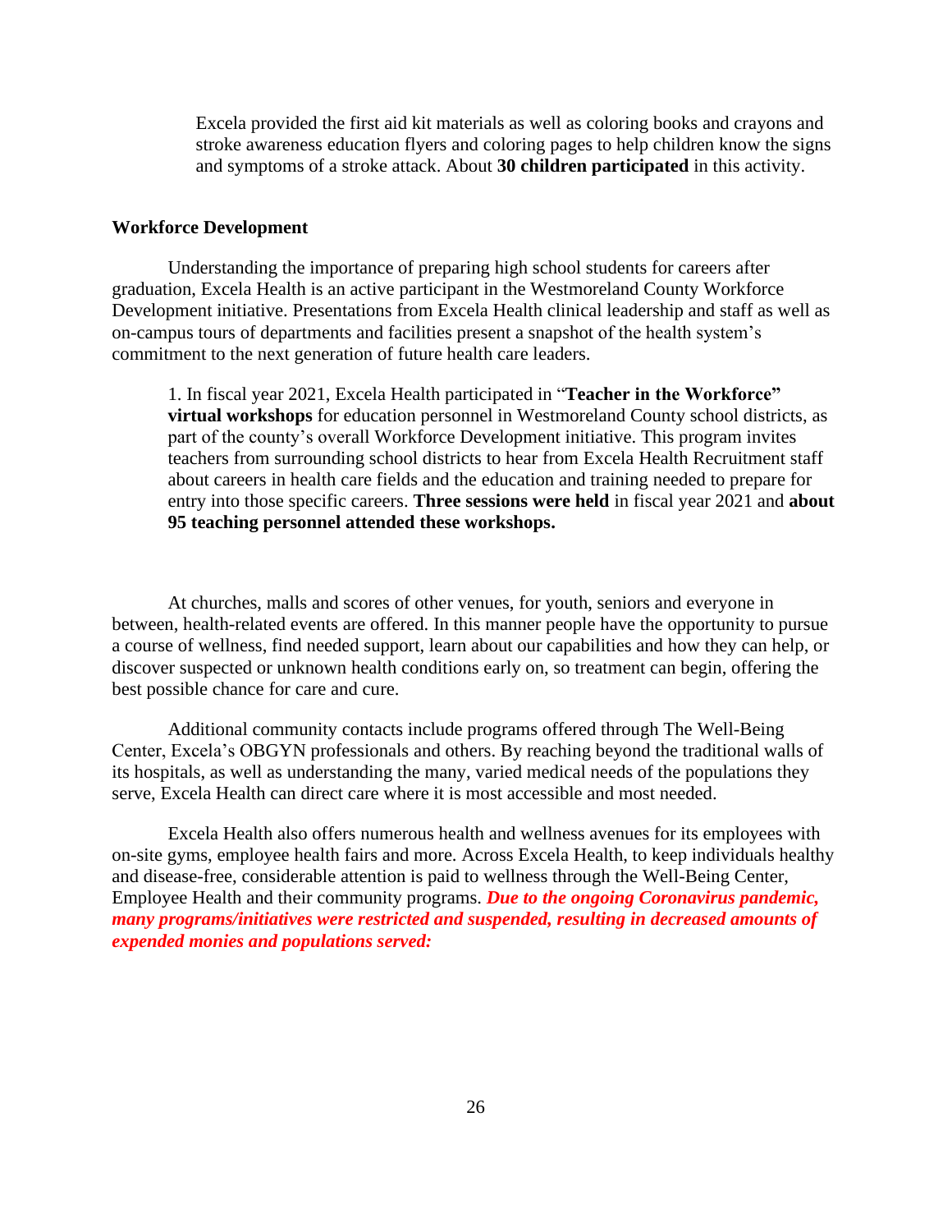Excela provided the first aid kit materials as well as coloring books and crayons and stroke awareness education flyers and coloring pages to help children know the signs and symptoms of a stroke attack. About **30 children participated** in this activity.

**Workforce Development**

Understanding the importance of preparing high school students for careers after graduation, Excela Health is an active participant in the Westmoreland County Workforce Development initiative. Presentations from Excela Health clinical leadership and staff as well as on-campus tours of departments and facilities present a snapshot of the health system's commitment to the next generation of future health care leaders.

1. In fiscal year 2021, Excela Health participated in "**Teacher in the Workforce" virtual workshops** for education personnel in Westmoreland County school districts, as part of the county's overall Workforce Development initiative. This program invites teachers from surrounding school districts to hear from Excela Health Recruitment staff about careers in health care fields and the education and training needed to prepare for entry into those specific careers. **Three sessions were held** in fiscal year 2021 and **about 95 teaching personnel attended these workshops.**

At churches, malls and scores of other venues, for youth, seniors and everyone in between, health-related events are offered. In this manner people have the opportunity to pursue a course of wellness, find needed support, learn about our capabilities and how they can help, or discover suspected or unknown health conditions early on, so treatment can begin, offering the best possible chance for care and cure.

Additional community contacts include programs offered through The Well-Being Center, Excela's OBGYN professionals and others. By reaching beyond the traditional walls of its hospitals, as well as understanding the many, varied medical needs of the populations they serve, Excela Health can direct care where it is most accessible and most needed.

Excela Health also offers numerous health and wellness avenues for its employees with on-site gyms, employee health fairs and more. Across Excela Health, to keep individuals healthy and disease-free, considerable attention is paid to wellness through the Well-Being Center, Employee Health and their community programs. ***Due to the ongoing Coronavirus pandemic, many programs/initiatives were restricted and suspended, resulting in decreased amounts of expended monies and populations served:***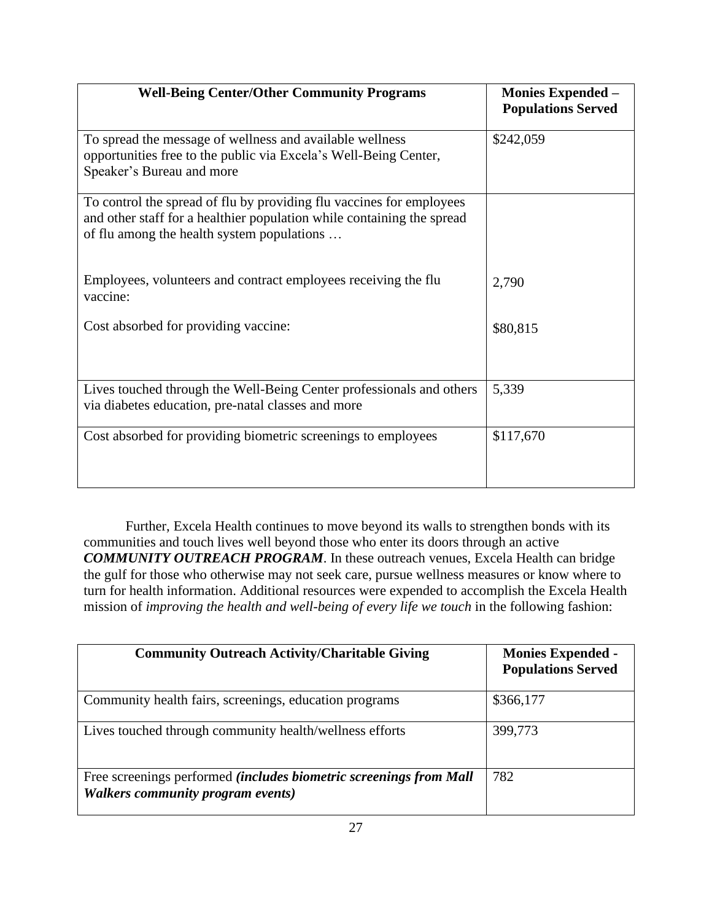| **Well-Being Center/Other Community Programs** | **Monies Expended – Populations Served** |
|---|---|
| To spread the message of wellness and available wellness opportunities free to the public via Excela's Well-Being Center, Speaker's Bureau and more | $242,059 |
| To control the spread of flu by providing flu vaccines for employees and other staff for a healthier population while containing the spread of flu among the health system populations …<br><br>Employees, volunteers and contract employees receiving the flu vaccine:<br><br>Cost absorbed for providing vaccine: | <br><br><br>2,790<br><br>$80,815 |
| Lives touched through the Well-Being Center professionals and others via diabetes education, pre-natal classes and more | 5,339 |
| Cost absorbed for providing biometric screenings to employees | $117,670 |

Further, Excela Health continues to move beyond its walls to strengthen bonds with its communities and touch lives well beyond those who enter its doors through an active ***COMMUNITY OUTREACH PROGRAM***. In these outreach venues, Excela Health can bridge the gulf for those who otherwise may not seek care, pursue wellness measures or know where to turn for health information. Additional resources were expended to accomplish the Excela Health mission of *improving the health and well-being of every life we touch* in the following fashion:

| **Community Outreach Activity/Charitable Giving** | **Monies Expended - Populations Served** |
|---|---|
| Community health fairs, screenings, education programs | $366,177 |
| Lives touched through community health/wellness efforts | 399,773 |
| Free screenings performed ***(includes biometric screenings from Mall Walkers community program events)*** | 782 |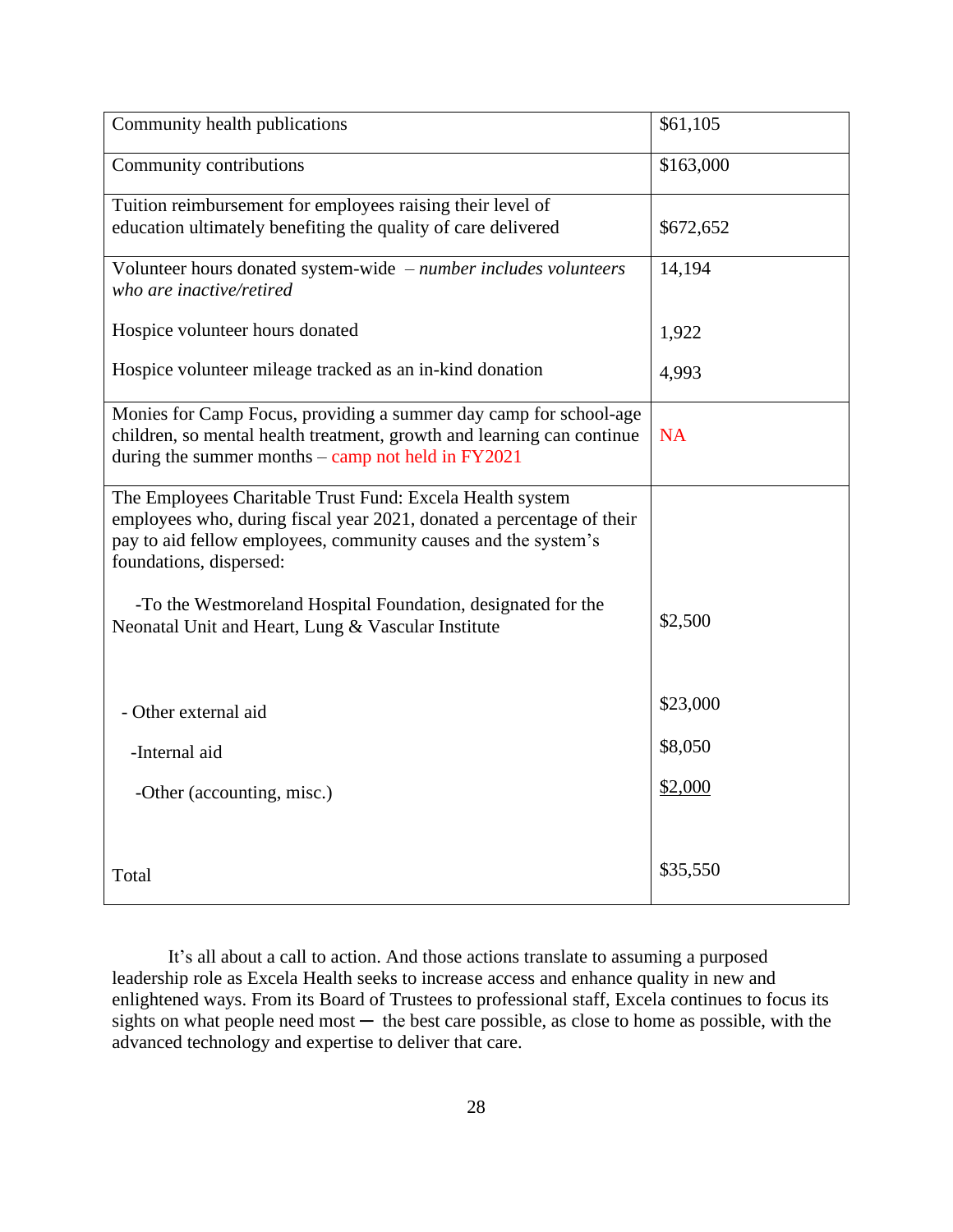| Community health publications | $61,105 |
|---|---|
| Community contributions | $163,000 |
| Tuition reimbursement for employees raising their level of education ultimately benefiting the quality of care delivered | $672,652 |
| Volunteer hours donated system-wide – *number includes volunteers who are inactive/retired* | 14,194 |
| Hospice volunteer hours donated | 1,922 |
| Hospice volunteer mileage tracked as an in-kind donation | 4,993 |
| Monies for Camp Focus, providing a summer day camp for school-age children, so mental health treatment, growth and learning can continue during the summer months – camp not held in FY2021 | NA |
| The Employees Charitable Trust Fund: Excela Health system employees who, during fiscal year 2021, donated a percentage of their pay to aid fellow employees, community causes and the system's foundations, dispersed: | |
| -To the Westmoreland Hospital Foundation, designated for the Neonatal Unit and Heart, Lung & Vascular Institute | $2,500 |
| - Other external aid | $23,000 |
| -Internal aid | $8,050 |
| -Other (accounting, misc.) | $2,000 |
| Total | $35,550 |

It's all about a call to action. And those actions translate to assuming a purposed leadership role as Excela Health seeks to increase access and enhance quality in new and enlightened ways. From its Board of Trustees to professional staff, Excela continues to focus its sights on what people need most — the best care possible, as close to home as possible, with the advanced technology and expertise to deliver that care.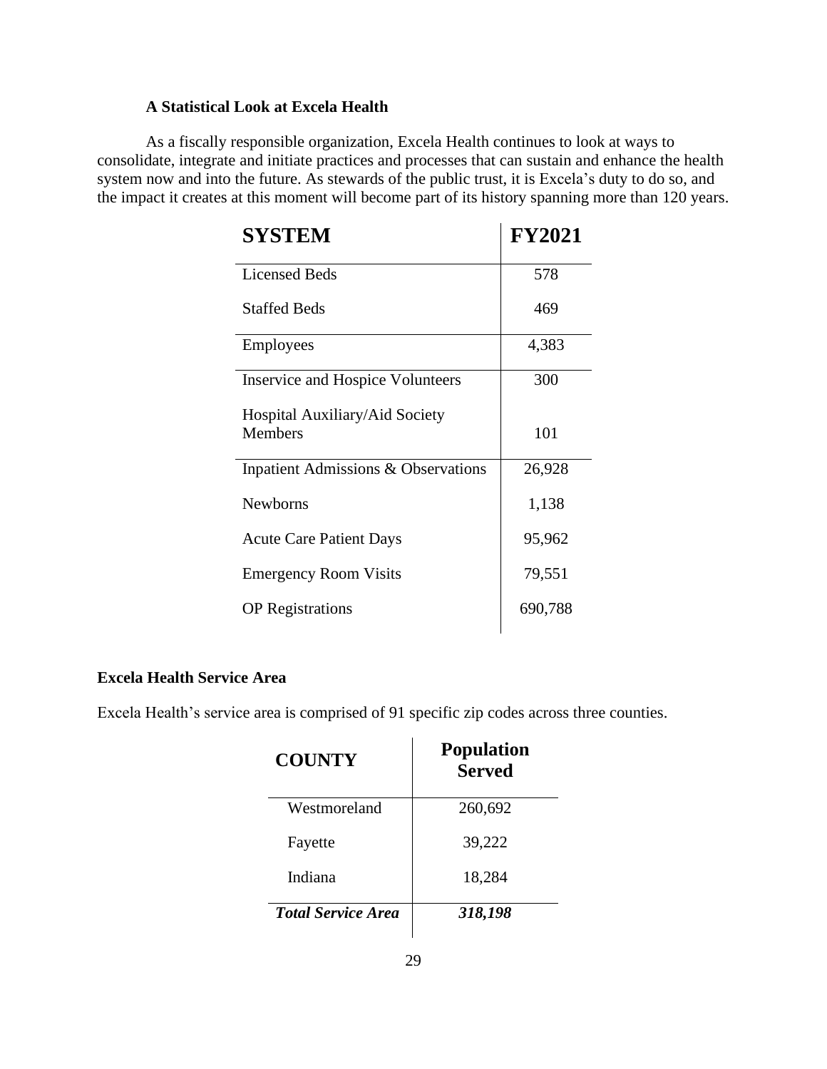### A Statistical Look at Excela Health

As a fiscally responsible organization, Excela Health continues to look at ways to consolidate, integrate and initiate practices and processes that can sustain and enhance the health system now and into the future. As stewards of the public trust, it is Excela's duty to do so, and the impact it creates at this moment will become part of its history spanning more than 120 years.

| SYSTEM | FY2021 |
|---|---|
| Licensed Beds | 578 |
| Staffed Beds | 469 |
| Employees | 4,383 |
| Inservice and Hospice Volunteers | 300 |
| Hospital Auxiliary/Aid Society Members | 101 |
| Inpatient Admissions & Observations | 26,928 |
| Newborns | 1,138 |
| Acute Care Patient Days | 95,962 |
| Emergency Room Visits | 79,551 |
| OP Registrations | 690,788 |

### Excela Health Service Area

Excela Health's service area is comprised of 91 specific zip codes across three counties.

| COUNTY | Population Served |
|---|---|
| Westmoreland | 260,692 |
| Fayette | 39,222 |
| Indiana | 18,284 |
| ***Total Service Area*** | ***318,198*** |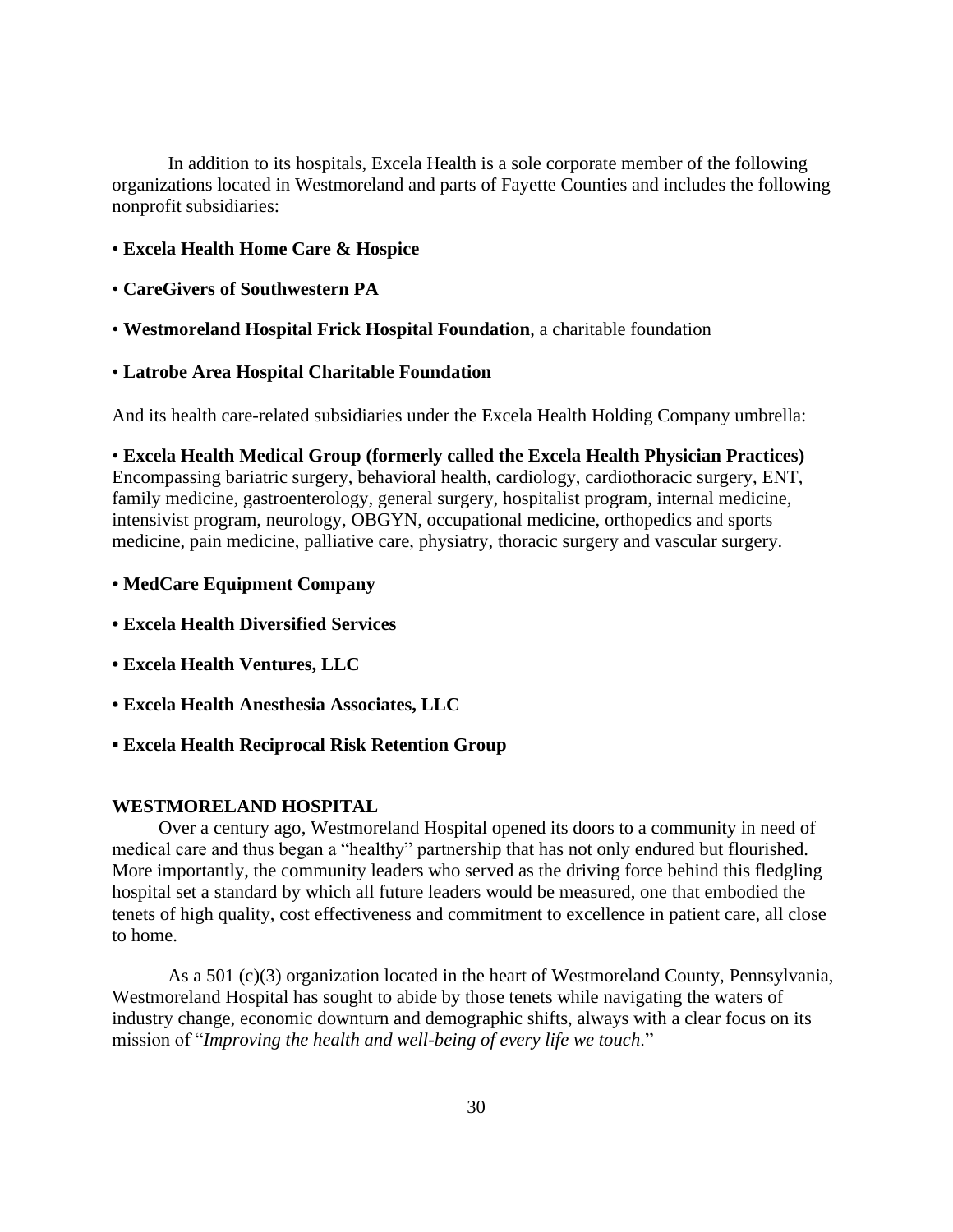In addition to its hospitals, Excela Health is a sole corporate member of the following organizations located in Westmoreland and parts of Fayette Counties and includes the following nonprofit subsidiaries:

• **Excela Health Home Care & Hospice**

• **CareGivers of Southwestern PA**

• **Westmoreland Hospital Frick Hospital Foundation**, a charitable foundation

• **Latrobe Area Hospital Charitable Foundation**

And its health care-related subsidiaries under the Excela Health Holding Company umbrella:

• **Excela Health Medical Group (formerly called the Excela Health Physician Practices)** Encompassing bariatric surgery, behavioral health, cardiology, cardiothoracic surgery, ENT, family medicine, gastroenterology, general surgery, hospitalist program, internal medicine, intensivist program, neurology, OBGYN, occupational medicine, orthopedics and sports medicine, pain medicine, palliative care, physiatry, thoracic surgery and vascular surgery.

**• MedCare Equipment Company**

**• Excela Health Diversified Services**

**• Excela Health Ventures, LLC**

**• Excela Health Anesthesia Associates, LLC**

**▪ Excela Health Reciprocal Risk Retention Group**

**WESTMORELAND HOSPITAL**

Over a century ago, Westmoreland Hospital opened its doors to a community in need of medical care and thus began a "healthy" partnership that has not only endured but flourished. More importantly, the community leaders who served as the driving force behind this fledgling hospital set a standard by which all future leaders would be measured, one that embodied the tenets of high quality, cost effectiveness and commitment to excellence in patient care, all close to home.

As a 501 (c)(3) organization located in the heart of Westmoreland County, Pennsylvania, Westmoreland Hospital has sought to abide by those tenets while navigating the waters of industry change, economic downturn and demographic shifts, always with a clear focus on its mission of "*Improving the health and well-being of every life we touch*."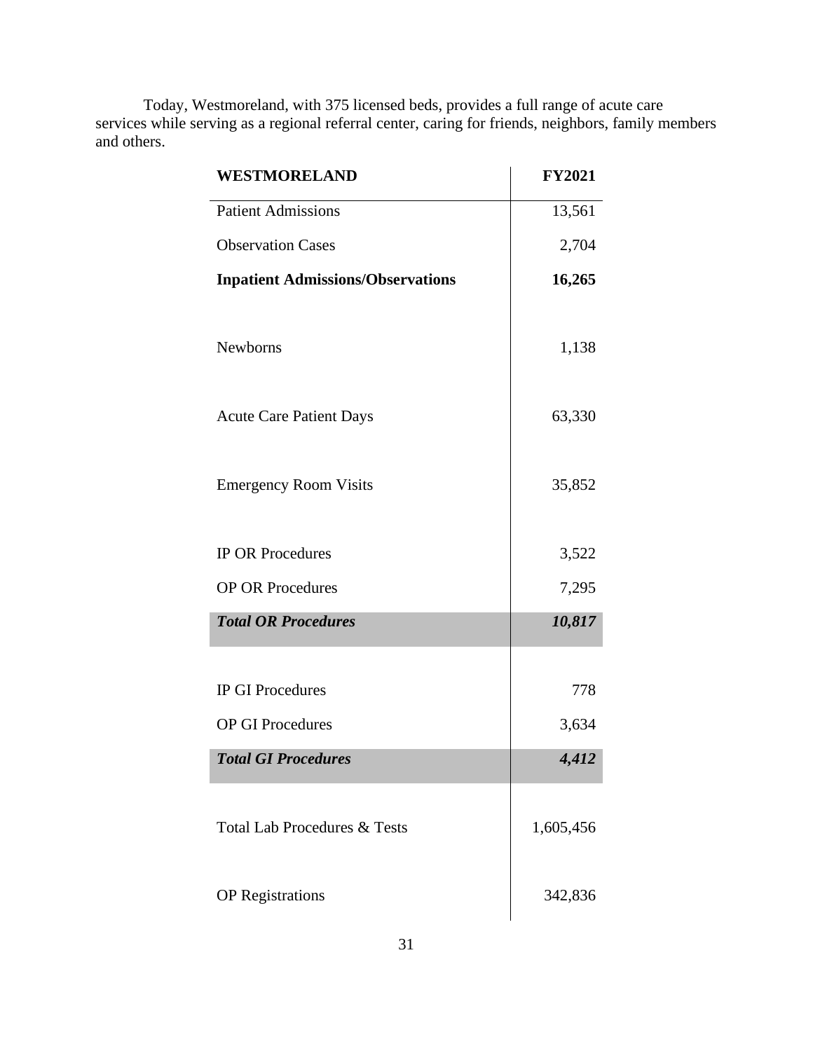Today, Westmoreland, with 375 licensed beds, provides a full range of acute care services while serving as a regional referral center, caring for friends, neighbors, family members and others.

| WESTMORELAND | FY2021 |
|---|---:|
| Patient Admissions | 13,561 |
| Observation Cases | 2,704 |
| **Inpatient Admissions/Observations** | **16,265** |
| | |
| Newborns | 1,138 |
| | |
| Acute Care Patient Days | 63,330 |
| | |
| Emergency Room Visits | 35,852 |
| | |
| IP OR Procedures | 3,522 |
| OP OR Procedures | 7,295 |
| ***Total OR Procedures*** | ***10,817*** |
| | |
| IP GI Procedures | 778 |
| OP GI Procedures | 3,634 |
| ***Total GI Procedures*** | ***4,412*** |
| | |
| Total Lab Procedures & Tests | 1,605,456 |
| | |
| OP Registrations | 342,836 |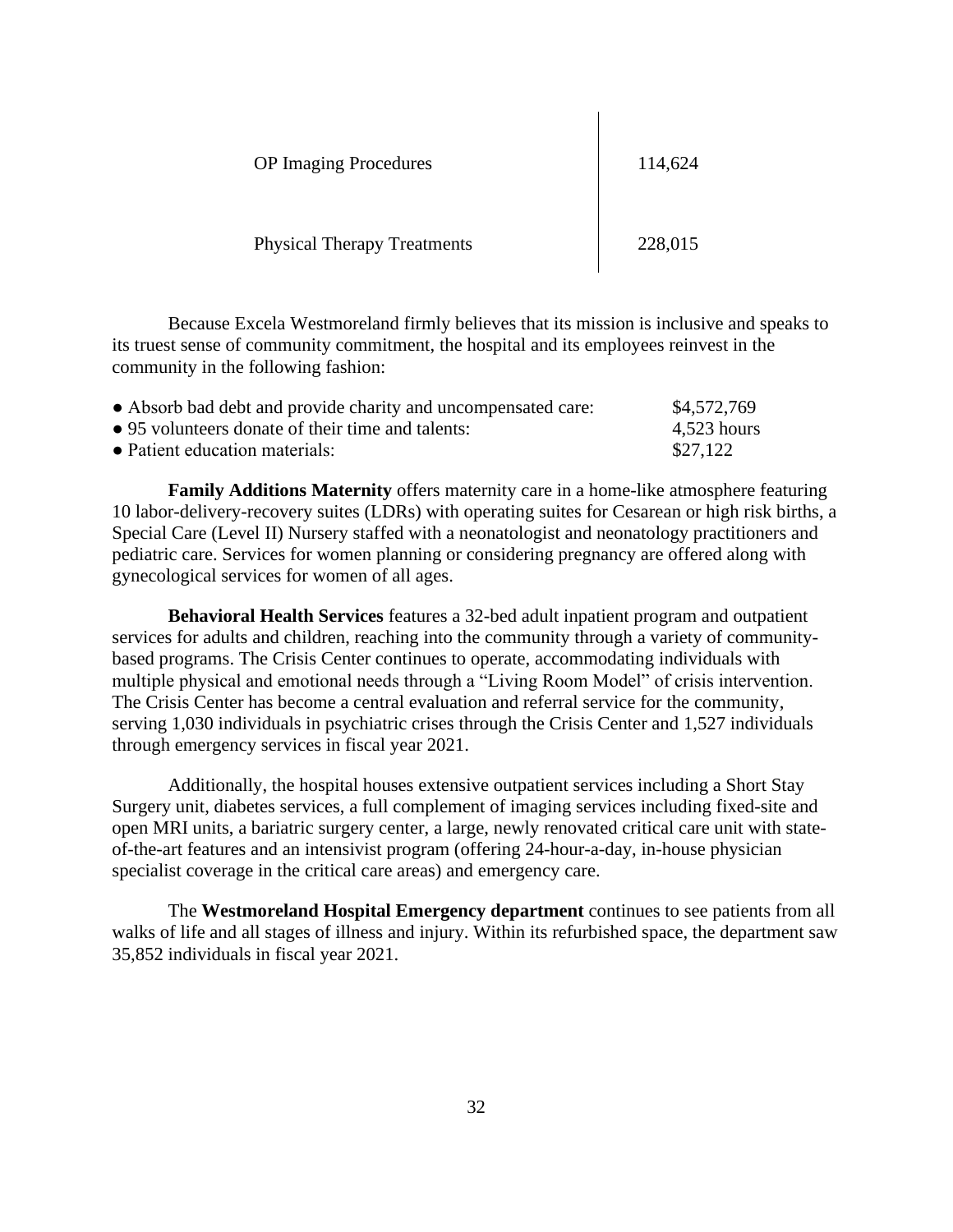| OP Imaging Procedures | 114,624 |
|---|---|
| Physical Therapy Treatments | 228,015 |

Because Excela Westmoreland firmly believes that its mission is inclusive and speaks to its truest sense of community commitment, the hospital and its employees reinvest in the community in the following fashion:

| | |
|---|---|
| ● Absorb bad debt and provide charity and uncompensated care: | $4,572,769 |
| ● 95 volunteers donate of their time and talents: | 4,523 hours |
| ● Patient education materials: | $27,122 |

**Family Additions Maternity** offers maternity care in a home-like atmosphere featuring 10 labor-delivery-recovery suites (LDRs) with operating suites for Cesarean or high risk births, a Special Care (Level II) Nursery staffed with a neonatologist and neonatology practitioners and pediatric care. Services for women planning or considering pregnancy are offered along with gynecological services for women of all ages.

**Behavioral Health Services** features a 32-bed adult inpatient program and outpatient services for adults and children, reaching into the community through a variety of community-based programs. The Crisis Center continues to operate, accommodating individuals with multiple physical and emotional needs through a "Living Room Model" of crisis intervention. The Crisis Center has become a central evaluation and referral service for the community, serving 1,030 individuals in psychiatric crises through the Crisis Center and 1,527 individuals through emergency services in fiscal year 2021.

Additionally, the hospital houses extensive outpatient services including a Short Stay Surgery unit, diabetes services, a full complement of imaging services including fixed-site and open MRI units, a bariatric surgery center, a large, newly renovated critical care unit with state-of-the-art features and an intensivist program (offering 24-hour-a-day, in-house physician specialist coverage in the critical care areas) and emergency care.

The **Westmoreland Hospital Emergency department** continues to see patients from all walks of life and all stages of illness and injury. Within its refurbished space, the department saw 35,852 individuals in fiscal year 2021.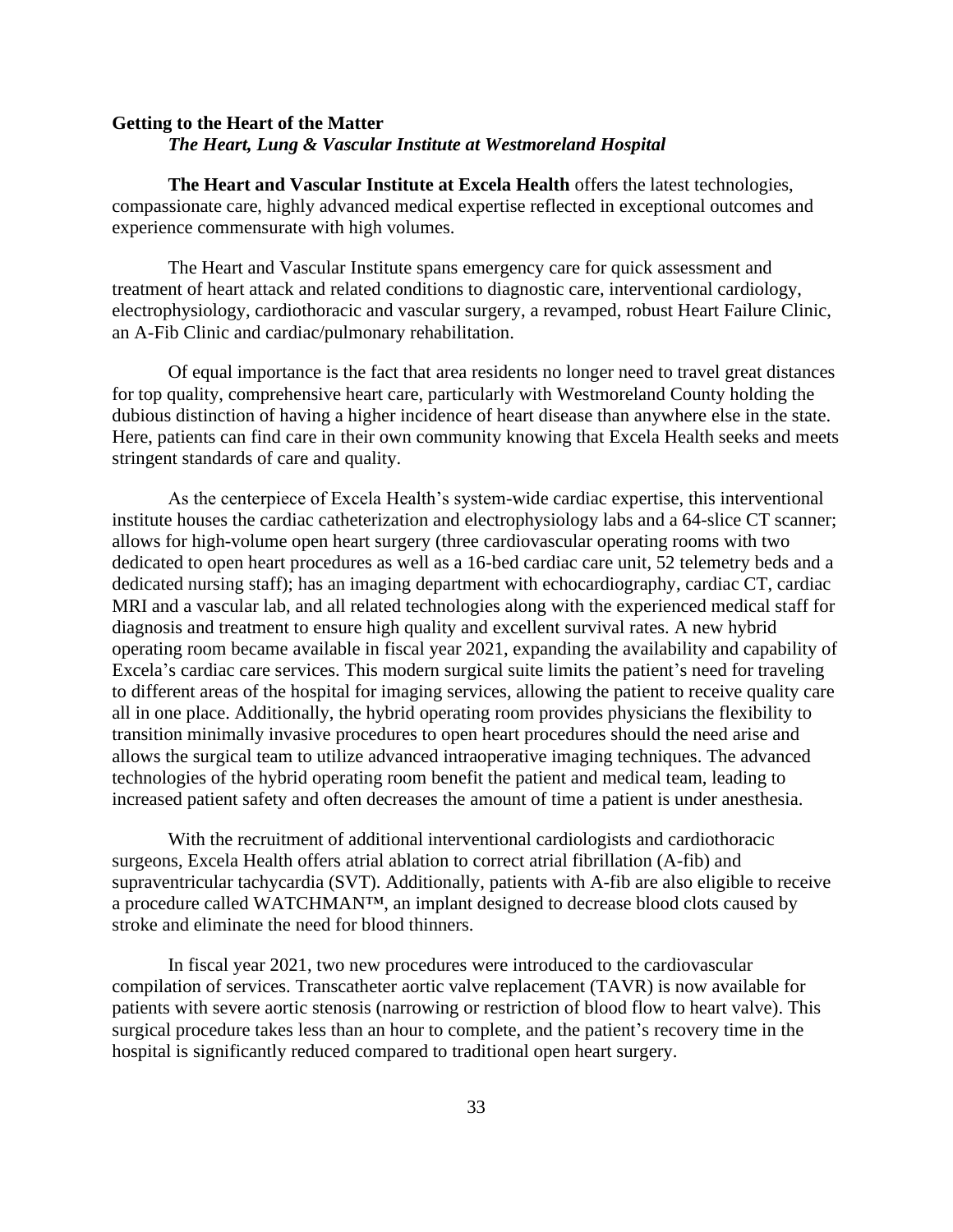**Getting to the Heart of the Matter**
***The Heart, Lung & Vascular Institute at Westmoreland Hospital***

**The Heart and Vascular Institute at Excela Health** offers the latest technologies, compassionate care, highly advanced medical expertise reflected in exceptional outcomes and experience commensurate with high volumes.

The Heart and Vascular Institute spans emergency care for quick assessment and treatment of heart attack and related conditions to diagnostic care, interventional cardiology, electrophysiology, cardiothoracic and vascular surgery, a revamped, robust Heart Failure Clinic, an A-Fib Clinic and cardiac/pulmonary rehabilitation.

Of equal importance is the fact that area residents no longer need to travel great distances for top quality, comprehensive heart care, particularly with Westmoreland County holding the dubious distinction of having a higher incidence of heart disease than anywhere else in the state. Here, patients can find care in their own community knowing that Excela Health seeks and meets stringent standards of care and quality.

As the centerpiece of Excela Health's system-wide cardiac expertise, this interventional institute houses the cardiac catheterization and electrophysiology labs and a 64-slice CT scanner; allows for high-volume open heart surgery (three cardiovascular operating rooms with two dedicated to open heart procedures as well as a 16-bed cardiac care unit, 52 telemetry beds and a dedicated nursing staff); has an imaging department with echocardiography, cardiac CT, cardiac MRI and a vascular lab, and all related technologies along with the experienced medical staff for diagnosis and treatment to ensure high quality and excellent survival rates. A new hybrid operating room became available in fiscal year 2021, expanding the availability and capability of Excela's cardiac care services. This modern surgical suite limits the patient's need for traveling to different areas of the hospital for imaging services, allowing the patient to receive quality care all in one place. Additionally, the hybrid operating room provides physicians the flexibility to transition minimally invasive procedures to open heart procedures should the need arise and allows the surgical team to utilize advanced intraoperative imaging techniques. The advanced technologies of the hybrid operating room benefit the patient and medical team, leading to increased patient safety and often decreases the amount of time a patient is under anesthesia.

With the recruitment of additional interventional cardiologists and cardiothoracic surgeons, Excela Health offers atrial ablation to correct atrial fibrillation (A-fib) and supraventricular tachycardia (SVT). Additionally, patients with A-fib are also eligible to receive a procedure called WATCHMAN™, an implant designed to decrease blood clots caused by stroke and eliminate the need for blood thinners.

In fiscal year 2021, two new procedures were introduced to the cardiovascular compilation of services. Transcatheter aortic valve replacement (TAVR) is now available for patients with severe aortic stenosis (narrowing or restriction of blood flow to heart valve). This surgical procedure takes less than an hour to complete, and the patient's recovery time in the hospital is significantly reduced compared to traditional open heart surgery.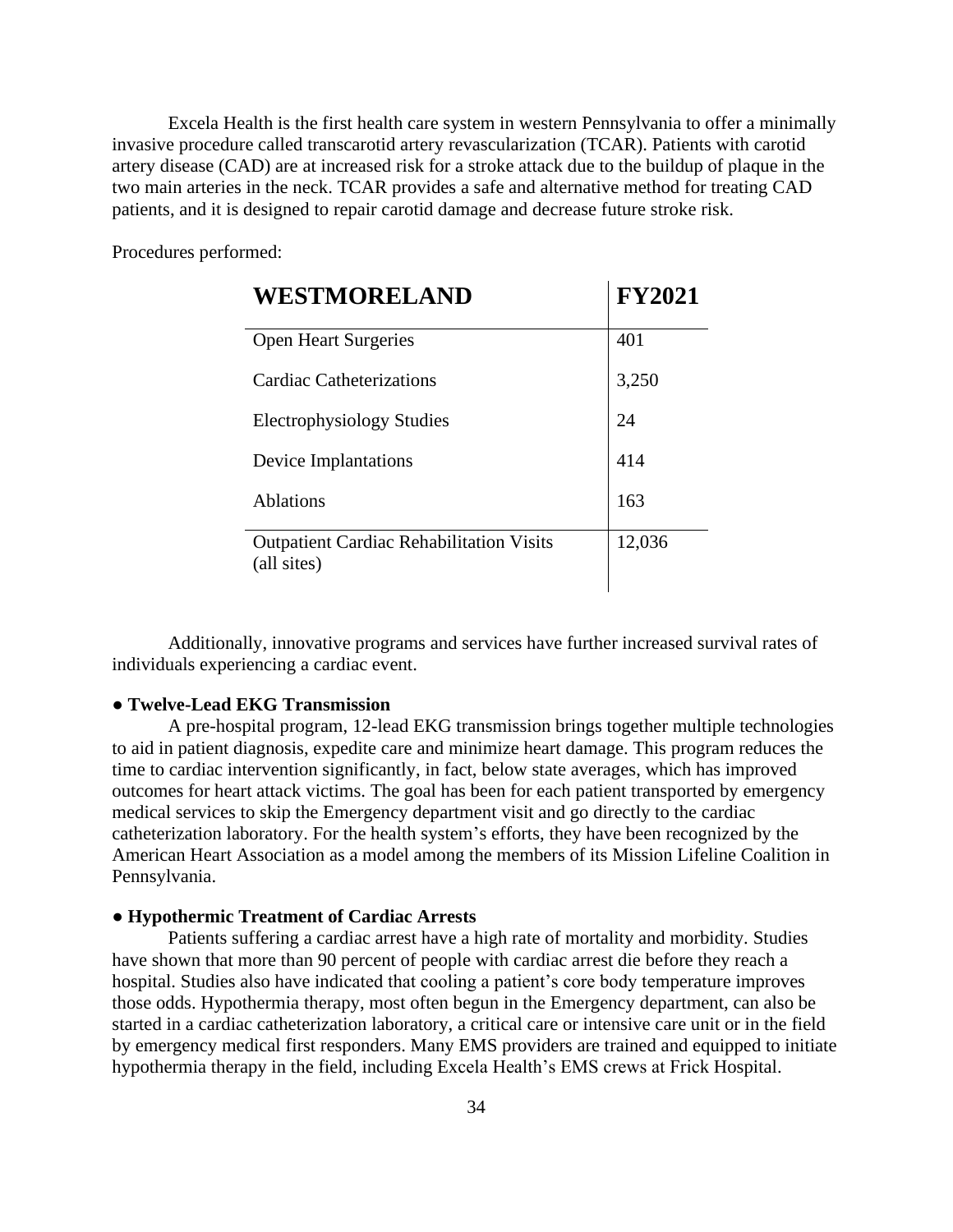Excela Health is the first health care system in western Pennsylvania to offer a minimally invasive procedure called transcarotid artery revascularization (TCAR). Patients with carotid artery disease (CAD) are at increased risk for a stroke attack due to the buildup of plaque in the two main arteries in the neck. TCAR provides a safe and alternative method for treating CAD patients, and it is designed to repair carotid damage and decrease future stroke risk.

Procedures performed:

| WESTMORELAND | FY2021 |
|---|---|
| Open Heart Surgeries | 401 |
| Cardiac Catheterizations | 3,250 |
| Electrophysiology Studies | 24 |
| Device Implantations | 414 |
| Ablations | 163 |
| Outpatient Cardiac Rehabilitation Visits (all sites) | 12,036 |

Additionally, innovative programs and services have further increased survival rates of individuals experiencing a cardiac event.

**● Twelve-Lead EKG Transmission**

A pre-hospital program, 12-lead EKG transmission brings together multiple technologies to aid in patient diagnosis, expedite care and minimize heart damage. This program reduces the time to cardiac intervention significantly, in fact, below state averages, which has improved outcomes for heart attack victims. The goal has been for each patient transported by emergency medical services to skip the Emergency department visit and go directly to the cardiac catheterization laboratory. For the health system's efforts, they have been recognized by the American Heart Association as a model among the members of its Mission Lifeline Coalition in Pennsylvania.

**● Hypothermic Treatment of Cardiac Arrests**

Patients suffering a cardiac arrest have a high rate of mortality and morbidity. Studies have shown that more than 90 percent of people with cardiac arrest die before they reach a hospital. Studies also have indicated that cooling a patient's core body temperature improves those odds. Hypothermia therapy, most often begun in the Emergency department, can also be started in a cardiac catheterization laboratory, a critical care or intensive care unit or in the field by emergency medical first responders. Many EMS providers are trained and equipped to initiate hypothermia therapy in the field, including Excela Health's EMS crews at Frick Hospital.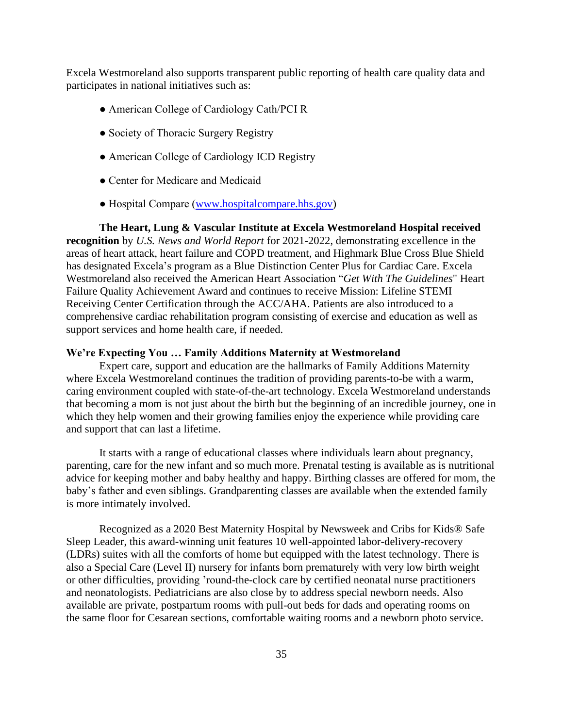Excela Westmoreland also supports transparent public reporting of health care quality data and participates in national initiatives such as:

- American College of Cardiology Cath/PCI R
- Society of Thoracic Surgery Registry
- American College of Cardiology ICD Registry
- Center for Medicare and Medicaid
- Hospital Compare ([www.hospitalcompare.hhs.gov](http://www.hospitalcompare.hhs.gov))

**The Heart, Lung & Vascular Institute at Excela Westmoreland Hospital received recognition** by *U.S. News and World Report* for 2021-2022, demonstrating excellence in the areas of heart attack, heart failure and COPD treatment, and Highmark Blue Cross Blue Shield has designated Excela's program as a Blue Distinction Center Plus for Cardiac Care. Excela Westmoreland also received the American Heart Association "*Get With The Guidelines*" Heart Failure Quality Achievement Award and continues to receive Mission: Lifeline STEMI Receiving Center Certification through the ACC/AHA. Patients are also introduced to a comprehensive cardiac rehabilitation program consisting of exercise and education as well as support services and home health care, if needed.

**We're Expecting You … Family Additions Maternity at Westmoreland**

Expert care, support and education are the hallmarks of Family Additions Maternity where Excela Westmoreland continues the tradition of providing parents-to-be with a warm, caring environment coupled with state-of-the-art technology. Excela Westmoreland understands that becoming a mom is not just about the birth but the beginning of an incredible journey, one in which they help women and their growing families enjoy the experience while providing care and support that can last a lifetime.

It starts with a range of educational classes where individuals learn about pregnancy, parenting, care for the new infant and so much more. Prenatal testing is available as is nutritional advice for keeping mother and baby healthy and happy. Birthing classes are offered for mom, the baby's father and even siblings. Grandparenting classes are available when the extended family is more intimately involved.

Recognized as a 2020 Best Maternity Hospital by Newsweek and Cribs for Kids® Safe Sleep Leader, this award-winning unit features 10 well-appointed labor-delivery-recovery (LDRs) suites with all the comforts of home but equipped with the latest technology. There is also a Special Care (Level II) nursery for infants born prematurely with very low birth weight or other difficulties, providing 'round-the-clock care by certified neonatal nurse practitioners and neonatologists. Pediatricians are also close by to address special newborn needs. Also available are private, postpartum rooms with pull-out beds for dads and operating rooms on the same floor for Cesarean sections, comfortable waiting rooms and a newborn photo service.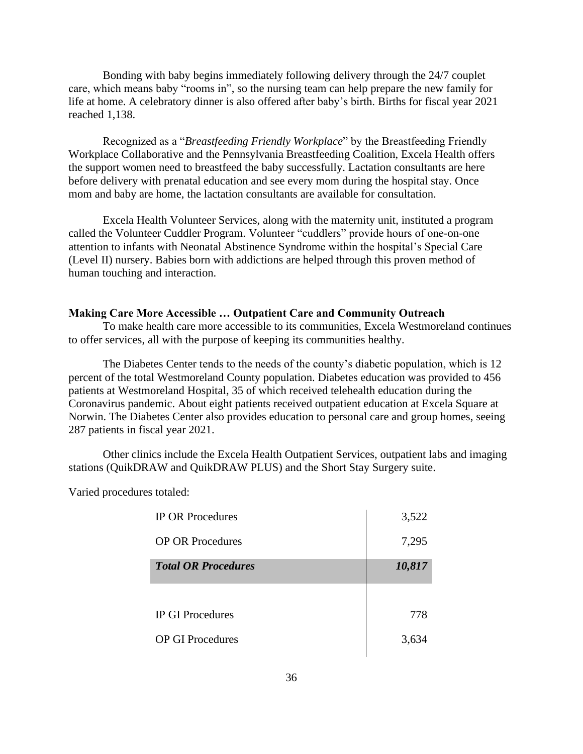Bonding with baby begins immediately following delivery through the 24/7 couplet care, which means baby "rooms in", so the nursing team can help prepare the new family for life at home. A celebratory dinner is also offered after baby's birth. Births for fiscal year 2021 reached 1,138.

Recognized as a "*Breastfeeding Friendly Workplace*" by the Breastfeeding Friendly Workplace Collaborative and the Pennsylvania Breastfeeding Coalition, Excela Health offers the support women need to breastfeed the baby successfully. Lactation consultants are here before delivery with prenatal education and see every mom during the hospital stay. Once mom and baby are home, the lactation consultants are available for consultation.

Excela Health Volunteer Services, along with the maternity unit, instituted a program called the Volunteer Cuddler Program. Volunteer "cuddlers" provide hours of one-on-one attention to infants with Neonatal Abstinence Syndrome within the hospital's Special Care (Level II) nursery. Babies born with addictions are helped through this proven method of human touching and interaction.

**Making Care More Accessible … Outpatient Care and Community Outreach**

To make health care more accessible to its communities, Excela Westmoreland continues to offer services, all with the purpose of keeping its communities healthy.

The Diabetes Center tends to the needs of the county's diabetic population, which is 12 percent of the total Westmoreland County population. Diabetes education was provided to 456 patients at Westmoreland Hospital, 35 of which received telehealth education during the Coronavirus pandemic. About eight patients received outpatient education at Excela Square at Norwin. The Diabetes Center also provides education to personal care and group homes, seeing 287 patients in fiscal year 2021.

Other clinics include the Excela Health Outpatient Services, outpatient labs and imaging stations (QuikDRAW and QuikDRAW PLUS) and the Short Stay Surgery suite.

Varied procedures totaled:

| | |
|---|---:|
| IP OR Procedures | 3,522 |
| OP OR Procedures | 7,295 |
| ***Total OR Procedures*** | ***10,817*** |
| | |
| IP GI Procedures | 778 |
| OP GI Procedures | 3,634 |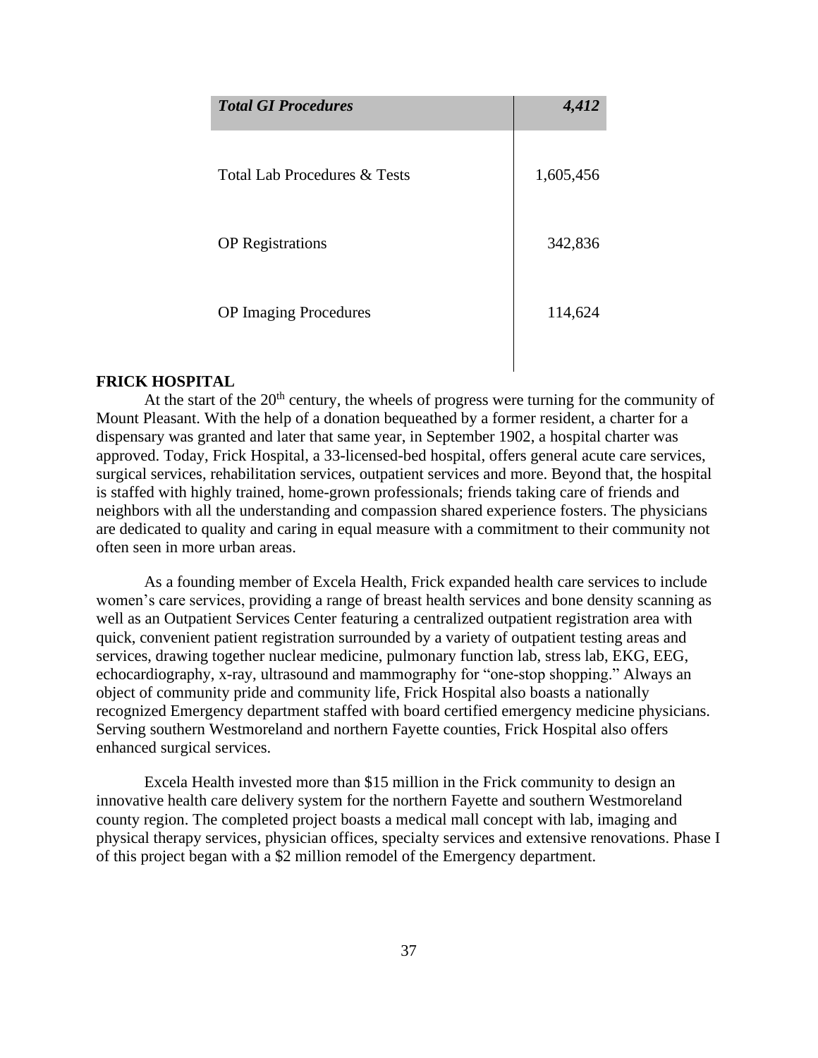| ***Total GI Procedures*** | ***4,412*** |
|---|---|
| Total Lab Procedures & Tests | 1,605,456 |
| OP Registrations | 342,836 |
| OP Imaging Procedures | 114,624 |

**FRICK HOSPITAL**

At the start of the 20th century, the wheels of progress were turning for the community of Mount Pleasant. With the help of a donation bequeathed by a former resident, a charter for a dispensary was granted and later that same year, in September 1902, a hospital charter was approved. Today, Frick Hospital, a 33-licensed-bed hospital, offers general acute care services, surgical services, rehabilitation services, outpatient services and more. Beyond that, the hospital is staffed with highly trained, home-grown professionals; friends taking care of friends and neighbors with all the understanding and compassion shared experience fosters. The physicians are dedicated to quality and caring in equal measure with a commitment to their community not often seen in more urban areas.

As a founding member of Excela Health, Frick expanded health care services to include women's care services, providing a range of breast health services and bone density scanning as well as an Outpatient Services Center featuring a centralized outpatient registration area with quick, convenient patient registration surrounded by a variety of outpatient testing areas and services, drawing together nuclear medicine, pulmonary function lab, stress lab, EKG, EEG, echocardiography, x-ray, ultrasound and mammography for "one-stop shopping." Always an object of community pride and community life, Frick Hospital also boasts a nationally recognized Emergency department staffed with board certified emergency medicine physicians. Serving southern Westmoreland and northern Fayette counties, Frick Hospital also offers enhanced surgical services.

Excela Health invested more than $15 million in the Frick community to design an innovative health care delivery system for the northern Fayette and southern Westmoreland county region. The completed project boasts a medical mall concept with lab, imaging and physical therapy services, physician offices, specialty services and extensive renovations. Phase I of this project began with a $2 million remodel of the Emergency department.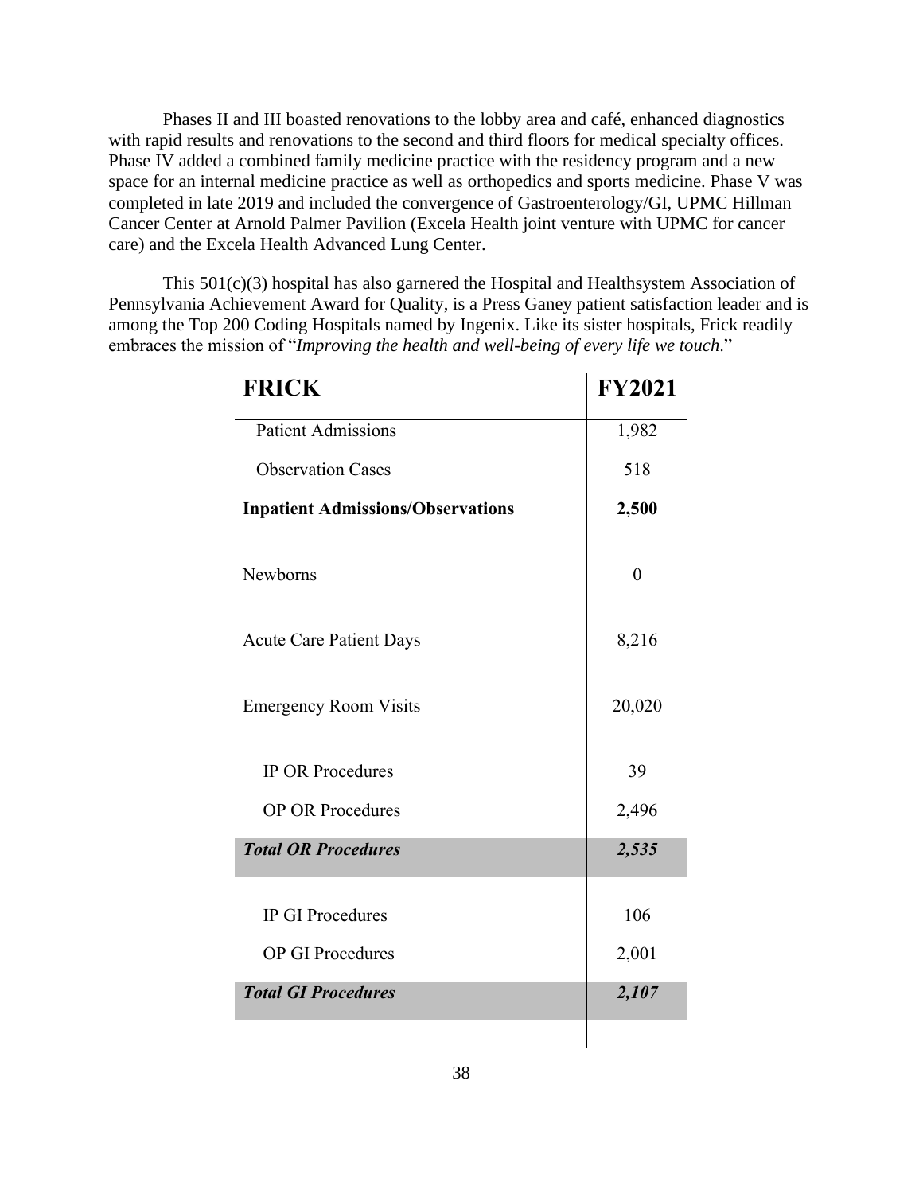Phases II and III boasted renovations to the lobby area and café, enhanced diagnostics with rapid results and renovations to the second and third floors for medical specialty offices. Phase IV added a combined family medicine practice with the residency program and a new space for an internal medicine practice as well as orthopedics and sports medicine. Phase V was completed in late 2019 and included the convergence of Gastroenterology/GI, UPMC Hillman Cancer Center at Arnold Palmer Pavilion (Excela Health joint venture with UPMC for cancer care) and the Excela Health Advanced Lung Center.

This 501(c)(3) hospital has also garnered the Hospital and Healthsystem Association of Pennsylvania Achievement Award for Quality, is a Press Ganey patient satisfaction leader and is among the Top 200 Coding Hospitals named by Ingenix. Like its sister hospitals, Frick readily embraces the mission of "*Improving the health and well-being of every life we touch*."

| **FRICK** | **FY2021** |
|---|---|
| Patient Admissions | 1,982 |
| Observation Cases | 518 |
| **Inpatient Admissions/Observations** | **2,500** |
| Newborns | 0 |
| Acute Care Patient Days | 8,216 |
| Emergency Room Visits | 20,020 |
| IP OR Procedures | 39 |
| OP OR Procedures | 2,496 |
| ***Total OR Procedures*** | ***2,535*** |
| IP GI Procedures | 106 |
| OP GI Procedures | 2,001 |
| ***Total GI Procedures*** | ***2,107*** |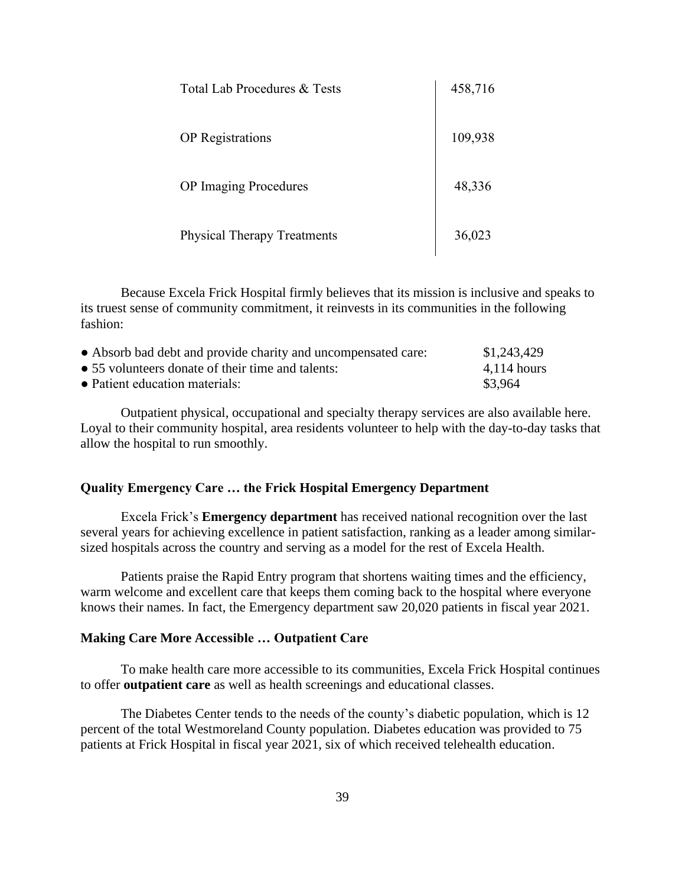| | |
|---|---|
| Total Lab Procedures & Tests | 458,716 |
| OP Registrations | 109,938 |
| OP Imaging Procedures | 48,336 |
| Physical Therapy Treatments | 36,023 |

Because Excela Frick Hospital firmly believes that its mission is inclusive and speaks to its truest sense of community commitment, it reinvests in its communities in the following fashion:

| | |
|---|---|
| ● Absorb bad debt and provide charity and uncompensated care: | $1,243,429 |
| ● 55 volunteers donate of their time and talents: | 4,114 hours |
| ● Patient education materials: | $3,964 |

Outpatient physical, occupational and specialty therapy services are also available here. Loyal to their community hospital, area residents volunteer to help with the day-to-day tasks that allow the hospital to run smoothly.

**Quality Emergency Care … the Frick Hospital Emergency Department**

Excela Frick's **Emergency department** has received national recognition over the last several years for achieving excellence in patient satisfaction, ranking as a leader among similar-sized hospitals across the country and serving as a model for the rest of Excela Health.

Patients praise the Rapid Entry program that shortens waiting times and the efficiency, warm welcome and excellent care that keeps them coming back to the hospital where everyone knows their names. In fact, the Emergency department saw 20,020 patients in fiscal year 2021.

**Making Care More Accessible … Outpatient Care**

To make health care more accessible to its communities, Excela Frick Hospital continues to offer **outpatient care** as well as health screenings and educational classes.

The Diabetes Center tends to the needs of the county's diabetic population, which is 12 percent of the total Westmoreland County population. Diabetes education was provided to 75 patients at Frick Hospital in fiscal year 2021, six of which received telehealth education.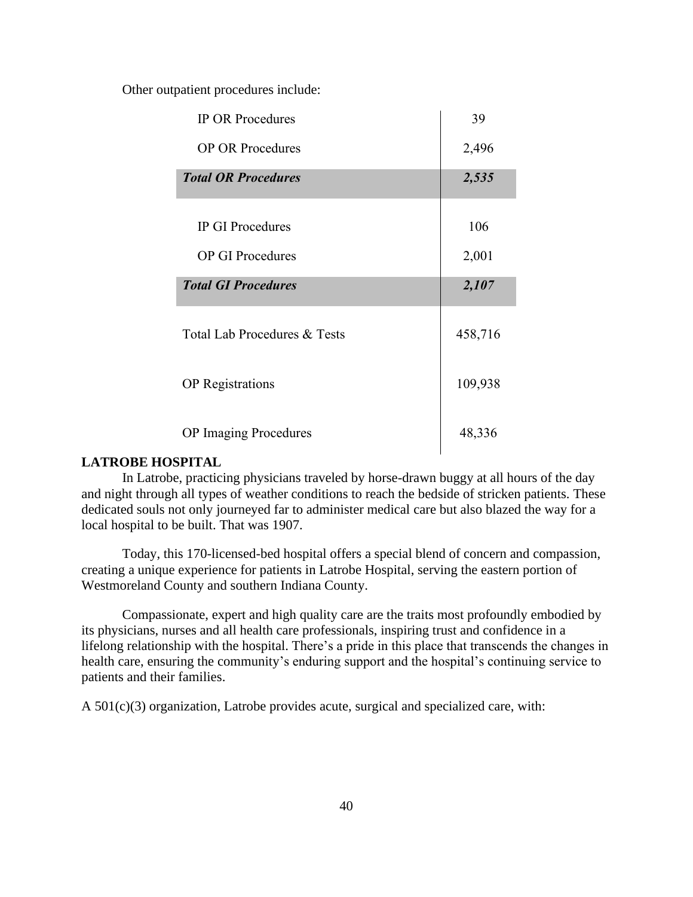Other outpatient procedures include:

| | |
|---|---|
| IP OR Procedures | 39 |
| OP OR Procedures | 2,496 |
| ***Total OR Procedures*** | ***2,535*** |
| IP GI Procedures | 106 |
| OP GI Procedures | 2,001 |
| ***Total GI Procedures*** | ***2,107*** |
| Total Lab Procedures & Tests | 458,716 |
| OP Registrations | 109,938 |
| OP Imaging Procedures | 48,336 |

**LATROBE HOSPITAL**

In Latrobe, practicing physicians traveled by horse-drawn buggy at all hours of the day and night through all types of weather conditions to reach the bedside of stricken patients. These dedicated souls not only journeyed far to administer medical care but also blazed the way for a local hospital to be built. That was 1907.

Today, this 170-licensed-bed hospital offers a special blend of concern and compassion, creating a unique experience for patients in Latrobe Hospital, serving the eastern portion of Westmoreland County and southern Indiana County.

Compassionate, expert and high quality care are the traits most profoundly embodied by its physicians, nurses and all health care professionals, inspiring trust and confidence in a lifelong relationship with the hospital. There's a pride in this place that transcends the changes in health care, ensuring the community's enduring support and the hospital's continuing service to patients and their families.

A 501(c)(3) organization, Latrobe provides acute, surgical and specialized care, with: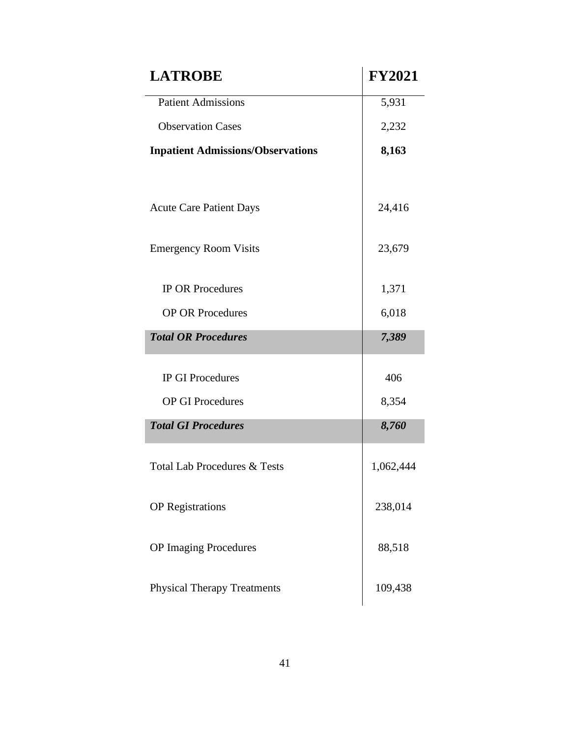| **LATROBE** | **FY2021** |
| --- | --- |
| Patient Admissions | 5,931 |
| Observation Cases | 2,232 |
| **Inpatient Admissions/Observations** | **8,163** |
| | |
| Acute Care Patient Days | 24,416 |
| Emergency Room Visits | 23,679 |
| IP OR Procedures | 1,371 |
| OP OR Procedures | 6,018 |
| ***Total OR Procedures*** | ***7,389*** |
| IP GI Procedures | 406 |
| OP GI Procedures | 8,354 |
| ***Total GI Procedures*** | ***8,760*** |
| Total Lab Procedures & Tests | 1,062,444 |
| OP Registrations | 238,014 |
| OP Imaging Procedures | 88,518 |
| Physical Therapy Treatments | 109,438 |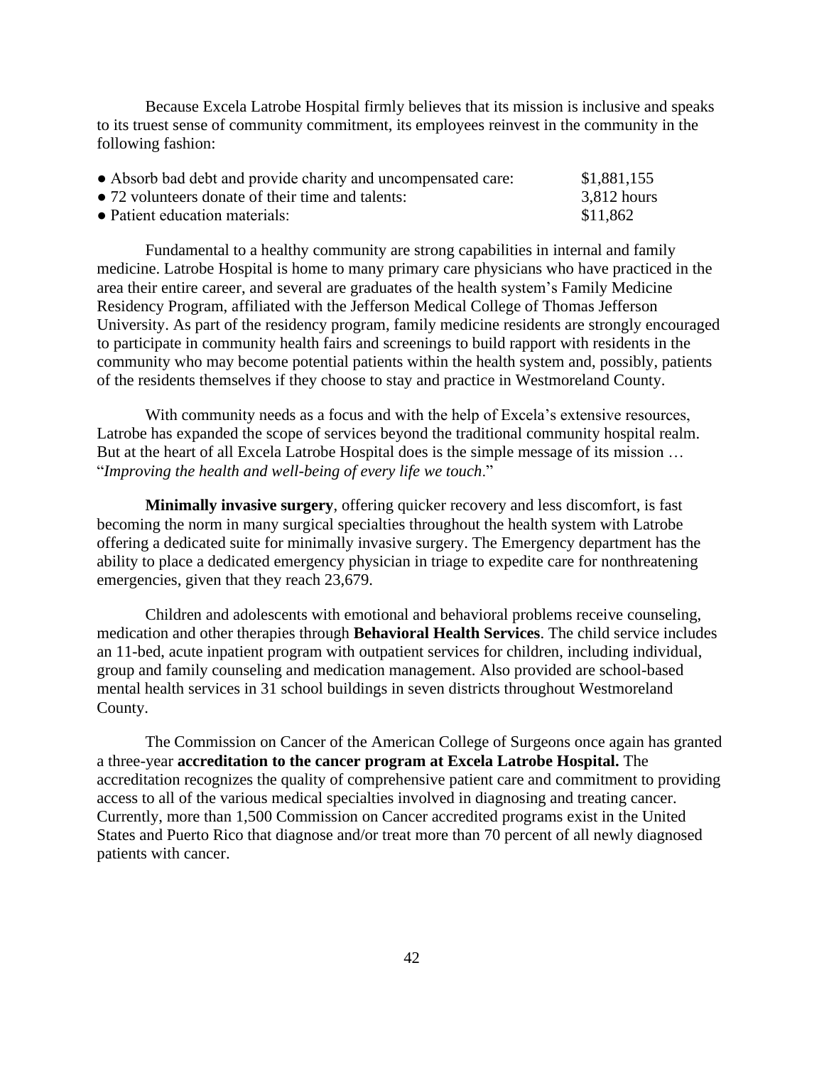Because Excela Latrobe Hospital firmly believes that its mission is inclusive and speaks to its truest sense of community commitment, its employees reinvest in the community in the following fashion:

| | |
|---|---|
| ● Absorb bad debt and provide charity and uncompensated care: | $1,881,155 |
| ● 72 volunteers donate of their time and talents: | 3,812 hours |
| ● Patient education materials: | $11,862 |

Fundamental to a healthy community are strong capabilities in internal and family medicine. Latrobe Hospital is home to many primary care physicians who have practiced in the area their entire career, and several are graduates of the health system's Family Medicine Residency Program, affiliated with the Jefferson Medical College of Thomas Jefferson University. As part of the residency program, family medicine residents are strongly encouraged to participate in community health fairs and screenings to build rapport with residents in the community who may become potential patients within the health system and, possibly, patients of the residents themselves if they choose to stay and practice in Westmoreland County.

With community needs as a focus and with the help of Excela's extensive resources, Latrobe has expanded the scope of services beyond the traditional community hospital realm. But at the heart of all Excela Latrobe Hospital does is the simple message of its mission … "*Improving the health and well-being of every life we touch*."

**Minimally invasive surgery**, offering quicker recovery and less discomfort, is fast becoming the norm in many surgical specialties throughout the health system with Latrobe offering a dedicated suite for minimally invasive surgery. The Emergency department has the ability to place a dedicated emergency physician in triage to expedite care for nonthreatening emergencies, given that they reach 23,679.

Children and adolescents with emotional and behavioral problems receive counseling, medication and other therapies through **Behavioral Health Services**. The child service includes an 11-bed, acute inpatient program with outpatient services for children, including individual, group and family counseling and medication management. Also provided are school-based mental health services in 31 school buildings in seven districts throughout Westmoreland County.

The Commission on Cancer of the American College of Surgeons once again has granted a three-year **accreditation to the cancer program at Excela Latrobe Hospital.** The accreditation recognizes the quality of comprehensive patient care and commitment to providing access to all of the various medical specialties involved in diagnosing and treating cancer. Currently, more than 1,500 Commission on Cancer accredited programs exist in the United States and Puerto Rico that diagnose and/or treat more than 70 percent of all newly diagnosed patients with cancer.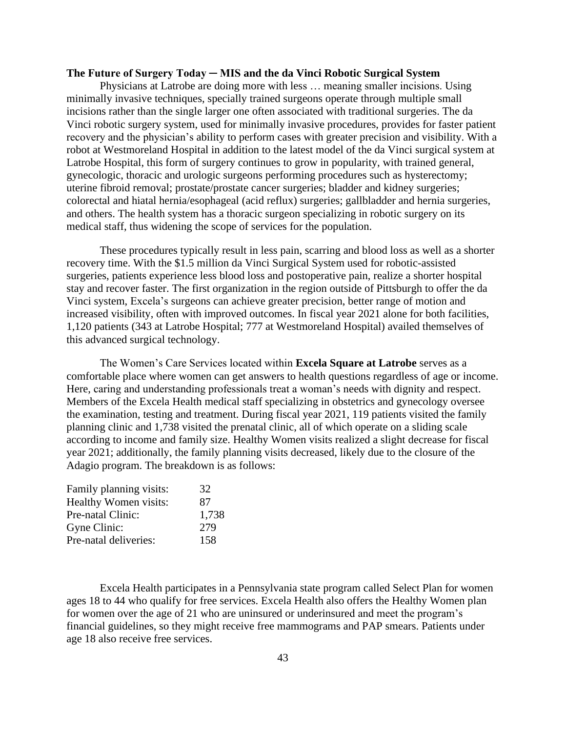**The Future of Surgery Today ─ MIS and the da Vinci Robotic Surgical System**

Physicians at Latrobe are doing more with less … meaning smaller incisions. Using minimally invasive techniques, specially trained surgeons operate through multiple small incisions rather than the single larger one often associated with traditional surgeries. The da Vinci robotic surgery system, used for minimally invasive procedures, provides for faster patient recovery and the physician's ability to perform cases with greater precision and visibility. With a robot at Westmoreland Hospital in addition to the latest model of the da Vinci surgical system at Latrobe Hospital, this form of surgery continues to grow in popularity, with trained general, gynecologic, thoracic and urologic surgeons performing procedures such as hysterectomy; uterine fibroid removal; prostate/prostate cancer surgeries; bladder and kidney surgeries; colorectal and hiatal hernia/esophageal (acid reflux) surgeries; gallbladder and hernia surgeries, and others. The health system has a thoracic surgeon specializing in robotic surgery on its medical staff, thus widening the scope of services for the population.

These procedures typically result in less pain, scarring and blood loss as well as a shorter recovery time. With the $1.5 million da Vinci Surgical System used for robotic-assisted surgeries, patients experience less blood loss and postoperative pain, realize a shorter hospital stay and recover faster. The first organization in the region outside of Pittsburgh to offer the da Vinci system, Excela's surgeons can achieve greater precision, better range of motion and increased visibility, often with improved outcomes. In fiscal year 2021 alone for both facilities, 1,120 patients (343 at Latrobe Hospital; 777 at Westmoreland Hospital) availed themselves of this advanced surgical technology.

The Women's Care Services located within **Excela Square at Latrobe** serves as a comfortable place where women can get answers to health questions regardless of age or income. Here, caring and understanding professionals treat a woman's needs with dignity and respect. Members of the Excela Health medical staff specializing in obstetrics and gynecology oversee the examination, testing and treatment. During fiscal year 2021, 119 patients visited the family planning clinic and 1,738 visited the prenatal clinic, all of which operate on a sliding scale according to income and family size. Healthy Women visits realized a slight decrease for fiscal year 2021; additionally, the family planning visits decreased, likely due to the closure of the Adagio program. The breakdown is as follows:

| | |
|---|---|
| Family planning visits: | 32 |
| Healthy Women visits: | 87 |
| Pre-natal Clinic: | 1,738 |
| Gyne Clinic: | 279 |
| Pre-natal deliveries: | 158 |

Excela Health participates in a Pennsylvania state program called Select Plan for women ages 18 to 44 who qualify for free services. Excela Health also offers the Healthy Women plan for women over the age of 21 who are uninsured or underinsured and meet the program's financial guidelines, so they might receive free mammograms and PAP smears. Patients under age 18 also receive free services.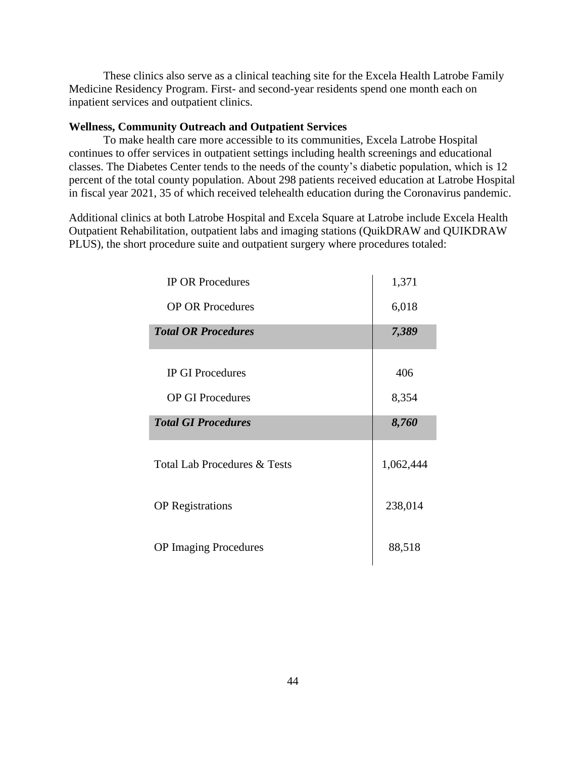These clinics also serve as a clinical teaching site for the Excela Health Latrobe Family Medicine Residency Program. First- and second-year residents spend one month each on inpatient services and outpatient clinics.

**Wellness, Community Outreach and Outpatient Services**

To make health care more accessible to its communities, Excela Latrobe Hospital continues to offer services in outpatient settings including health screenings and educational classes. The Diabetes Center tends to the needs of the county's diabetic population, which is 12 percent of the total county population. About 298 patients received education at Latrobe Hospital in fiscal year 2021, 35 of which received telehealth education during the Coronavirus pandemic.

Additional clinics at both Latrobe Hospital and Excela Square at Latrobe include Excela Health Outpatient Rehabilitation, outpatient labs and imaging stations (QuikDRAW and QUIKDRAW PLUS), the short procedure suite and outpatient surgery where procedures totaled:

| | |
|---|---|
| IP OR Procedures | 1,371 |
| OP OR Procedures | 6,018 |
| ***Total OR Procedures*** | ***7,389*** |
| IP GI Procedures | 406 |
| OP GI Procedures | 8,354 |
| ***Total GI Procedures*** | ***8,760*** |
| Total Lab Procedures & Tests | 1,062,444 |
| OP Registrations | 238,014 |
| OP Imaging Procedures | 88,518 |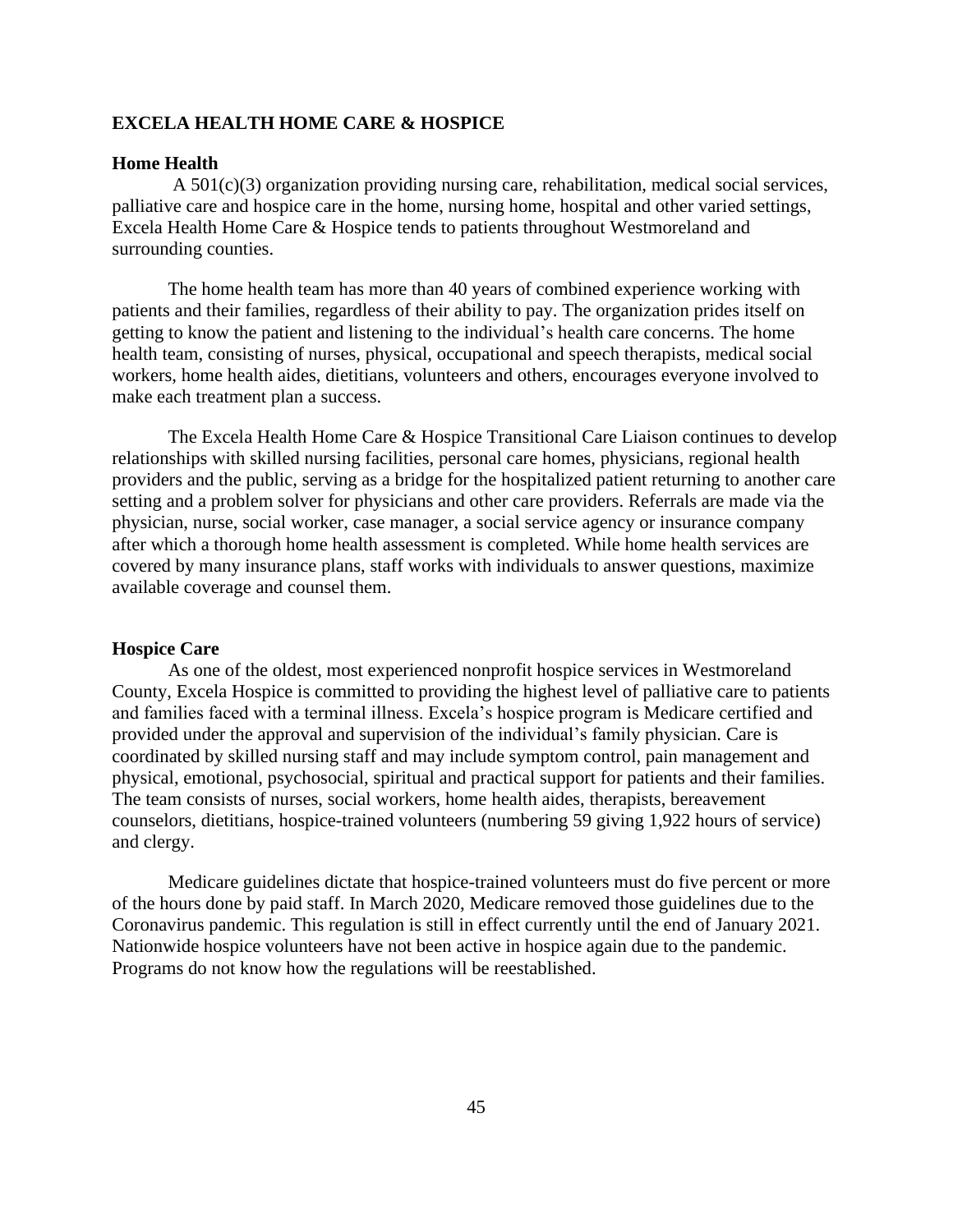## EXCELA HEALTH HOME CARE & HOSPICE

### Home Health

A 501(c)(3) organization providing nursing care, rehabilitation, medical social services, palliative care and hospice care in the home, nursing home, hospital and other varied settings, Excela Health Home Care & Hospice tends to patients throughout Westmoreland and surrounding counties.

The home health team has more than 40 years of combined experience working with patients and their families, regardless of their ability to pay. The organization prides itself on getting to know the patient and listening to the individual's health care concerns. The home health team, consisting of nurses, physical, occupational and speech therapists, medical social workers, home health aides, dietitians, volunteers and others, encourages everyone involved to make each treatment plan a success.

The Excela Health Home Care & Hospice Transitional Care Liaison continues to develop relationships with skilled nursing facilities, personal care homes, physicians, regional health providers and the public, serving as a bridge for the hospitalized patient returning to another care setting and a problem solver for physicians and other care providers. Referrals are made via the physician, nurse, social worker, case manager, a social service agency or insurance company after which a thorough home health assessment is completed. While home health services are covered by many insurance plans, staff works with individuals to answer questions, maximize available coverage and counsel them.

### Hospice Care

As one of the oldest, most experienced nonprofit hospice services in Westmoreland County, Excela Hospice is committed to providing the highest level of palliative care to patients and families faced with a terminal illness. Excela's hospice program is Medicare certified and provided under the approval and supervision of the individual's family physician. Care is coordinated by skilled nursing staff and may include symptom control, pain management and physical, emotional, psychosocial, spiritual and practical support for patients and their families. The team consists of nurses, social workers, home health aides, therapists, bereavement counselors, dietitians, hospice-trained volunteers (numbering 59 giving 1,922 hours of service) and clergy.

Medicare guidelines dictate that hospice-trained volunteers must do five percent or more of the hours done by paid staff. In March 2020, Medicare removed those guidelines due to the Coronavirus pandemic. This regulation is still in effect currently until the end of January 2021. Nationwide hospice volunteers have not been active in hospice again due to the pandemic. Programs do not know how the regulations will be reestablished.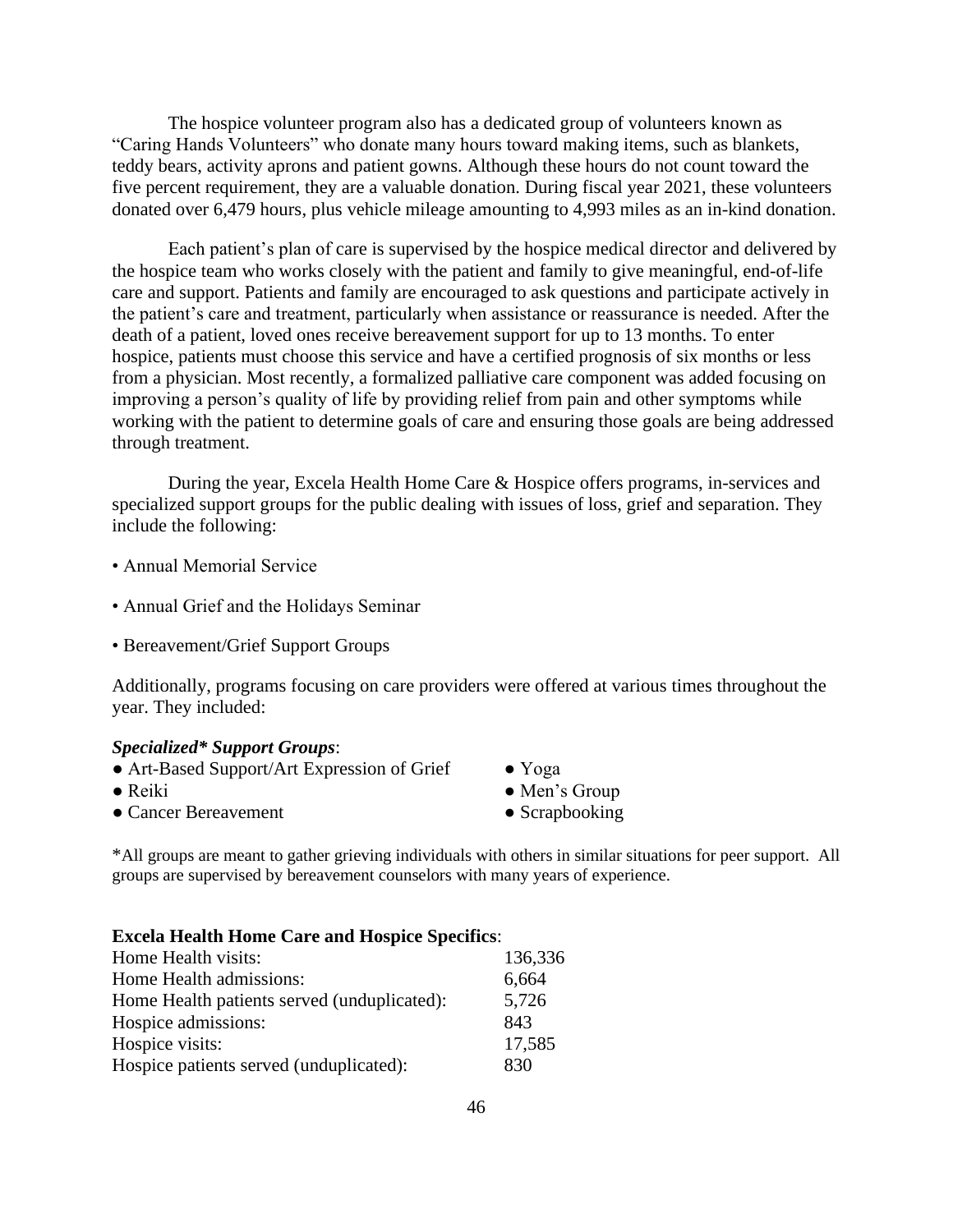The hospice volunteer program also has a dedicated group of volunteers known as "Caring Hands Volunteers" who donate many hours toward making items, such as blankets, teddy bears, activity aprons and patient gowns. Although these hours do not count toward the five percent requirement, they are a valuable donation. During fiscal year 2021, these volunteers donated over 6,479 hours, plus vehicle mileage amounting to 4,993 miles as an in-kind donation.

Each patient's plan of care is supervised by the hospice medical director and delivered by the hospice team who works closely with the patient and family to give meaningful, end-of-life care and support. Patients and family are encouraged to ask questions and participate actively in the patient's care and treatment, particularly when assistance or reassurance is needed. After the death of a patient, loved ones receive bereavement support for up to 13 months. To enter hospice, patients must choose this service and have a certified prognosis of six months or less from a physician. Most recently, a formalized palliative care component was added focusing on improving a person's quality of life by providing relief from pain and other symptoms while working with the patient to determine goals of care and ensuring those goals are being addressed through treatment.

During the year, Excela Health Home Care & Hospice offers programs, in-services and specialized support groups for the public dealing with issues of loss, grief and separation. They include the following:

- Annual Memorial Service
- Annual Grief and the Holidays Seminar
- Bereavement/Grief Support Groups

Additionally, programs focusing on care providers were offered at various times throughout the year. They included:

***Specialized\* Support Groups***:

- Art-Based Support/Art Expression of Grief
- Reiki
- Cancer Bereavement
- Yoga
- Men's Group
- Scrapbooking

\*All groups are meant to gather grieving individuals with others in similar situations for peer support. All groups are supervised by bereavement counselors with many years of experience.

**Excela Health Home Care and Hospice Specifics**:

| | |
|---|---|
| Home Health visits: | 136,336 |
| Home Health admissions: | 6,664 |
| Home Health patients served (unduplicated): | 5,726 |
| Hospice admissions: | 843 |
| Hospice visits: | 17,585 |
| Hospice patients served (unduplicated): | 830 |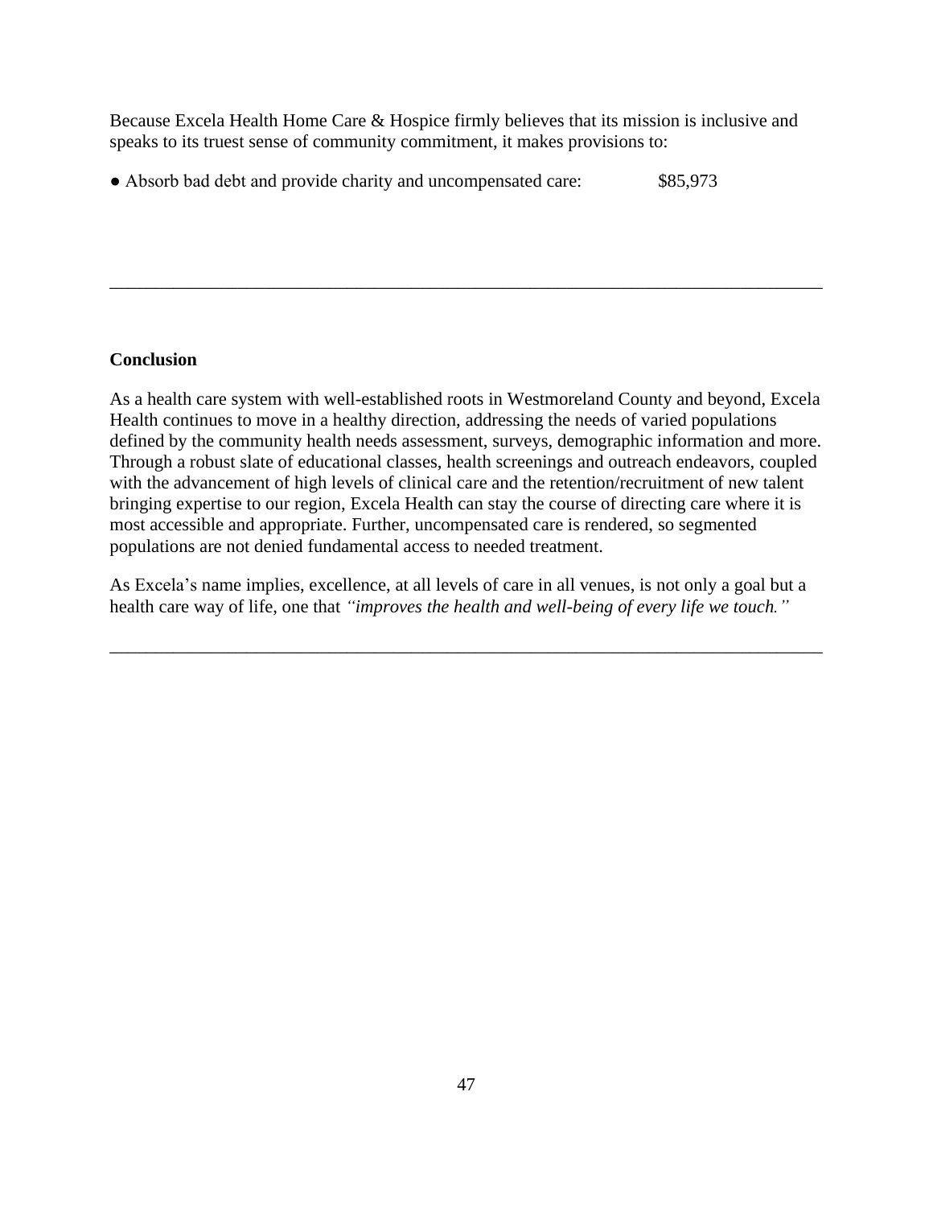Because Excela Health Home Care & Hospice firmly believes that its mission is inclusive and speaks to its truest sense of community commitment, it makes provisions to:

- Absorb bad debt and provide charity and uncompensated care: $85,973

---

**Conclusion**

As a health care system with well-established roots in Westmoreland County and beyond, Excela Health continues to move in a healthy direction, addressing the needs of varied populations defined by the community health needs assessment, surveys, demographic information and more. Through a robust slate of educational classes, health screenings and outreach endeavors, coupled with the advancement of high levels of clinical care and the retention/recruitment of new talent bringing expertise to our region, Excela Health can stay the course of directing care where it is most accessible and appropriate. Further, uncompensated care is rendered, so segmented populations are not denied fundamental access to needed treatment.

As Excela's name implies, excellence, at all levels of care in all venues, is not only a goal but a health care way of life, one that *"improves the health and well-being of every life we touch."*

---